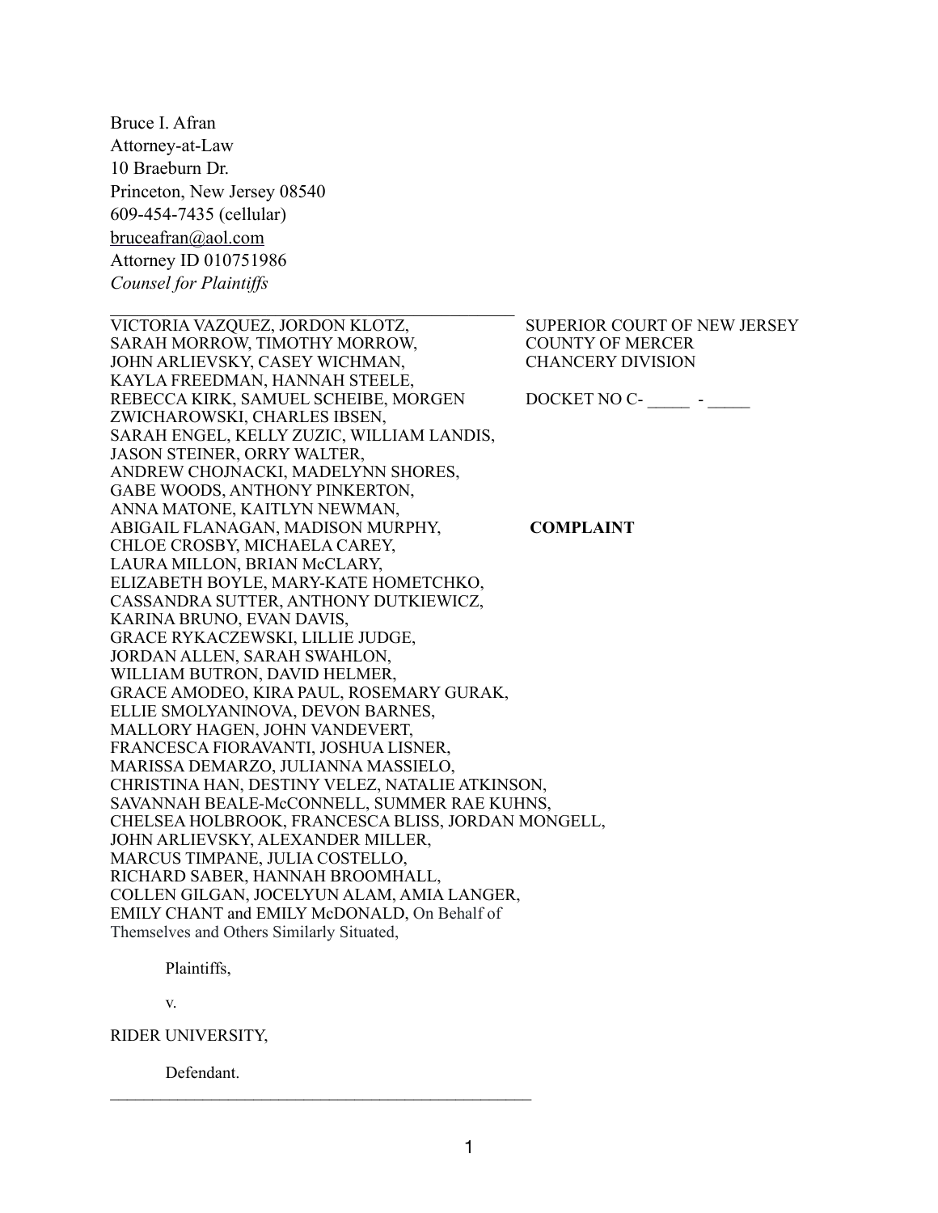Bruce I. Afran
Attorney-at-Law
10 Braeburn Dr.
Princeton, New Jersey 08540
609-454-7435 (cellular)
bruceafran@aol.com
Attorney ID 010751986
*Counsel for Plaintiffs*

---

VICTORIA VAZQUEZ, JORDON KLOTZ, SARAH MORROW, TIMOTHY MORROW, JOHN ARLIEVSKY, CASEY WICHMAN, KAYLA FREEDMAN, HANNAH STEELE, REBECCA KIRK, SAMUEL SCHEIBE, MORGEN ZWICHAROWSKI, CHARLES IBSEN, SARAH ENGEL, KELLY ZUZIC, WILLIAM LANDIS, JASON STEINER, ORRY WALTER, ANDREW CHOJNACKI, MADELYNN SHORES, GABE WOODS, ANTHONY PINKERTON, ANNA MATONE, KAITLYN NEWMAN, ABIGAIL FLANAGAN, MADISON MURPHY, CHLOE CROSBY, MICHAELA CAREY, LAURA MILLON, BRIAN McCLARY, ELIZABETH BOYLE, MARY-KATE HOMETCHKO, CASSANDRA SUTTER, ANTHONY DUTKIEWICZ, KARINA BRUNO, EVAN DAVIS, GRACE RYKACZEWSKI, LILLIE JUDGE, JORDAN ALLEN, SARAH SWAHLON, WILLIAM BUTRON, DAVID HELMER, GRACE AMODEO, KIRA PAUL, ROSEMARY GURAK, ELLIE SMOLYANINOVA, DEVON BARNES, MALLORY HAGEN, JOHN VANDEVERT, FRANCESCA FIORAVANTI, JOSHUA LISNER, MARISSA DEMARZO, JULIANNA MASSIELO, CHRISTINA HAN, DESTINY VELEZ, NATALIE ATKINSON, SAVANNAH BEALE-McCONNELL, SUMMER RAE KUHNS, CHELSEA HOLBROOK, FRANCESCA BLISS, JORDAN MONGELL, JOHN ARLIEVSKY, ALEXANDER MILLER, MARCUS TIMPANE, JULIA COSTELLO, RICHARD SABER, HANNAH BROOMHALL, COLLEN GILGAN, JOCELYUN ALAM, AMIA LANGER, EMILY CHANT and EMILY McDONALD, On Behalf of Themselves and Others Similarly Situated,

Plaintiffs,

v.

RIDER UNIVERSITY,

Defendant.

---

SUPERIOR COURT OF NEW JERSEY
COUNTY OF MERCER
CHANCERY DIVISION

DOCKET NO C- _____ - _____

**COMPLAINT**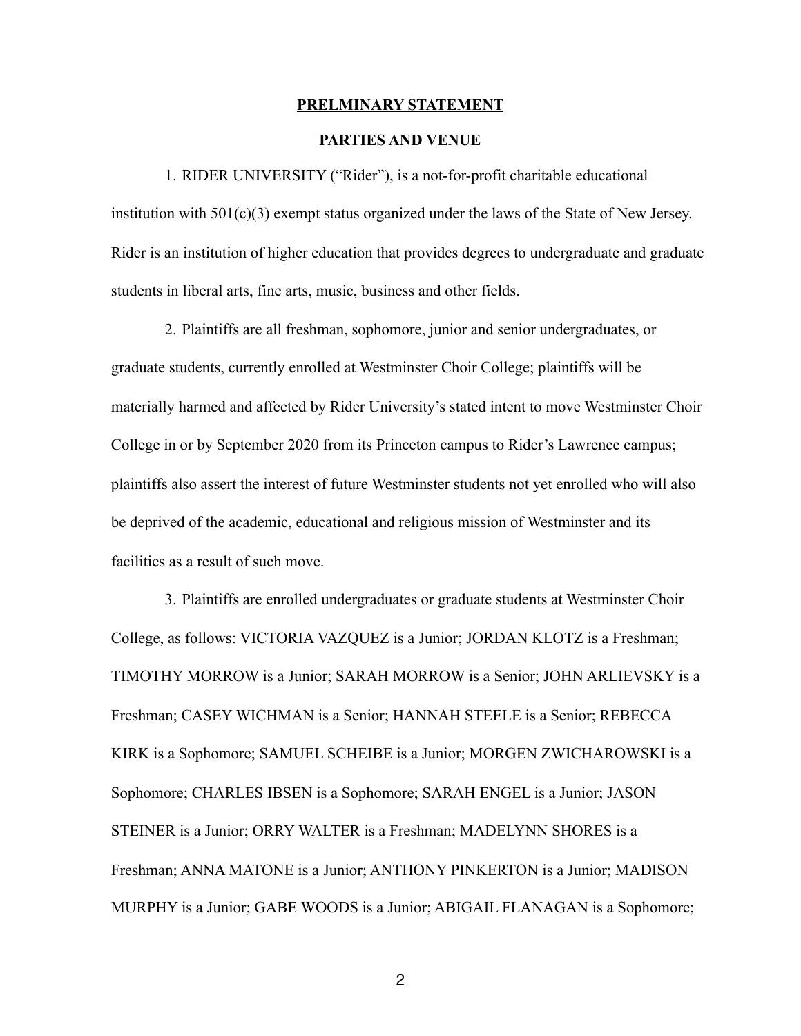## PRELMINARY STATEMENT

### PARTIES AND VENUE

1. RIDER UNIVERSITY ("Rider"), is a not-for-profit charitable educational institution with 501(c)(3) exempt status organized under the laws of the State of New Jersey. Rider is an institution of higher education that provides degrees to undergraduate and graduate students in liberal arts, fine arts, music, business and other fields.

2. Plaintiffs are all freshman, sophomore, junior and senior undergraduates, or graduate students, currently enrolled at Westminster Choir College; plaintiffs will be materially harmed and affected by Rider University's stated intent to move Westminster Choir College in or by September 2020 from its Princeton campus to Rider's Lawrence campus; plaintiffs also assert the interest of future Westminster students not yet enrolled who will also be deprived of the academic, educational and religious mission of Westminster and its facilities as a result of such move.

3. Plaintiffs are enrolled undergraduates or graduate students at Westminster Choir College, as follows: VICTORIA VAZQUEZ is a Junior; JORDAN KLOTZ is a Freshman; TIMOTHY MORROW is a Junior; SARAH MORROW is a Senior; JOHN ARLIEVSKY is a Freshman; CASEY WICHMAN is a Senior; HANNAH STEELE is a Senior; REBECCA KIRK is a Sophomore; SAMUEL SCHEIBE is a Junior; MORGEN ZWICHAROWSKI is a Sophomore; CHARLES IBSEN is a Sophomore; SARAH ENGEL is a Junior; JASON STEINER is a Junior; ORRY WALTER is a Freshman; MADELYNN SHORES is a Freshman; ANNA MATONE is a Junior; ANTHONY PINKERTON is a Junior; MADISON MURPHY is a Junior; GABE WOODS is a Junior; ABIGAIL FLANAGAN is a Sophomore;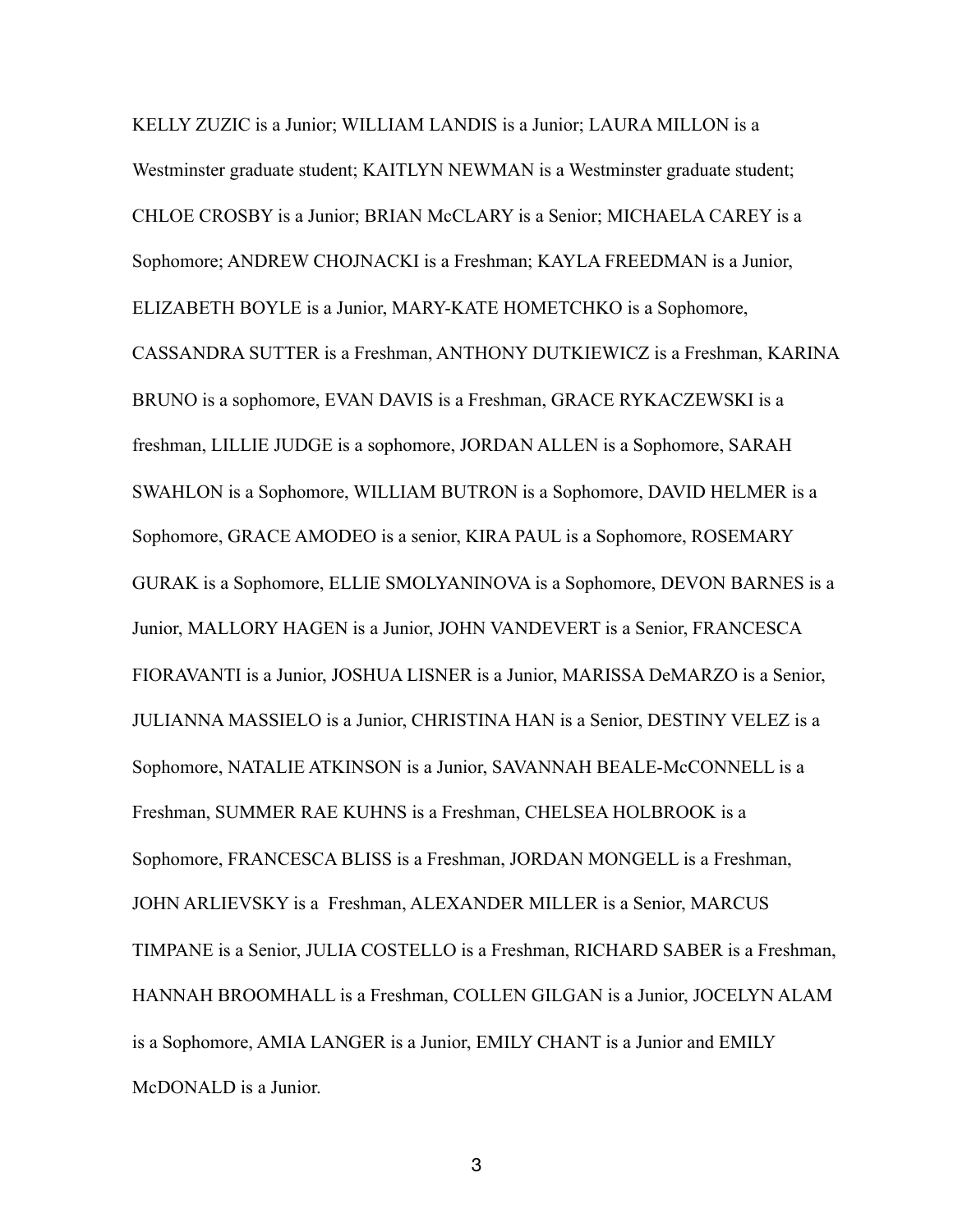KELLY ZUZIC is a Junior; WILLIAM LANDIS is a Junior; LAURA MILLON is a Westminster graduate student; KAITLYN NEWMAN is a Westminster graduate student; CHLOE CROSBY is a Junior; BRIAN McCLARY is a Senior; MICHAELA CAREY is a Sophomore; ANDREW CHOJNACKI is a Freshman; KAYLA FREEDMAN is a Junior, ELIZABETH BOYLE is a Junior, MARY-KATE HOMETCHKO is a Sophomore, CASSANDRA SUTTER is a Freshman, ANTHONY DUTKIEWICZ is a Freshman, KARINA BRUNO is a sophomore, EVAN DAVIS is a Freshman, GRACE RYKACZEWSKI is a freshman, LILLIE JUDGE is a sophomore, JORDAN ALLEN is a Sophomore, SARAH SWAHLON is a Sophomore, WILLIAM BUTRON is a Sophomore, DAVID HELMER is a Sophomore, GRACE AMODEO is a senior, KIRA PAUL is a Sophomore, ROSEMARY GURAK is a Sophomore, ELLIE SMOLYANINOVA is a Sophomore, DEVON BARNES is a Junior, MALLORY HAGEN is a Junior, JOHN VANDEVERT is a Senior, FRANCESCA FIORAVANTI is a Junior, JOSHUA LISNER is a Junior, MARISSA DeMARZO is a Senior, JULIANNA MASSIELO is a Junior, CHRISTINA HAN is a Senior, DESTINY VELEZ is a Sophomore, NATALIE ATKINSON is a Junior, SAVANNAH BEALE-McCONNELL is a Freshman, SUMMER RAE KUHNS is a Freshman, CHELSEA HOLBROOK is a Sophomore, FRANCESCA BLISS is a Freshman, JORDAN MONGELL is a Freshman, JOHN ARLIEVSKY is a Freshman, ALEXANDER MILLER is a Senior, MARCUS TIMPANE is a Senior, JULIA COSTELLO is a Freshman, RICHARD SABER is a Freshman, HANNAH BROOMHALL is a Freshman, COLLEN GILGAN is a Junior, JOCELYN ALAM is a Sophomore, AMIA LANGER is a Junior, EMILY CHANT is a Junior and EMILY McDONALD is a Junior.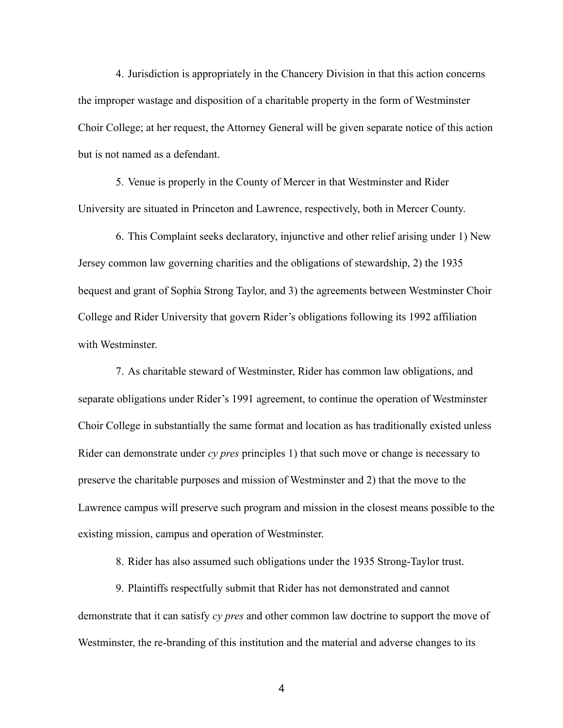4. Jurisdiction is appropriately in the Chancery Division in that this action concerns the improper wastage and disposition of a charitable property in the form of Westminster Choir College; at her request, the Attorney General will be given separate notice of this action but is not named as a defendant.

5. Venue is properly in the County of Mercer in that Westminster and Rider University are situated in Princeton and Lawrence, respectively, both in Mercer County.

6. This Complaint seeks declaratory, injunctive and other relief arising under 1) New Jersey common law governing charities and the obligations of stewardship, 2) the 1935 bequest and grant of Sophia Strong Taylor, and 3) the agreements between Westminster Choir College and Rider University that govern Rider's obligations following its 1992 affiliation with Westminster.

7. As charitable steward of Westminster, Rider has common law obligations, and separate obligations under Rider's 1991 agreement, to continue the operation of Westminster Choir College in substantially the same format and location as has traditionally existed unless Rider can demonstrate under *cy pres* principles 1) that such move or change is necessary to preserve the charitable purposes and mission of Westminster and 2) that the move to the Lawrence campus will preserve such program and mission in the closest means possible to the existing mission, campus and operation of Westminster.

8. Rider has also assumed such obligations under the 1935 Strong-Taylor trust.

9. Plaintiffs respectfully submit that Rider has not demonstrated and cannot demonstrate that it can satisfy *cy pres* and other common law doctrine to support the move of Westminster, the re-branding of this institution and the material and adverse changes to its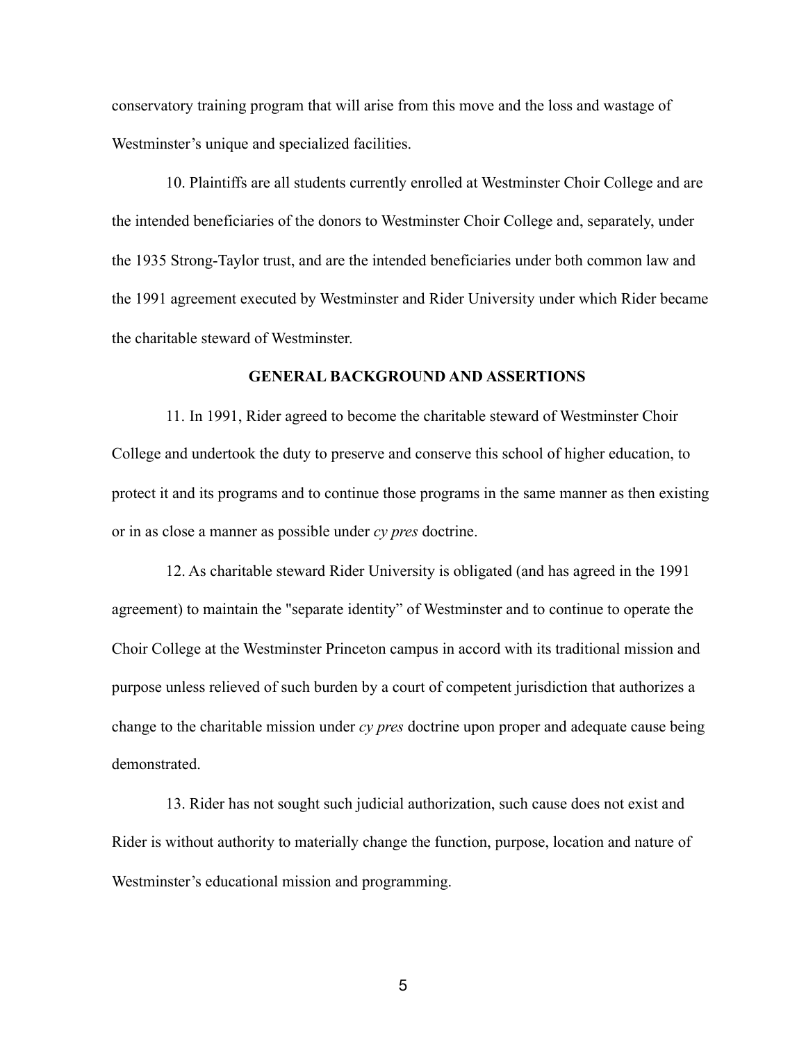conservatory training program that will arise from this move and the loss and wastage of Westminster's unique and specialized facilities.

10. Plaintiffs are all students currently enrolled at Westminster Choir College and are the intended beneficiaries of the donors to Westminster Choir College and, separately, under the 1935 Strong-Taylor trust, and are the intended beneficiaries under both common law and the 1991 agreement executed by Westminster and Rider University under which Rider became the charitable steward of Westminster.

**GENERAL BACKGROUND AND ASSERTIONS**

11. In 1991, Rider agreed to become the charitable steward of Westminster Choir College and undertook the duty to preserve and conserve this school of higher education, to protect it and its programs and to continue those programs in the same manner as then existing or in as close a manner as possible under *cy pres* doctrine.

12. As charitable steward Rider University is obligated (and has agreed in the 1991 agreement) to maintain the "separate identity" of Westminster and to continue to operate the Choir College at the Westminster Princeton campus in accord with its traditional mission and purpose unless relieved of such burden by a court of competent jurisdiction that authorizes a change to the charitable mission under *cy pres* doctrine upon proper and adequate cause being demonstrated.

13. Rider has not sought such judicial authorization, such cause does not exist and Rider is without authority to materially change the function, purpose, location and nature of Westminster's educational mission and programming.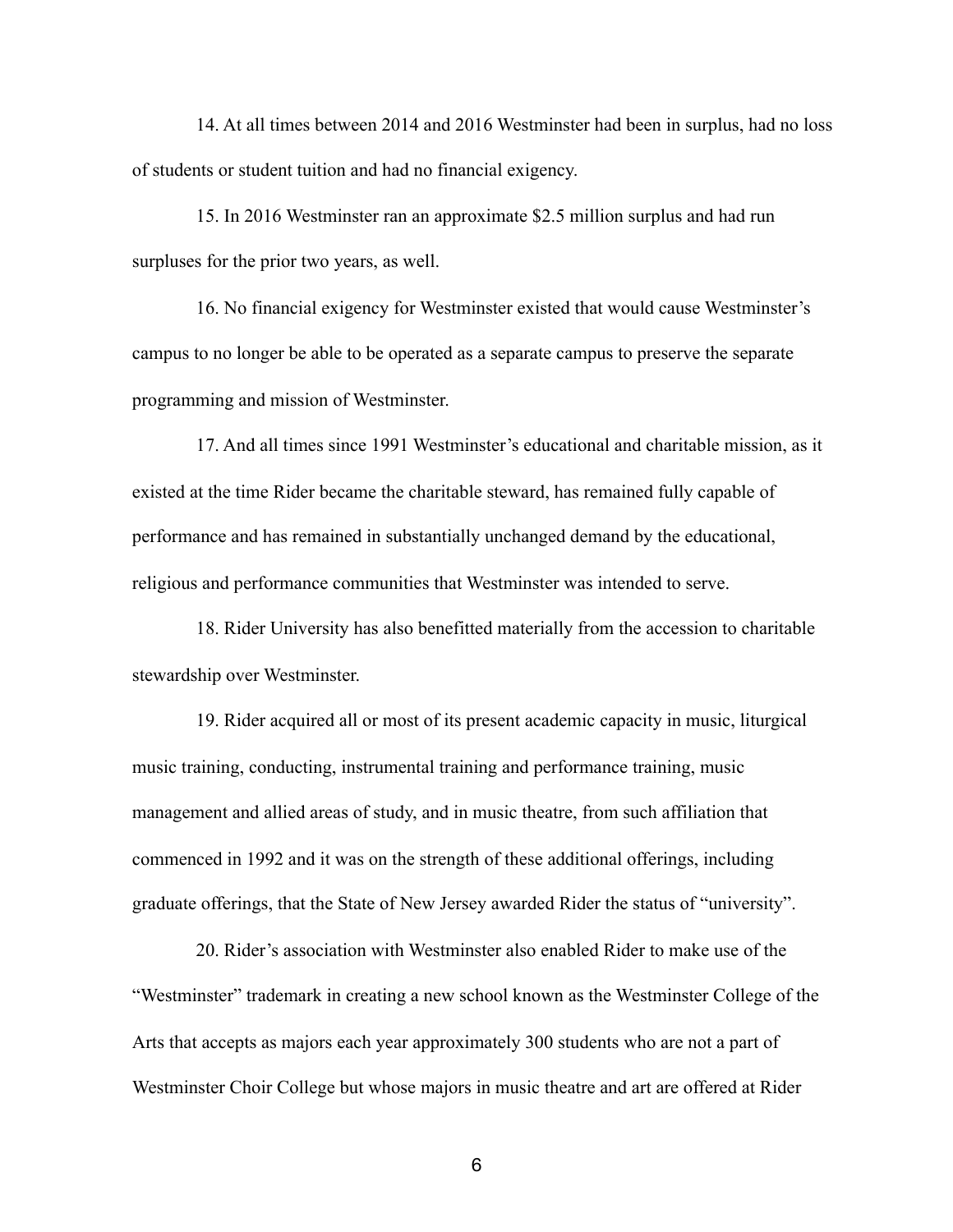14. At all times between 2014 and 2016 Westminster had been in surplus, had no loss of students or student tuition and had no financial exigency.

15. In 2016 Westminster ran an approximate $2.5 million surplus and had run surpluses for the prior two years, as well.

16. No financial exigency for Westminster existed that would cause Westminster's campus to no longer be able to be operated as a separate campus to preserve the separate programming and mission of Westminster.

17. And all times since 1991 Westminster's educational and charitable mission, as it existed at the time Rider became the charitable steward, has remained fully capable of performance and has remained in substantially unchanged demand by the educational, religious and performance communities that Westminster was intended to serve.

18. Rider University has also benefitted materially from the accession to charitable stewardship over Westminster.

19. Rider acquired all or most of its present academic capacity in music, liturgical music training, conducting, instrumental training and performance training, music management and allied areas of study, and in music theatre, from such affiliation that commenced in 1992 and it was on the strength of these additional offerings, including graduate offerings, that the State of New Jersey awarded Rider the status of "university".

20. Rider's association with Westminster also enabled Rider to make use of the "Westminster" trademark in creating a new school known as the Westminster College of the Arts that accepts as majors each year approximately 300 students who are not a part of Westminster Choir College but whose majors in music theatre and art are offered at Rider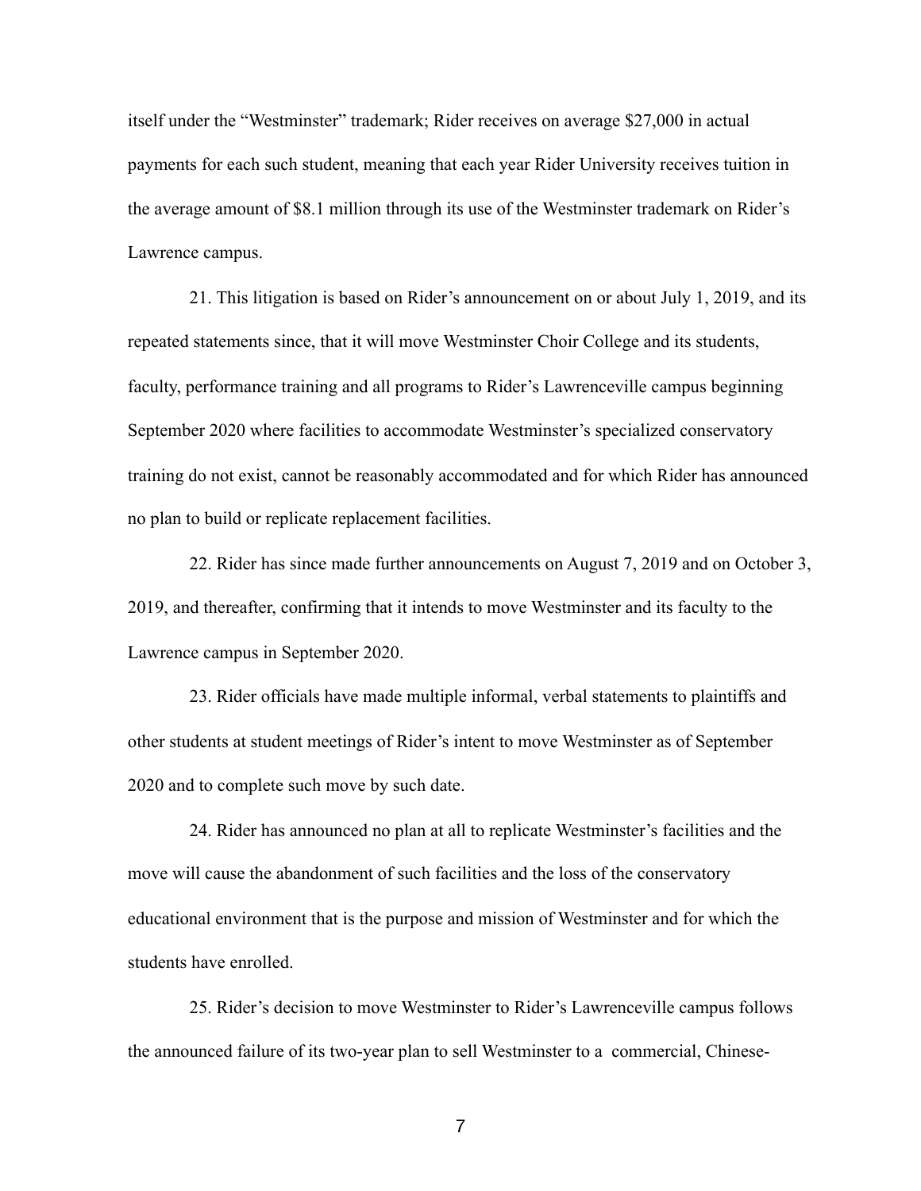itself under the "Westminster" trademark; Rider receives on average $27,000 in actual payments for each such student, meaning that each year Rider University receives tuition in the average amount of $8.1 million through its use of the Westminster trademark on Rider's Lawrence campus.

21. This litigation is based on Rider's announcement on or about July 1, 2019, and its repeated statements since, that it will move Westminster Choir College and its students, faculty, performance training and all programs to Rider's Lawrenceville campus beginning September 2020 where facilities to accommodate Westminster's specialized conservatory training do not exist, cannot be reasonably accommodated and for which Rider has announced no plan to build or replicate replacement facilities.

22. Rider has since made further announcements on August 7, 2019 and on October 3, 2019, and thereafter, confirming that it intends to move Westminster and its faculty to the Lawrence campus in September 2020.

23. Rider officials have made multiple informal, verbal statements to plaintiffs and other students at student meetings of Rider's intent to move Westminster as of September 2020 and to complete such move by such date.

24. Rider has announced no plan at all to replicate Westminster's facilities and the move will cause the abandonment of such facilities and the loss of the conservatory educational environment that is the purpose and mission of Westminster and for which the students have enrolled.

25. Rider's decision to move Westminster to Rider's Lawrenceville campus follows the announced failure of its two-year plan to sell Westminster to a commercial, Chinese-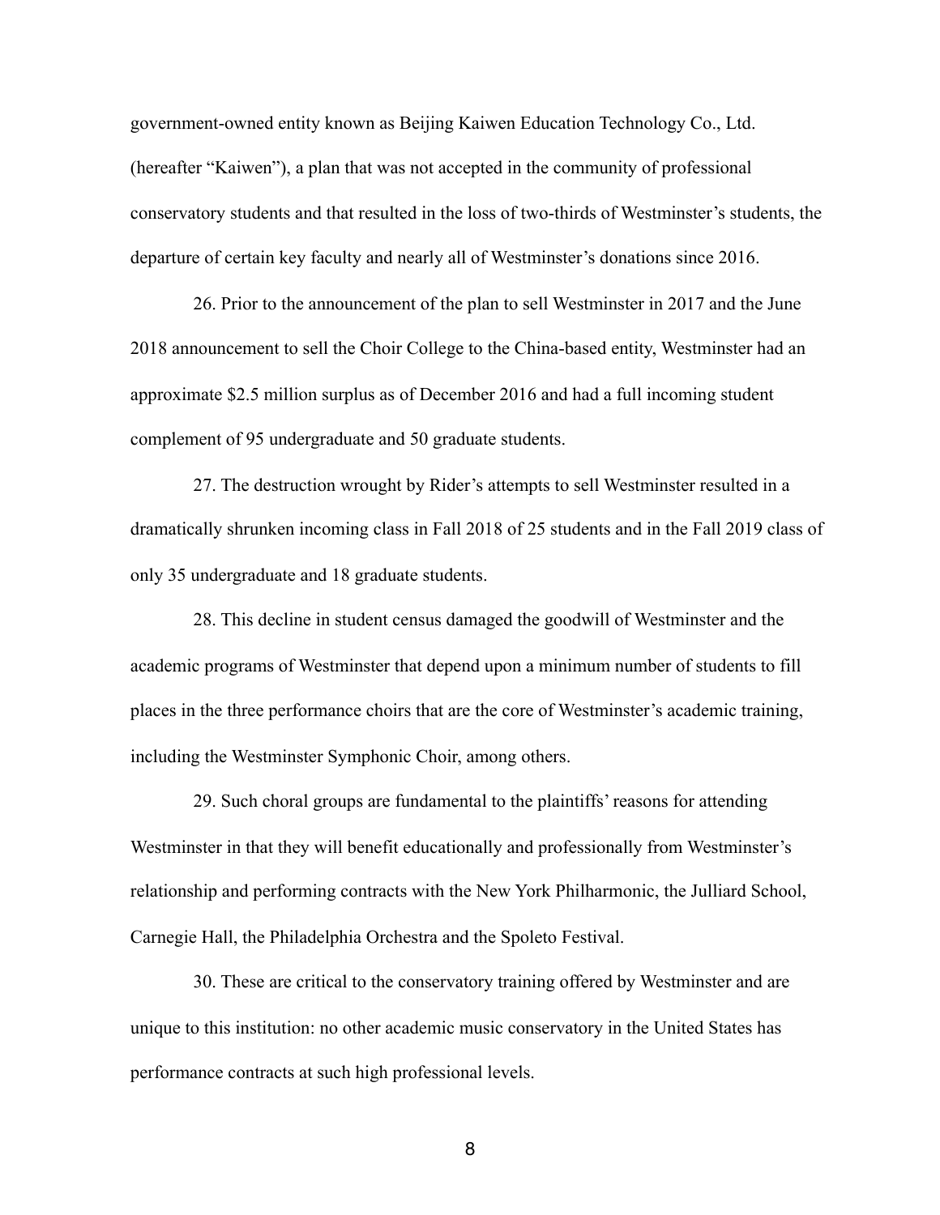government-owned entity known as Beijing Kaiwen Education Technology Co., Ltd. (hereafter "Kaiwen"), a plan that was not accepted in the community of professional conservatory students and that resulted in the loss of two-thirds of Westminster's students, the departure of certain key faculty and nearly all of Westminster's donations since 2016.

26. Prior to the announcement of the plan to sell Westminster in 2017 and the June 2018 announcement to sell the Choir College to the China-based entity, Westminster had an approximate $2.5 million surplus as of December 2016 and had a full incoming student complement of 95 undergraduate and 50 graduate students.

27. The destruction wrought by Rider's attempts to sell Westminster resulted in a dramatically shrunken incoming class in Fall 2018 of 25 students and in the Fall 2019 class of only 35 undergraduate and 18 graduate students.

28. This decline in student census damaged the goodwill of Westminster and the academic programs of Westminster that depend upon a minimum number of students to fill places in the three performance choirs that are the core of Westminster's academic training, including the Westminster Symphonic Choir, among others.

29. Such choral groups are fundamental to the plaintiffs' reasons for attending Westminster in that they will benefit educationally and professionally from Westminster's relationship and performing contracts with the New York Philharmonic, the Julliard School, Carnegie Hall, the Philadelphia Orchestra and the Spoleto Festival.

30. These are critical to the conservatory training offered by Westminster and are unique to this institution: no other academic music conservatory in the United States has performance contracts at such high professional levels.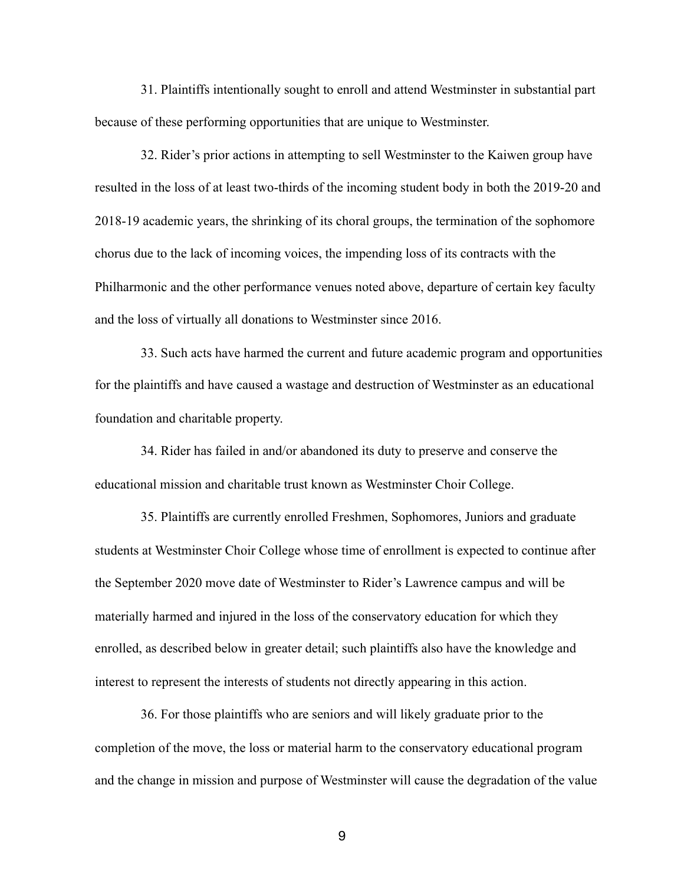31. Plaintiffs intentionally sought to enroll and attend Westminster in substantial part because of these performing opportunities that are unique to Westminster.

32. Rider's prior actions in attempting to sell Westminster to the Kaiwen group have resulted in the loss of at least two-thirds of the incoming student body in both the 2019-20 and 2018-19 academic years, the shrinking of its choral groups, the termination of the sophomore chorus due to the lack of incoming voices, the impending loss of its contracts with the Philharmonic and the other performance venues noted above, departure of certain key faculty and the loss of virtually all donations to Westminster since 2016.

33. Such acts have harmed the current and future academic program and opportunities for the plaintiffs and have caused a wastage and destruction of Westminster as an educational foundation and charitable property.

34. Rider has failed in and/or abandoned its duty to preserve and conserve the educational mission and charitable trust known as Westminster Choir College.

35. Plaintiffs are currently enrolled Freshmen, Sophomores, Juniors and graduate students at Westminster Choir College whose time of enrollment is expected to continue after the September 2020 move date of Westminster to Rider's Lawrence campus and will be materially harmed and injured in the loss of the conservatory education for which they enrolled, as described below in greater detail; such plaintiffs also have the knowledge and interest to represent the interests of students not directly appearing in this action.

36. For those plaintiffs who are seniors and will likely graduate prior to the completion of the move, the loss or material harm to the conservatory educational program and the change in mission and purpose of Westminster will cause the degradation of the value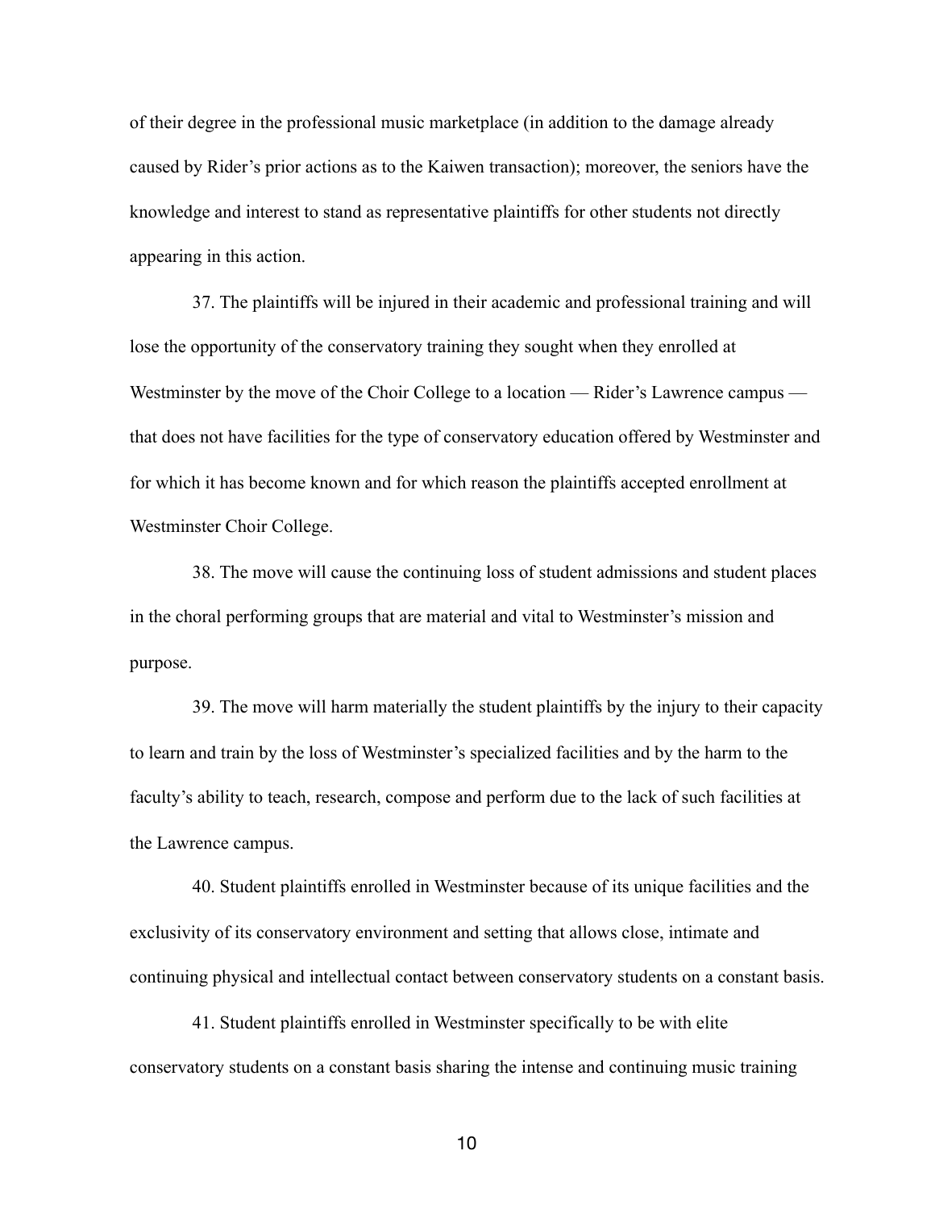of their degree in the professional music marketplace (in addition to the damage already caused by Rider's prior actions as to the Kaiwen transaction); moreover, the seniors have the knowledge and interest to stand as representative plaintiffs for other students not directly appearing in this action.

37. The plaintiffs will be injured in their academic and professional training and will lose the opportunity of the conservatory training they sought when they enrolled at Westminster by the move of the Choir College to a location — Rider's Lawrence campus — that does not have facilities for the type of conservatory education offered by Westminster and for which it has become known and for which reason the plaintiffs accepted enrollment at Westminster Choir College.

38. The move will cause the continuing loss of student admissions and student places in the choral performing groups that are material and vital to Westminster's mission and purpose.

39. The move will harm materially the student plaintiffs by the injury to their capacity to learn and train by the loss of Westminster's specialized facilities and by the harm to the faculty's ability to teach, research, compose and perform due to the lack of such facilities at the Lawrence campus.

40. Student plaintiffs enrolled in Westminster because of its unique facilities and the exclusivity of its conservatory environment and setting that allows close, intimate and continuing physical and intellectual contact between conservatory students on a constant basis.

41. Student plaintiffs enrolled in Westminster specifically to be with elite conservatory students on a constant basis sharing the intense and continuing music training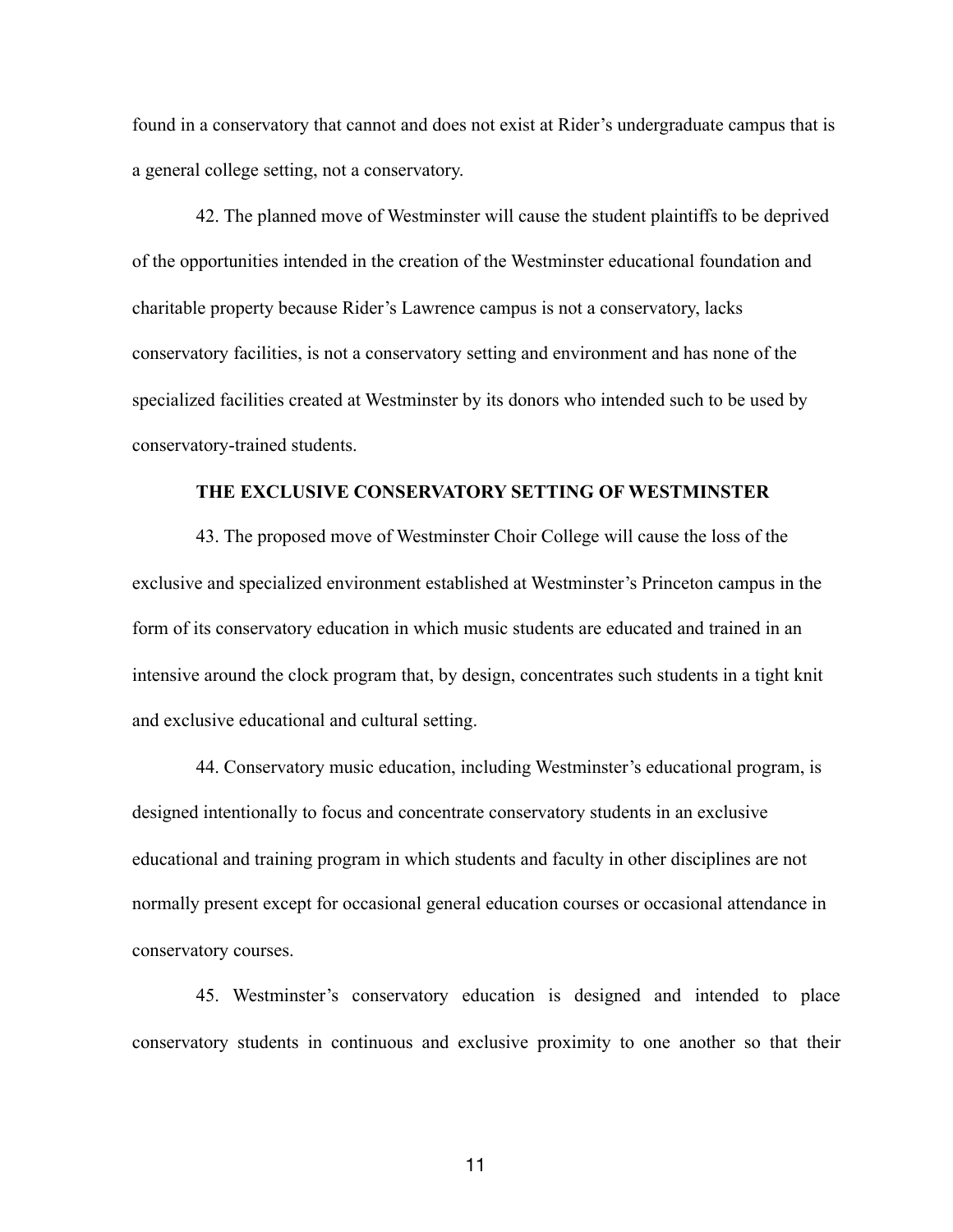found in a conservatory that cannot and does not exist at Rider's undergraduate campus that is a general college setting, not a conservatory.

42. The planned move of Westminster will cause the student plaintiffs to be deprived of the opportunities intended in the creation of the Westminster educational foundation and charitable property because Rider's Lawrence campus is not a conservatory, lacks conservatory facilities, is not a conservatory setting and environment and has none of the specialized facilities created at Westminster by its donors who intended such to be used by conservatory-trained students.

### THE EXCLUSIVE CONSERVATORY SETTING OF WESTMINSTER

43. The proposed move of Westminster Choir College will cause the loss of the exclusive and specialized environment established at Westminster's Princeton campus in the form of its conservatory education in which music students are educated and trained in an intensive around the clock program that, by design, concentrates such students in a tight knit and exclusive educational and cultural setting.

44. Conservatory music education, including Westminster's educational program, is designed intentionally to focus and concentrate conservatory students in an exclusive educational and training program in which students and faculty in other disciplines are not normally present except for occasional general education courses or occasional attendance in conservatory courses.

45. Westminster's conservatory education is designed and intended to place conservatory students in continuous and exclusive proximity to one another so that their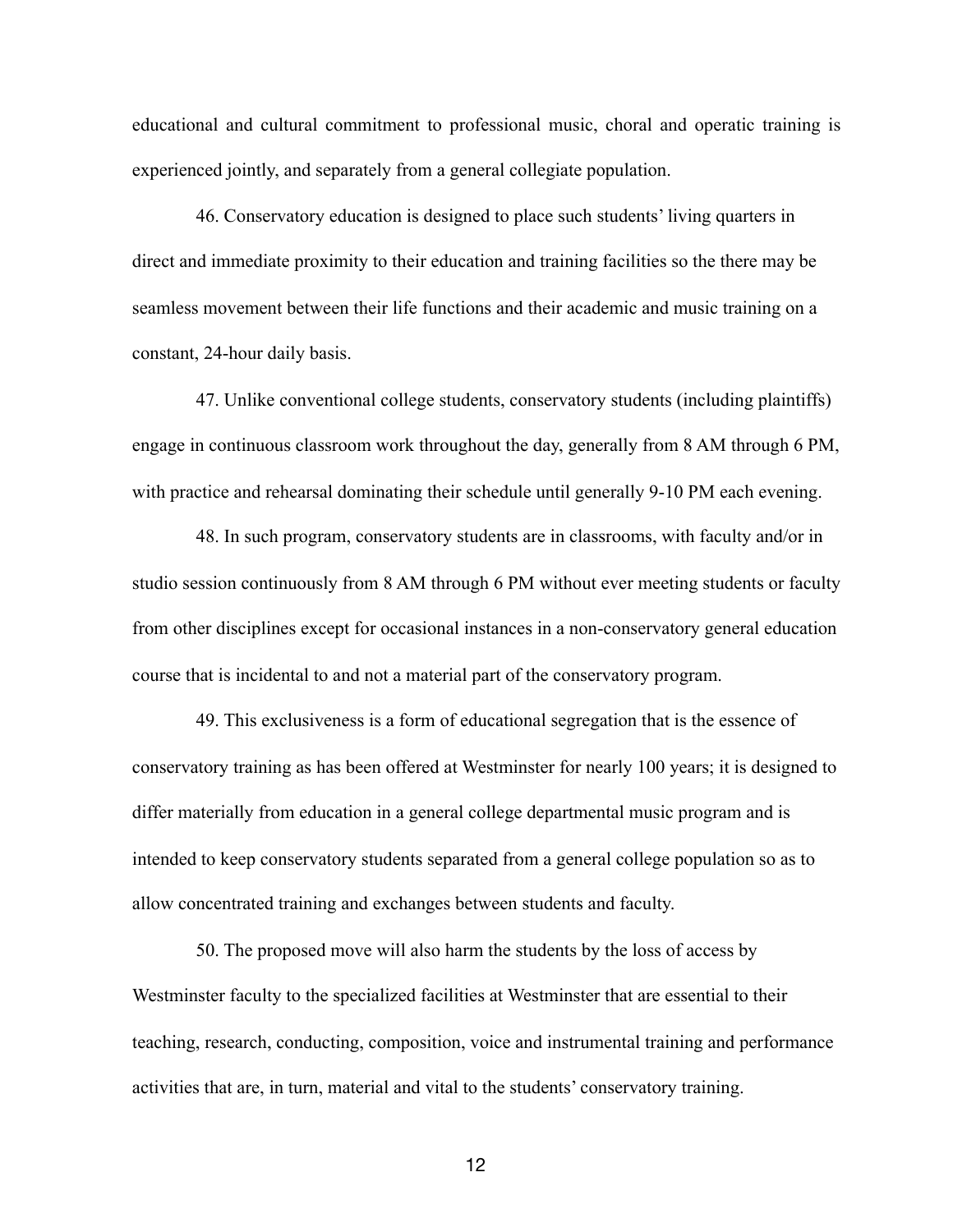educational and cultural commitment to professional music, choral and operatic training is experienced jointly, and separately from a general collegiate population.

46. Conservatory education is designed to place such students' living quarters in direct and immediate proximity to their education and training facilities so the there may be seamless movement between their life functions and their academic and music training on a constant, 24-hour daily basis.

47. Unlike conventional college students, conservatory students (including plaintiffs) engage in continuous classroom work throughout the day, generally from 8 AM through 6 PM, with practice and rehearsal dominating their schedule until generally 9-10 PM each evening.

48. In such program, conservatory students are in classrooms, with faculty and/or in studio session continuously from 8 AM through 6 PM without ever meeting students or faculty from other disciplines except for occasional instances in a non-conservatory general education course that is incidental to and not a material part of the conservatory program.

49. This exclusiveness is a form of educational segregation that is the essence of conservatory training as has been offered at Westminster for nearly 100 years; it is designed to differ materially from education in a general college departmental music program and is intended to keep conservatory students separated from a general college population so as to allow concentrated training and exchanges between students and faculty.

50. The proposed move will also harm the students by the loss of access by Westminster faculty to the specialized facilities at Westminster that are essential to their teaching, research, conducting, composition, voice and instrumental training and performance activities that are, in turn, material and vital to the students' conservatory training.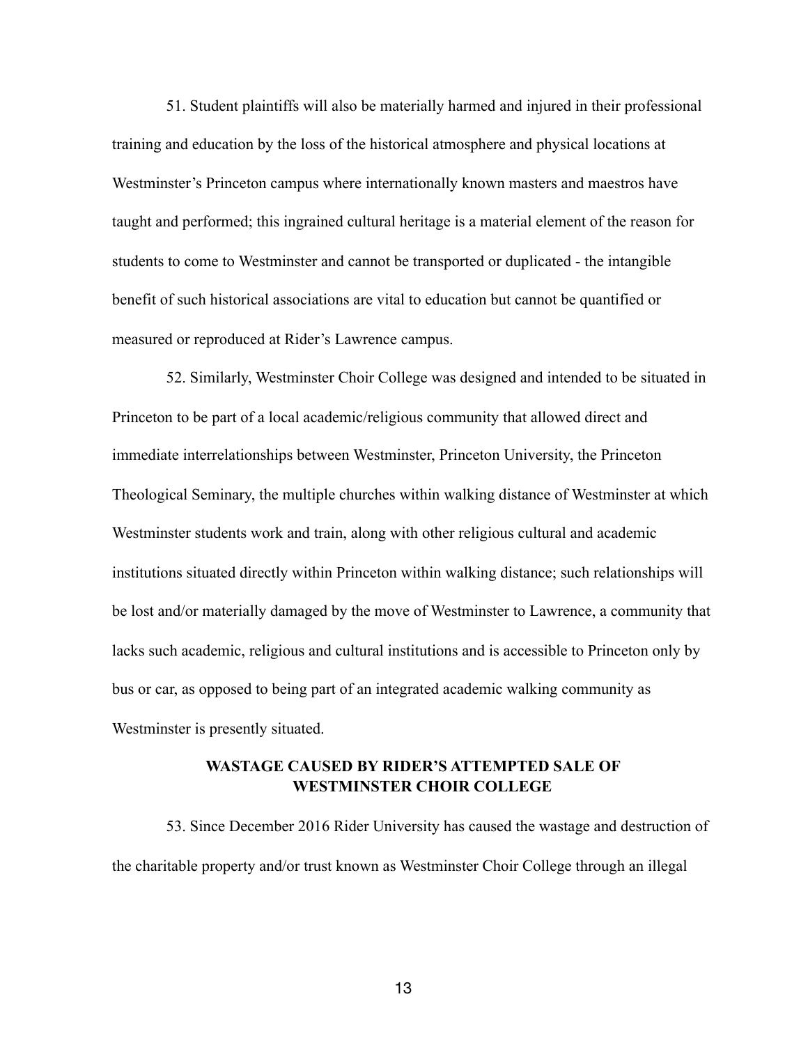51. Student plaintiffs will also be materially harmed and injured in their professional training and education by the loss of the historical atmosphere and physical locations at Westminster's Princeton campus where internationally known masters and maestros have taught and performed; this ingrained cultural heritage is a material element of the reason for students to come to Westminster and cannot be transported or duplicated - the intangible benefit of such historical associations are vital to education but cannot be quantified or measured or reproduced at Rider's Lawrence campus.

52. Similarly, Westminster Choir College was designed and intended to be situated in Princeton to be part of a local academic/religious community that allowed direct and immediate interrelationships between Westminster, Princeton University, the Princeton Theological Seminary, the multiple churches within walking distance of Westminster at which Westminster students work and train, along with other religious cultural and academic institutions situated directly within Princeton within walking distance; such relationships will be lost and/or materially damaged by the move of Westminster to Lawrence, a community that lacks such academic, religious and cultural institutions and is accessible to Princeton only by bus or car, as opposed to being part of an integrated academic walking community as Westminster is presently situated.

## WASTAGE CAUSED BY RIDER'S ATTEMPTED SALE OF WESTMINSTER CHOIR COLLEGE

53. Since December 2016 Rider University has caused the wastage and destruction of the charitable property and/or trust known as Westminster Choir College through an illegal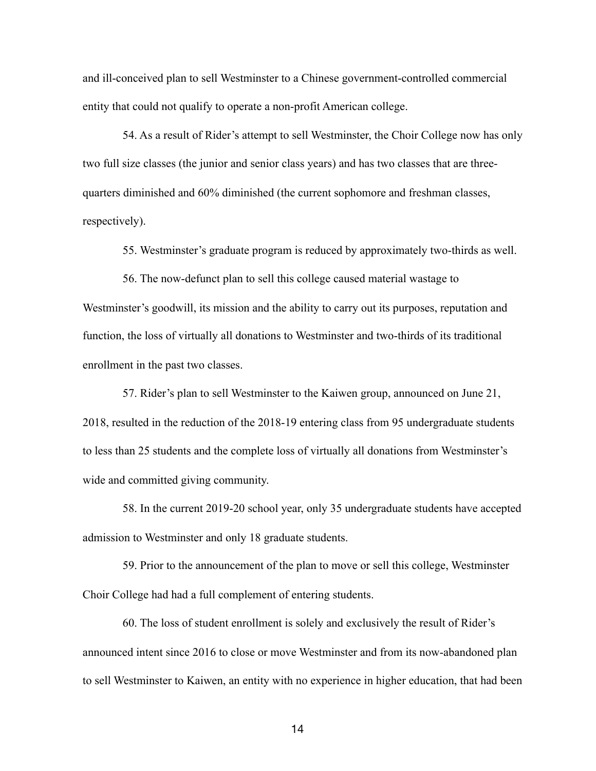and ill-conceived plan to sell Westminster to a Chinese government-controlled commercial entity that could not qualify to operate a non-profit American college.

54. As a result of Rider's attempt to sell Westminster, the Choir College now has only two full size classes (the junior and senior class years) and has two classes that are three-quarters diminished and 60% diminished (the current sophomore and freshman classes, respectively).

55. Westminster's graduate program is reduced by approximately two-thirds as well.

56. The now-defunct plan to sell this college caused material wastage to Westminster's goodwill, its mission and the ability to carry out its purposes, reputation and function, the loss of virtually all donations to Westminster and two-thirds of its traditional enrollment in the past two classes.

57. Rider's plan to sell Westminster to the Kaiwen group, announced on June 21, 2018, resulted in the reduction of the 2018-19 entering class from 95 undergraduate students to less than 25 students and the complete loss of virtually all donations from Westminster's wide and committed giving community.

58. In the current 2019-20 school year, only 35 undergraduate students have accepted admission to Westminster and only 18 graduate students.

59. Prior to the announcement of the plan to move or sell this college, Westminster Choir College had had a full complement of entering students.

60. The loss of student enrollment is solely and exclusively the result of Rider's announced intent since 2016 to close or move Westminster and from its now-abandoned plan to sell Westminster to Kaiwen, an entity with no experience in higher education, that had been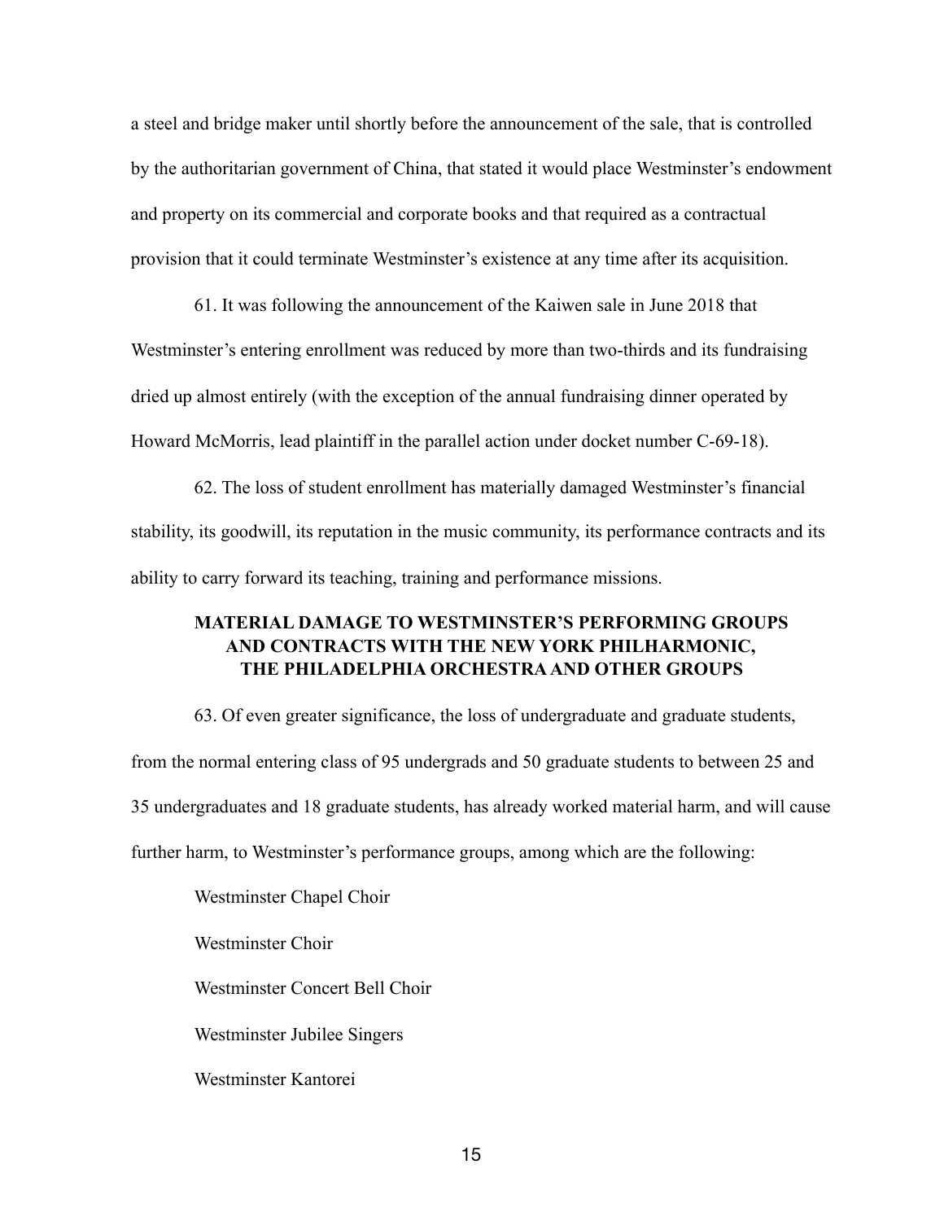a steel and bridge maker until shortly before the announcement of the sale, that is controlled by the authoritarian government of China, that stated it would place Westminster's endowment and property on its commercial and corporate books and that required as a contractual provision that it could terminate Westminster's existence at any time after its acquisition.

61. It was following the announcement of the Kaiwen sale in June 2018 that Westminster's entering enrollment was reduced by more than two-thirds and its fundraising dried up almost entirely (with the exception of the annual fundraising dinner operated by Howard McMorris, lead plaintiff in the parallel action under docket number C-69-18).

62. The loss of student enrollment has materially damaged Westminster's financial stability, its goodwill, its reputation in the music community, its performance contracts and its ability to carry forward its teaching, training and performance missions.

## MATERIAL DAMAGE TO WESTMINSTER'S PERFORMING GROUPS AND CONTRACTS WITH THE NEW YORK PHILHARMONIC, THE PHILADELPHIA ORCHESTRA AND OTHER GROUPS

63. Of even greater significance, the loss of undergraduate and graduate students, from the normal entering class of 95 undergrads and 50 graduate students to between 25 and 35 undergraduates and 18 graduate students, has already worked material harm, and will cause further harm, to Westminster's performance groups, among which are the following:

Westminster Chapel Choir

Westminster Choir

Westminster Concert Bell Choir

Westminster Jubilee Singers

Westminster Kantorei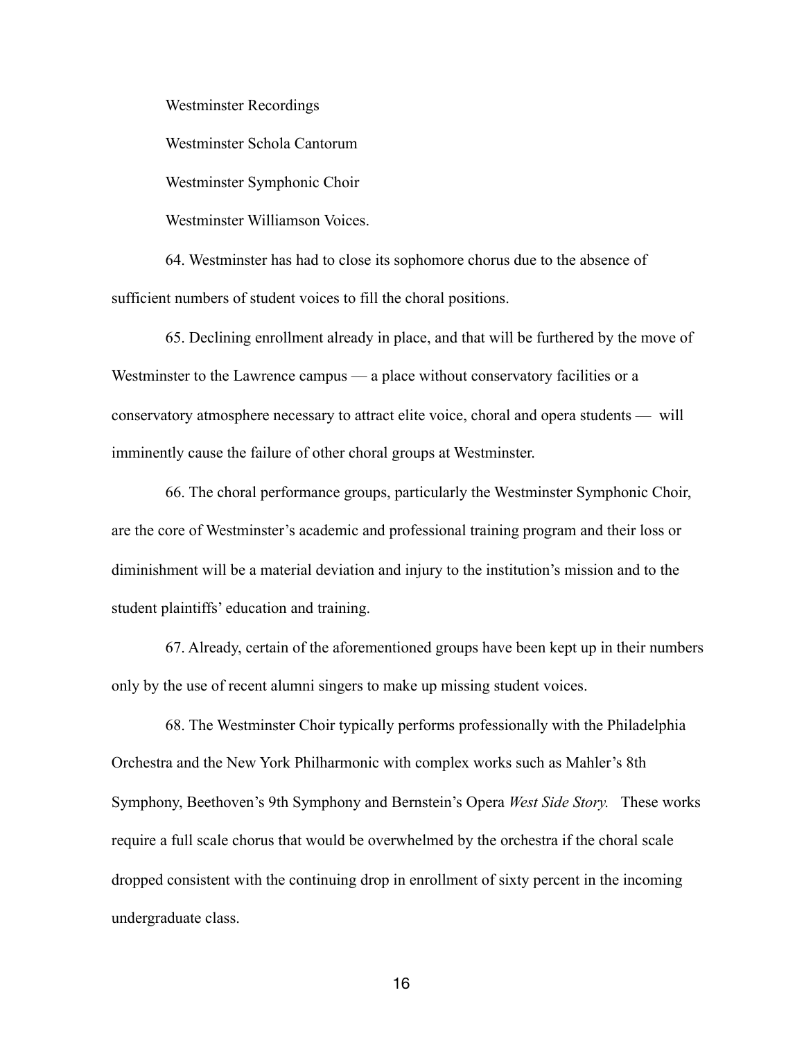Westminster Recordings

Westminster Schola Cantorum

Westminster Symphonic Choir

Westminster Williamson Voices.

64. Westminster has had to close its sophomore chorus due to the absence of sufficient numbers of student voices to fill the choral positions.

65. Declining enrollment already in place, and that will be furthered by the move of Westminster to the Lawrence campus — a place without conservatory facilities or a conservatory atmosphere necessary to attract elite voice, choral and opera students — will imminently cause the failure of other choral groups at Westminster.

66. The choral performance groups, particularly the Westminster Symphonic Choir, are the core of Westminster's academic and professional training program and their loss or diminishment will be a material deviation and injury to the institution's mission and to the student plaintiffs' education and training.

67. Already, certain of the aforementioned groups have been kept up in their numbers only by the use of recent alumni singers to make up missing student voices.

68. The Westminster Choir typically performs professionally with the Philadelphia Orchestra and the New York Philharmonic with complex works such as Mahler's 8th Symphony, Beethoven's 9th Symphony and Bernstein's Opera *West Side Story.* These works require a full scale chorus that would be overwhelmed by the orchestra if the choral scale dropped consistent with the continuing drop in enrollment of sixty percent in the incoming undergraduate class.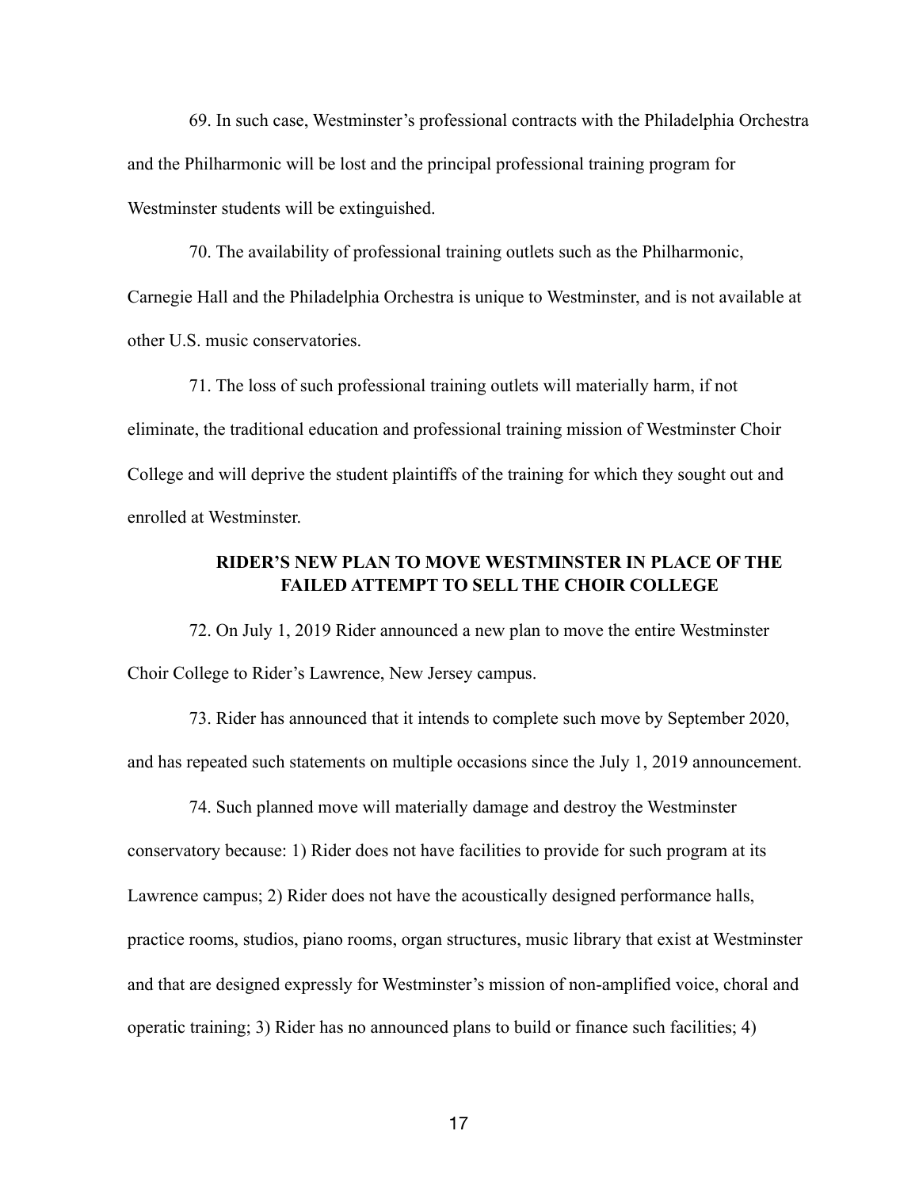69. In such case, Westminster's professional contracts with the Philadelphia Orchestra and the Philharmonic will be lost and the principal professional training program for Westminster students will be extinguished.

70. The availability of professional training outlets such as the Philharmonic, Carnegie Hall and the Philadelphia Orchestra is unique to Westminster, and is not available at other U.S. music conservatories.

71. The loss of such professional training outlets will materially harm, if not eliminate, the traditional education and professional training mission of Westminster Choir College and will deprive the student plaintiffs of the training for which they sought out and enrolled at Westminster.

**RIDER'S NEW PLAN TO MOVE WESTMINSTER IN PLACE OF THE FAILED ATTEMPT TO SELL THE CHOIR COLLEGE**

72. On July 1, 2019 Rider announced a new plan to move the entire Westminster Choir College to Rider's Lawrence, New Jersey campus.

73. Rider has announced that it intends to complete such move by September 2020, and has repeated such statements on multiple occasions since the July 1, 2019 announcement.

74. Such planned move will materially damage and destroy the Westminster conservatory because: 1) Rider does not have facilities to provide for such program at its Lawrence campus; 2) Rider does not have the acoustically designed performance halls, practice rooms, studios, piano rooms, organ structures, music library that exist at Westminster and that are designed expressly for Westminster's mission of non-amplified voice, choral and operatic training; 3) Rider has no announced plans to build or finance such facilities; 4)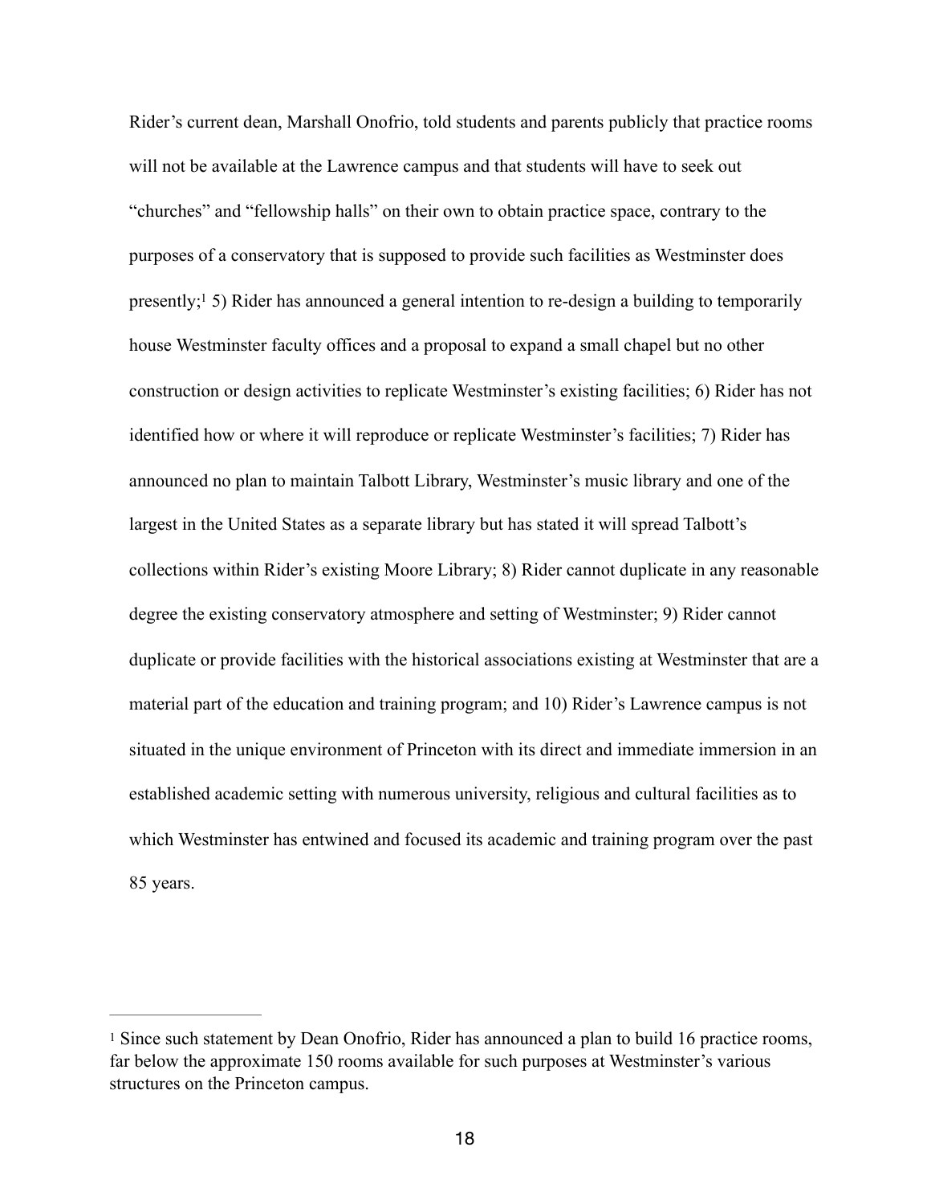Rider's current dean, Marshall Onofrio, told students and parents publicly that practice rooms will not be available at the Lawrence campus and that students will have to seek out "churches" and "fellowship halls" on their own to obtain practice space, contrary to the purposes of a conservatory that is supposed to provide such facilities as Westminster does presently;[1] 5) Rider has announced a general intention to re-design a building to temporarily house Westminster faculty offices and a proposal to expand a small chapel but no other construction or design activities to replicate Westminster's existing facilities; 6) Rider has not identified how or where it will reproduce or replicate Westminster's facilities; 7) Rider has announced no plan to maintain Talbott Library, Westminster's music library and one of the largest in the United States as a separate library but has stated it will spread Talbott's collections within Rider's existing Moore Library; 8) Rider cannot duplicate in any reasonable degree the existing conservatory atmosphere and setting of Westminster; 9) Rider cannot duplicate or provide facilities with the historical associations existing at Westminster that are a material part of the education and training program; and 10) Rider's Lawrence campus is not situated in the unique environment of Princeton with its direct and immediate immersion in an established academic setting with numerous university, religious and cultural facilities as to which Westminster has entwined and focused its academic and training program over the past 85 years.

---

[1] Since such statement by Dean Onofrio, Rider has announced a plan to build 16 practice rooms, far below the approximate 150 rooms available for such purposes at Westminster's various structures on the Princeton campus.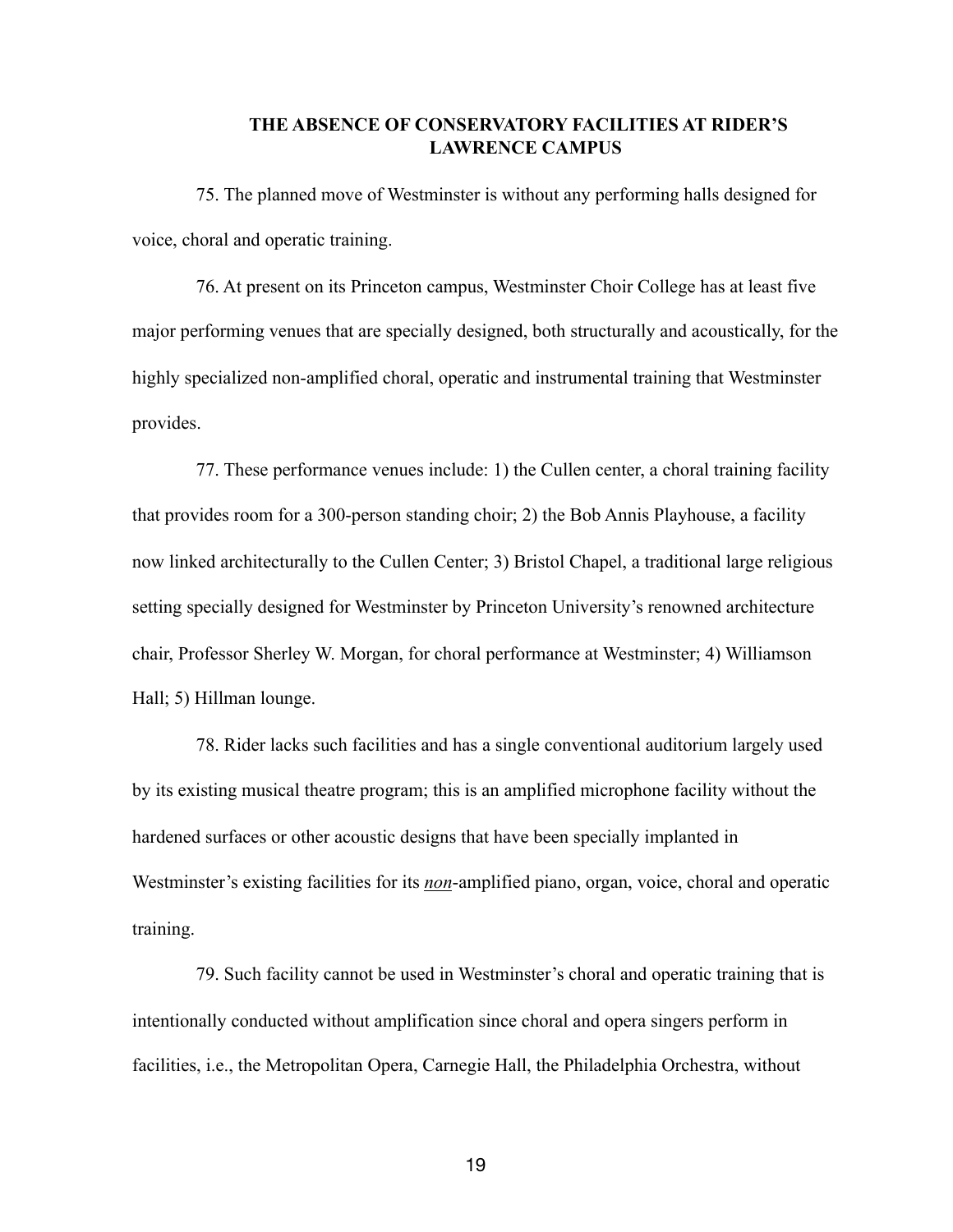## THE ABSENCE OF CONSERVATORY FACILITIES AT RIDER'S LAWRENCE CAMPUS

75. The planned move of Westminster is without any performing halls designed for voice, choral and operatic training.

76. At present on its Princeton campus, Westminster Choir College has at least five major performing venues that are specially designed, both structurally and acoustically, for the highly specialized non-amplified choral, operatic and instrumental training that Westminster provides.

77. These performance venues include: 1) the Cullen center, a choral training facility that provides room for a 300-person standing choir; 2) the Bob Annis Playhouse, a facility now linked architecturally to the Cullen Center; 3) Bristol Chapel, a traditional large religious setting specially designed for Westminster by Princeton University's renowned architecture chair, Professor Sherley W. Morgan, for choral performance at Westminster; 4) Williamson Hall; 5) Hillman lounge.

78. Rider lacks such facilities and has a single conventional auditorium largely used by its existing musical theatre program; this is an amplified microphone facility without the hardened surfaces or other acoustic designs that have been specially implanted in Westminster's existing facilities for its <u>*non*</u>-amplified piano, organ, voice, choral and operatic training.

79. Such facility cannot be used in Westminster's choral and operatic training that is intentionally conducted without amplification since choral and opera singers perform in facilities, i.e., the Metropolitan Opera, Carnegie Hall, the Philadelphia Orchestra, without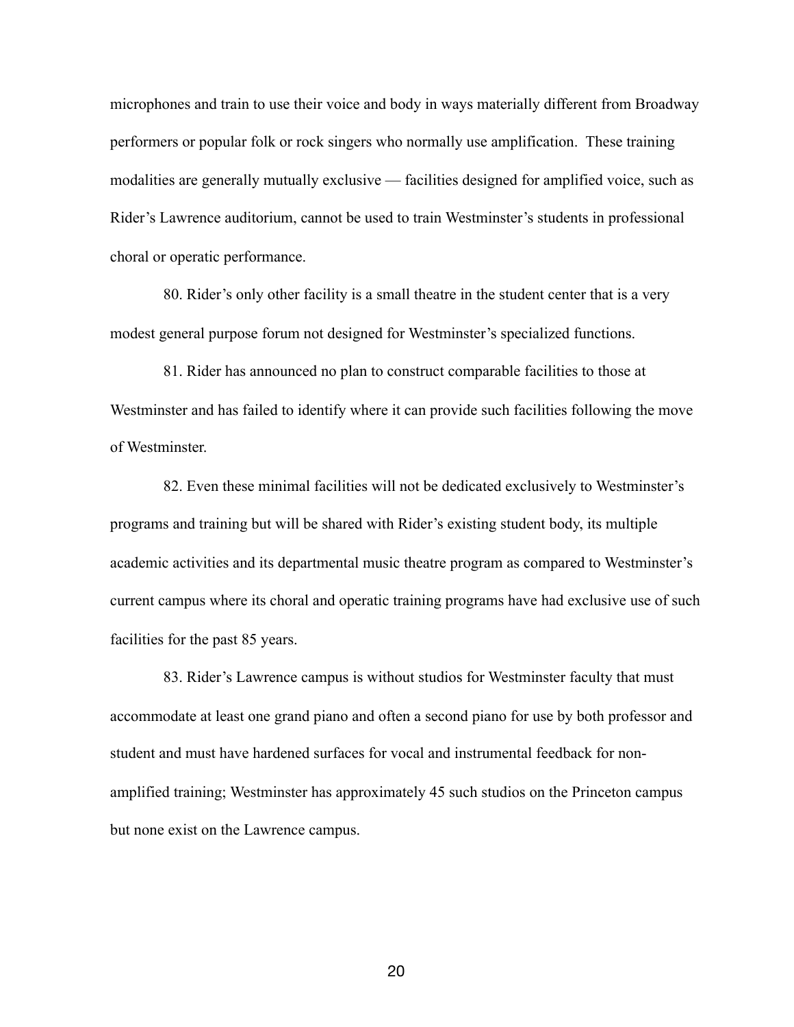microphones and train to use their voice and body in ways materially different from Broadway performers or popular folk or rock singers who normally use amplification. These training modalities are generally mutually exclusive — facilities designed for amplified voice, such as Rider's Lawrence auditorium, cannot be used to train Westminster's students in professional choral or operatic performance.

80. Rider's only other facility is a small theatre in the student center that is a very modest general purpose forum not designed for Westminster's specialized functions.

81. Rider has announced no plan to construct comparable facilities to those at Westminster and has failed to identify where it can provide such facilities following the move of Westminster.

82. Even these minimal facilities will not be dedicated exclusively to Westminster's programs and training but will be shared with Rider's existing student body, its multiple academic activities and its departmental music theatre program as compared to Westminster's current campus where its choral and operatic training programs have had exclusive use of such facilities for the past 85 years.

83. Rider's Lawrence campus is without studios for Westminster faculty that must accommodate at least one grand piano and often a second piano for use by both professor and student and must have hardened surfaces for vocal and instrumental feedback for non-amplified training; Westminster has approximately 45 such studios on the Princeton campus but none exist on the Lawrence campus.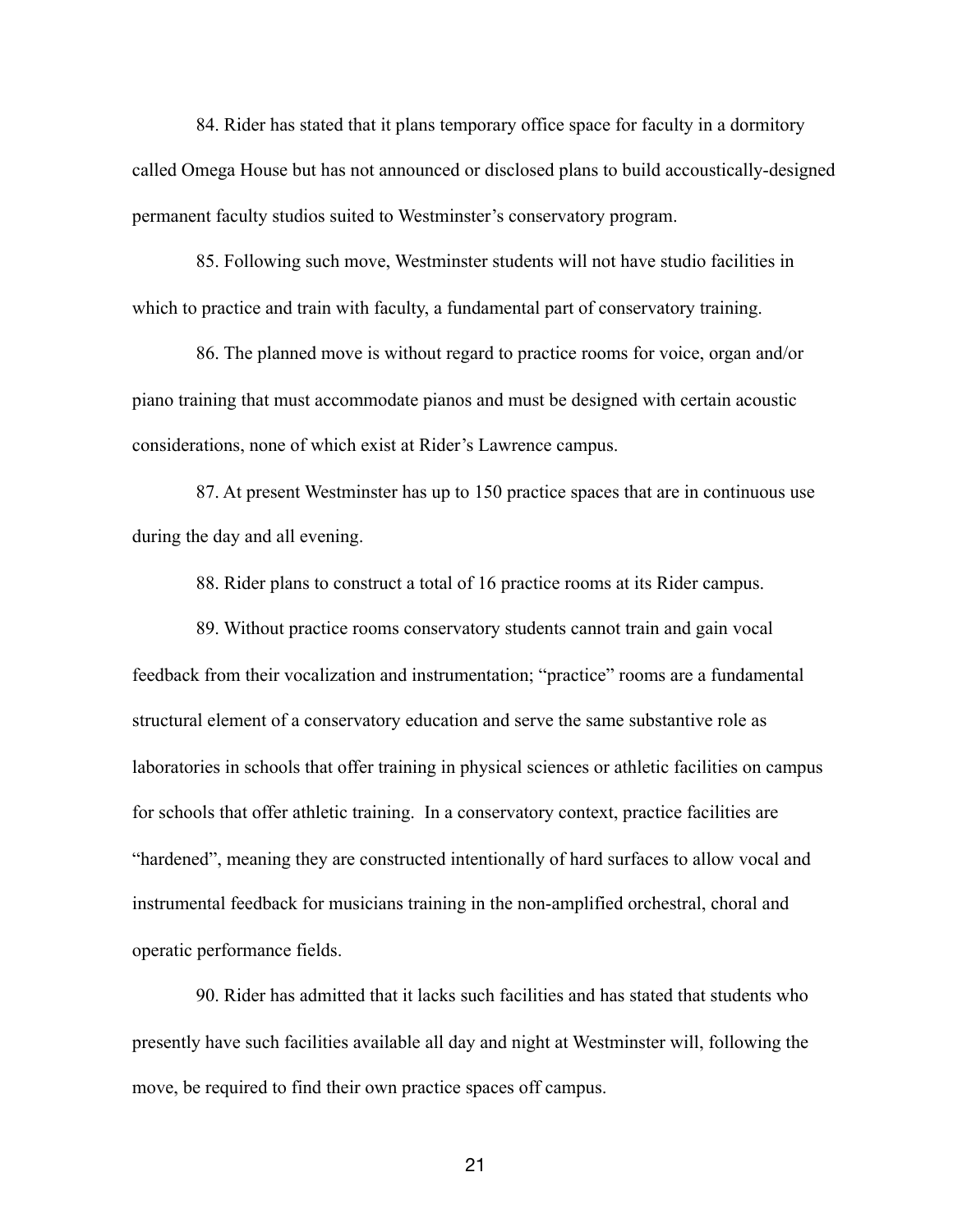84. Rider has stated that it plans temporary office space for faculty in a dormitory called Omega House but has not announced or disclosed plans to build accoustically-designed permanent faculty studios suited to Westminster's conservatory program.

85. Following such move, Westminster students will not have studio facilities in which to practice and train with faculty, a fundamental part of conservatory training.

86. The planned move is without regard to practice rooms for voice, organ and/or piano training that must accommodate pianos and must be designed with certain acoustic considerations, none of which exist at Rider's Lawrence campus.

87. At present Westminster has up to 150 practice spaces that are in continuous use during the day and all evening.

88. Rider plans to construct a total of 16 practice rooms at its Rider campus.

89. Without practice rooms conservatory students cannot train and gain vocal feedback from their vocalization and instrumentation; "practice" rooms are a fundamental structural element of a conservatory education and serve the same substantive role as laboratories in schools that offer training in physical sciences or athletic facilities on campus for schools that offer athletic training. In a conservatory context, practice facilities are "hardened", meaning they are constructed intentionally of hard surfaces to allow vocal and instrumental feedback for musicians training in the non-amplified orchestral, choral and operatic performance fields.

90. Rider has admitted that it lacks such facilities and has stated that students who presently have such facilities available all day and night at Westminster will, following the move, be required to find their own practice spaces off campus.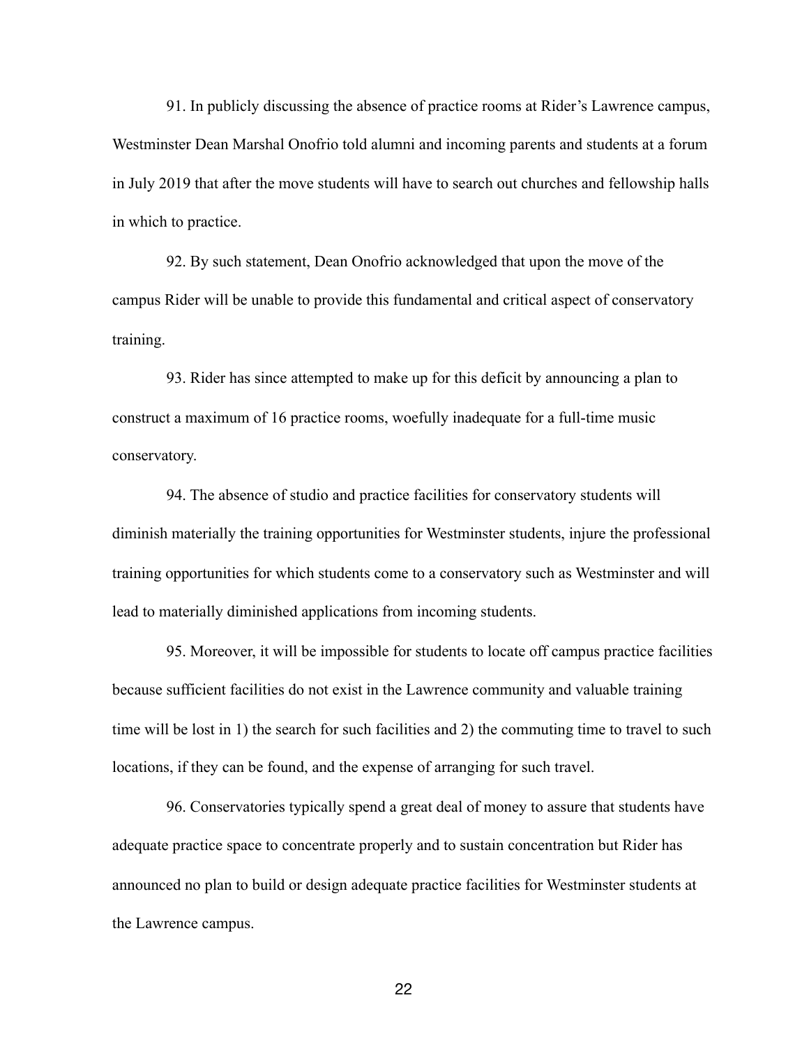91. In publicly discussing the absence of practice rooms at Rider's Lawrence campus, Westminster Dean Marshal Onofrio told alumni and incoming parents and students at a forum in July 2019 that after the move students will have to search out churches and fellowship halls in which to practice.

92. By such statement, Dean Onofrio acknowledged that upon the move of the campus Rider will be unable to provide this fundamental and critical aspect of conservatory training.

93. Rider has since attempted to make up for this deficit by announcing a plan to construct a maximum of 16 practice rooms, woefully inadequate for a full-time music conservatory.

94. The absence of studio and practice facilities for conservatory students will diminish materially the training opportunities for Westminster students, injure the professional training opportunities for which students come to a conservatory such as Westminster and will lead to materially diminished applications from incoming students.

95. Moreover, it will be impossible for students to locate off campus practice facilities because sufficient facilities do not exist in the Lawrence community and valuable training time will be lost in 1) the search for such facilities and 2) the commuting time to travel to such locations, if they can be found, and the expense of arranging for such travel.

96. Conservatories typically spend a great deal of money to assure that students have adequate practice space to concentrate properly and to sustain concentration but Rider has announced no plan to build or design adequate practice facilities for Westminster students at the Lawrence campus.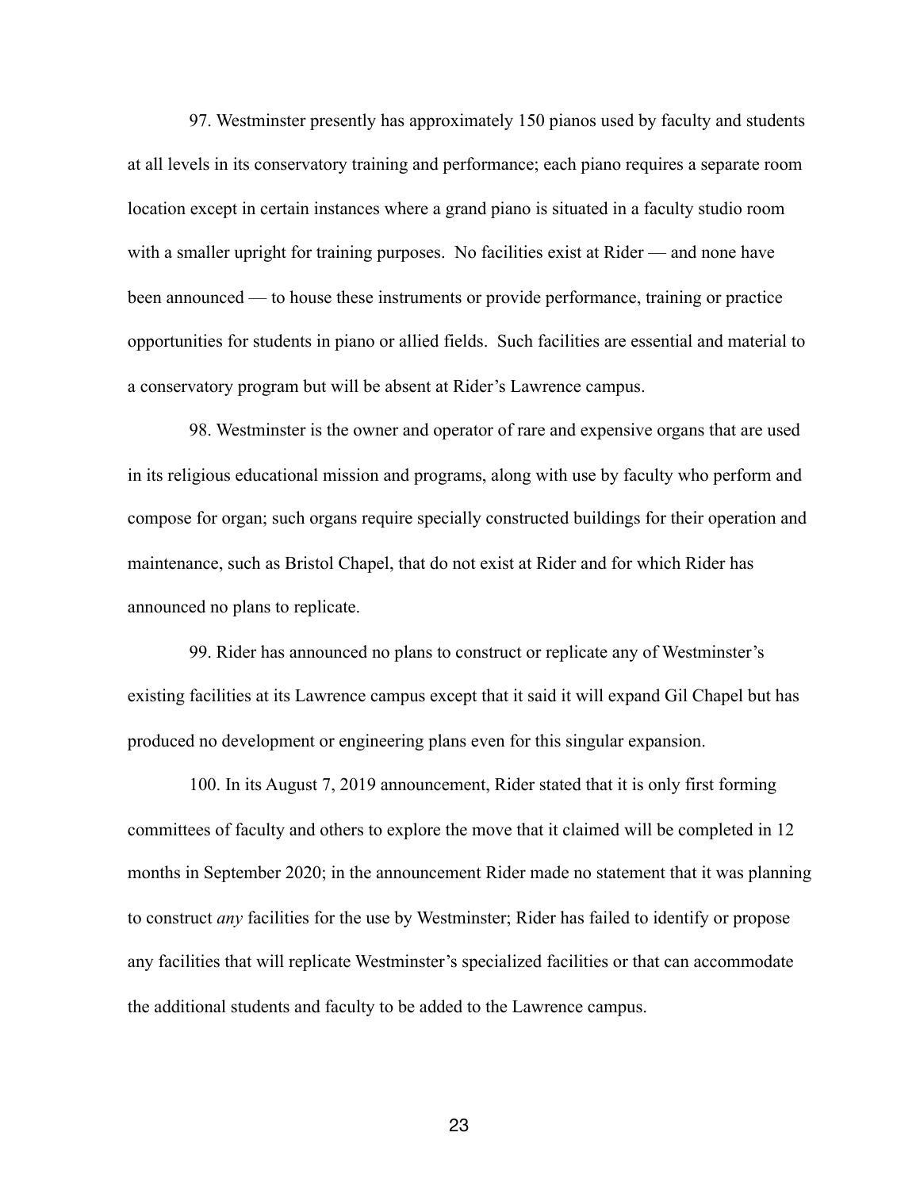97. Westminster presently has approximately 150 pianos used by faculty and students at all levels in its conservatory training and performance; each piano requires a separate room location except in certain instances where a grand piano is situated in a faculty studio room with a smaller upright for training purposes. No facilities exist at Rider — and none have been announced — to house these instruments or provide performance, training or practice opportunities for students in piano or allied fields. Such facilities are essential and material to a conservatory program but will be absent at Rider's Lawrence campus.

98. Westminster is the owner and operator of rare and expensive organs that are used in its religious educational mission and programs, along with use by faculty who perform and compose for organ; such organs require specially constructed buildings for their operation and maintenance, such as Bristol Chapel, that do not exist at Rider and for which Rider has announced no plans to replicate.

99. Rider has announced no plans to construct or replicate any of Westminster's existing facilities at its Lawrence campus except that it said it will expand Gil Chapel but has produced no development or engineering plans even for this singular expansion.

100. In its August 7, 2019 announcement, Rider stated that it is only first forming committees of faculty and others to explore the move that it claimed will be completed in 12 months in September 2020; in the announcement Rider made no statement that it was planning to construct *any* facilities for the use by Westminster; Rider has failed to identify or propose any facilities that will replicate Westminster's specialized facilities or that can accommodate the additional students and faculty to be added to the Lawrence campus.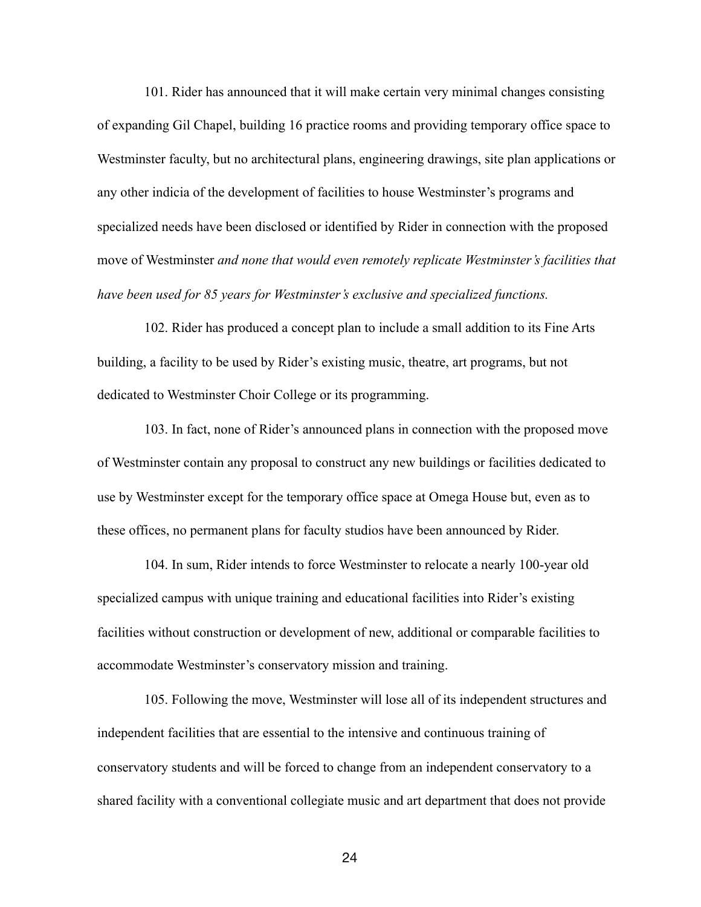101. Rider has announced that it will make certain very minimal changes consisting of expanding Gil Chapel, building 16 practice rooms and providing temporary office space to Westminster faculty, but no architectural plans, engineering drawings, site plan applications or any other indicia of the development of facilities to house Westminster's programs and specialized needs have been disclosed or identified by Rider in connection with the proposed move of Westminster *and none that would even remotely replicate Westminster's facilities that have been used for 85 years for Westminster's exclusive and specialized functions.*

102. Rider has produced a concept plan to include a small addition to its Fine Arts building, a facility to be used by Rider's existing music, theatre, art programs, but not dedicated to Westminster Choir College or its programming.

103. In fact, none of Rider's announced plans in connection with the proposed move of Westminster contain any proposal to construct any new buildings or facilities dedicated to use by Westminster except for the temporary office space at Omega House but, even as to these offices, no permanent plans for faculty studios have been announced by Rider.

104. In sum, Rider intends to force Westminster to relocate a nearly 100-year old specialized campus with unique training and educational facilities into Rider's existing facilities without construction or development of new, additional or comparable facilities to accommodate Westminster's conservatory mission and training.

105. Following the move, Westminster will lose all of its independent structures and independent facilities that are essential to the intensive and continuous training of conservatory students and will be forced to change from an independent conservatory to a shared facility with a conventional collegiate music and art department that does not provide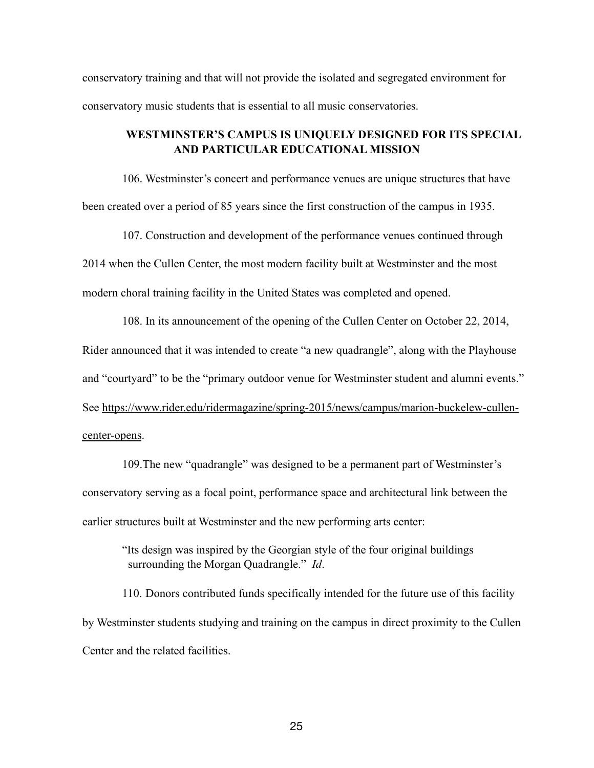conservatory training and that will not provide the isolated and segregated environment for conservatory music students that is essential to all music conservatories.

## WESTMINSTER'S CAMPUS IS UNIQUELY DESIGNED FOR ITS SPECIAL AND PARTICULAR EDUCATIONAL MISSION

106. Westminster's concert and performance venues are unique structures that have been created over a period of 85 years since the first construction of the campus in 1935.

107. Construction and development of the performance venues continued through 2014 when the Cullen Center, the most modern facility built at Westminster and the most modern choral training facility in the United States was completed and opened.

108. In its announcement of the opening of the Cullen Center on October 22, 2014, Rider announced that it was intended to create "a new quadrangle", along with the Playhouse and "courtyard" to be the "primary outdoor venue for Westminster student and alumni events." See https://www.rider.edu/ridermagazine/spring-2015/news/campus/marion-buckelew-cullen-center-opens.

109.The new "quadrangle" was designed to be a permanent part of Westminster's conservatory serving as a focal point, performance space and architectural link between the earlier structures built at Westminster and the new performing arts center:

> "Its design was inspired by the Georgian style of the four original buildings surrounding the Morgan Quadrangle." *Id*.

110. Donors contributed funds specifically intended for the future use of this facility by Westminster students studying and training on the campus in direct proximity to the Cullen Center and the related facilities.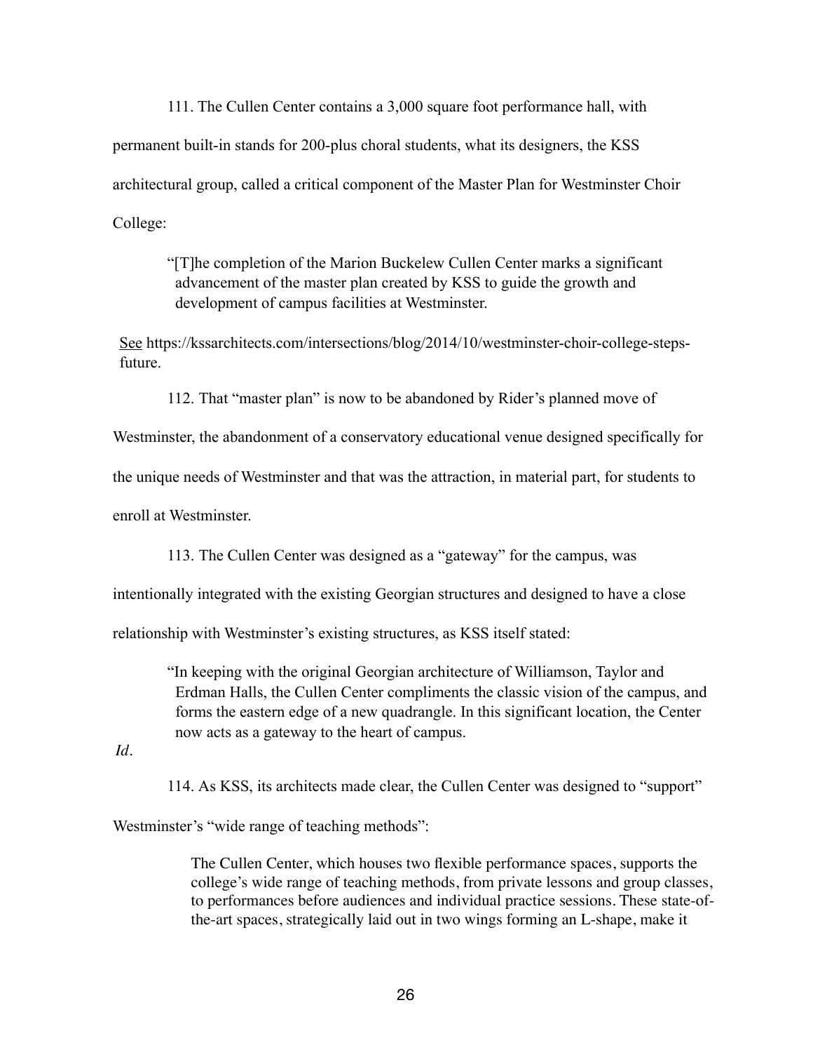111. The Cullen Center contains a 3,000 square foot performance hall, with permanent built-in stands for 200-plus choral students, what its designers, the KSS architectural group, called a critical component of the Master Plan for Westminster Choir College:

> "[T]he completion of the Marion Buckelew Cullen Center marks a significant advancement of the master plan created by KSS to guide the growth and development of campus facilities at Westminster.

See https://kssarchitects.com/intersections/blog/2014/10/westminster-choir-college-steps-future.

112. That "master plan" is now to be abandoned by Rider's planned move of Westminster, the abandonment of a conservatory educational venue designed specifically for the unique needs of Westminster and that was the attraction, in material part, for students to enroll at Westminster.

113. The Cullen Center was designed as a "gateway" for the campus, was intentionally integrated with the existing Georgian structures and designed to have a close relationship with Westminster's existing structures, as KSS itself stated:

> "In keeping with the original Georgian architecture of Williamson, Taylor and Erdman Halls, the Cullen Center compliments the classic vision of the campus, and forms the eastern edge of a new quadrangle. In this significant location, the Center now acts as a gateway to the heart of campus.

*Id*.

114. As KSS, its architects made clear, the Cullen Center was designed to "support" Westminster's "wide range of teaching methods":

> The Cullen Center, which houses two flexible performance spaces, supports the college's wide range of teaching methods, from private lessons and group classes, to performances before audiences and individual practice sessions. These state-of-the-art spaces, strategically laid out in two wings forming an L-shape, make it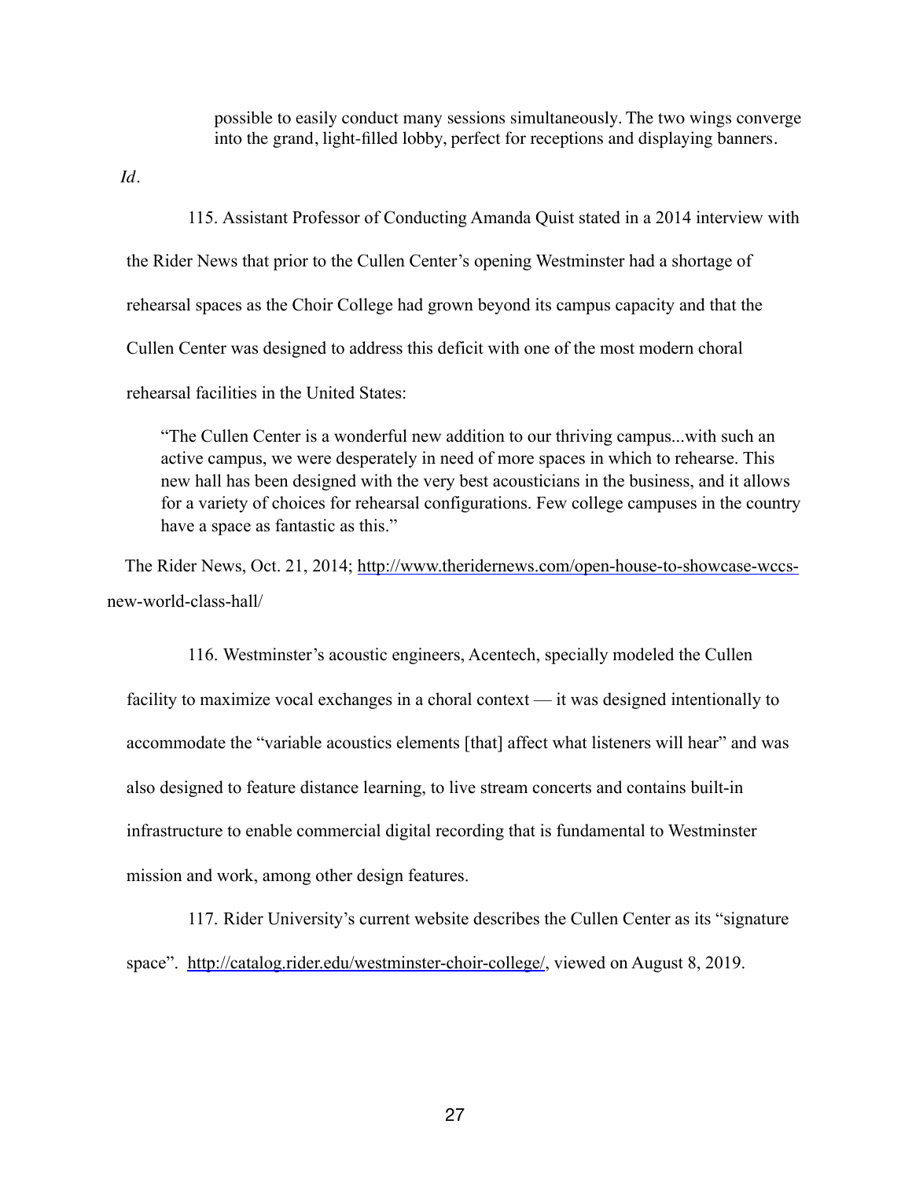> possible to easily conduct many sessions simultaneously. The two wings converge into the grand, light-filled lobby, perfect for receptions and displaying banners.

*Id*.

115. Assistant Professor of Conducting Amanda Quist stated in a 2014 interview with the Rider News that prior to the Cullen Center's opening Westminster had a shortage of rehearsal spaces as the Choir College had grown beyond its campus capacity and that the Cullen Center was designed to address this deficit with one of the most modern choral rehearsal facilities in the United States:

> "The Cullen Center is a wonderful new addition to our thriving campus...with such an active campus, we were desperately in need of more spaces in which to rehearse. This new hall has been designed with the very best acousticians in the business, and it allows for a variety of choices for rehearsal configurations. Few college campuses in the country have a space as fantastic as this."

The Rider News, Oct. 21, 2014; http://www.theridernews.com/open-house-to-showcase-wccs-new-world-class-hall/

116. Westminster's acoustic engineers, Acentech, specially modeled the Cullen facility to maximize vocal exchanges in a choral context — it was designed intentionally to accommodate the "variable acoustics elements [that] affect what listeners will hear" and was also designed to feature distance learning, to live stream concerts and contains built-in infrastructure to enable commercial digital recording that is fundamental to Westminster mission and work, among other design features.

117. Rider University's current website describes the Cullen Center as its "signature space". http://catalog.rider.edu/westminster-choir-college/, viewed on August 8, 2019.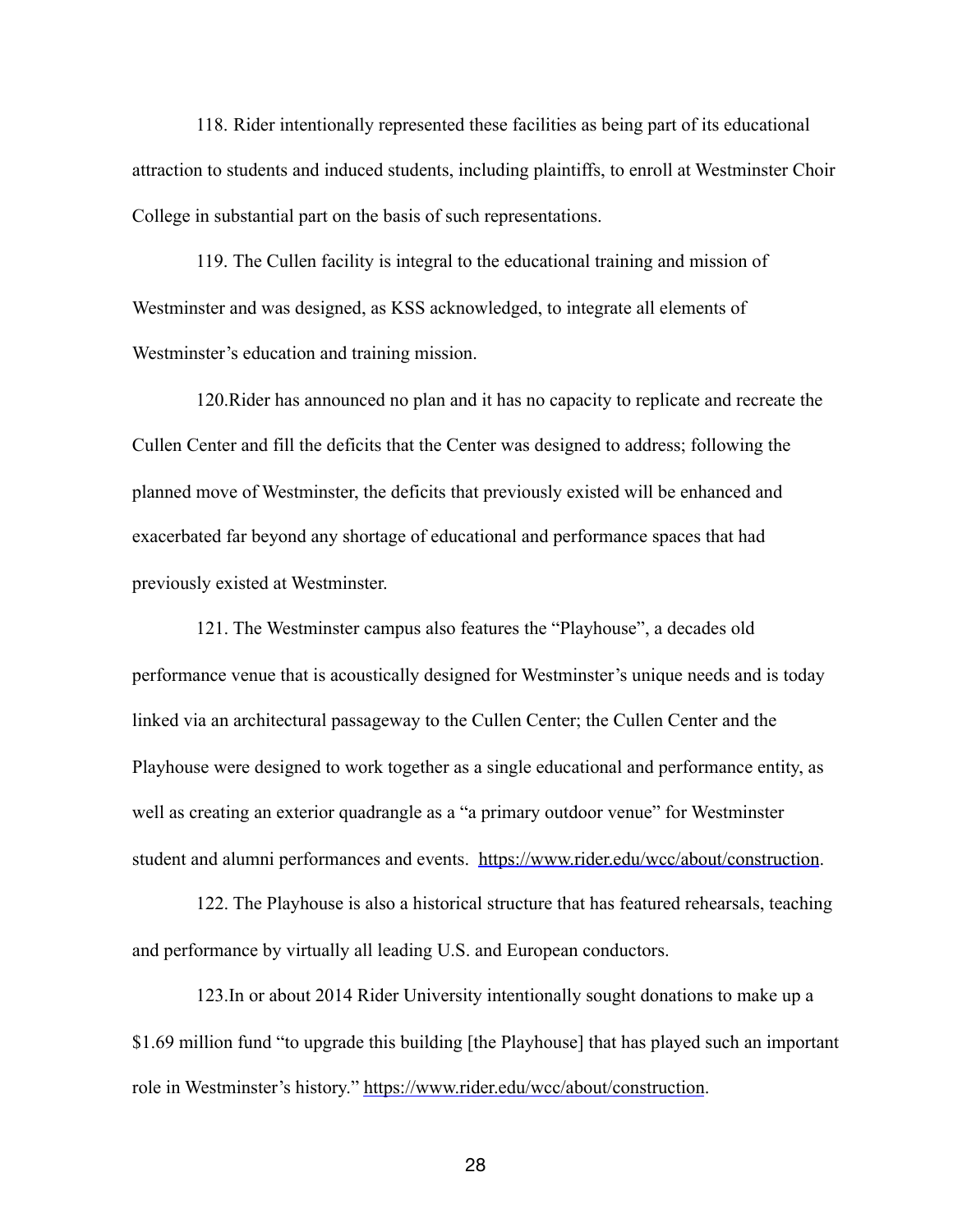118. Rider intentionally represented these facilities as being part of its educational attraction to students and induced students, including plaintiffs, to enroll at Westminster Choir College in substantial part on the basis of such representations.

119. The Cullen facility is integral to the educational training and mission of Westminster and was designed, as KSS acknowledged, to integrate all elements of Westminster's education and training mission.

120.Rider has announced no plan and it has no capacity to replicate and recreate the Cullen Center and fill the deficits that the Center was designed to address; following the planned move of Westminster, the deficits that previously existed will be enhanced and exacerbated far beyond any shortage of educational and performance spaces that had previously existed at Westminster.

121. The Westminster campus also features the "Playhouse", a decades old performance venue that is acoustically designed for Westminster's unique needs and is today linked via an architectural passageway to the Cullen Center; the Cullen Center and the Playhouse were designed to work together as a single educational and performance entity, as well as creating an exterior quadrangle as a "a primary outdoor venue" for Westminster student and alumni performances and events. https://www.rider.edu/wcc/about/construction.

122. The Playhouse is also a historical structure that has featured rehearsals, teaching and performance by virtually all leading U.S. and European conductors.

123.In or about 2014 Rider University intentionally sought donations to make up a $1.69 million fund "to upgrade this building [the Playhouse] that has played such an important role in Westminster's history." https://www.rider.edu/wcc/about/construction.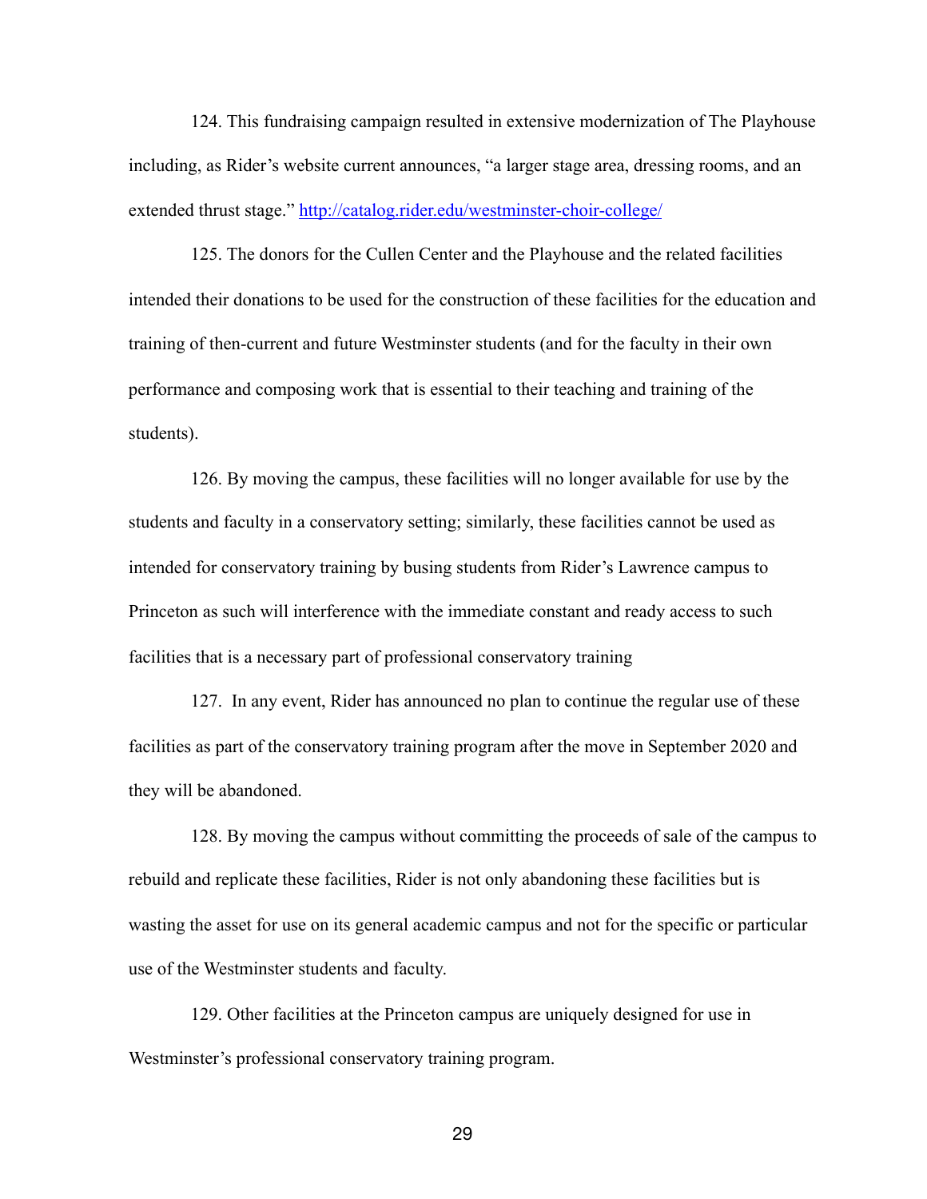124. This fundraising campaign resulted in extensive modernization of The Playhouse including, as Rider's website current announces, "a larger stage area, dressing rooms, and an extended thrust stage." http://catalog.rider.edu/westminster-choir-college/

125. The donors for the Cullen Center and the Playhouse and the related facilities intended their donations to be used for the construction of these facilities for the education and training of then-current and future Westminster students (and for the faculty in their own performance and composing work that is essential to their teaching and training of the students).

126. By moving the campus, these facilities will no longer available for use by the students and faculty in a conservatory setting; similarly, these facilities cannot be used as intended for conservatory training by busing students from Rider's Lawrence campus to Princeton as such will interference with the immediate constant and ready access to such facilities that is a necessary part of professional conservatory training

127. In any event, Rider has announced no plan to continue the regular use of these facilities as part of the conservatory training program after the move in September 2020 and they will be abandoned.

128. By moving the campus without committing the proceeds of sale of the campus to rebuild and replicate these facilities, Rider is not only abandoning these facilities but is wasting the asset for use on its general academic campus and not for the specific or particular use of the Westminster students and faculty.

129. Other facilities at the Princeton campus are uniquely designed for use in Westminster's professional conservatory training program.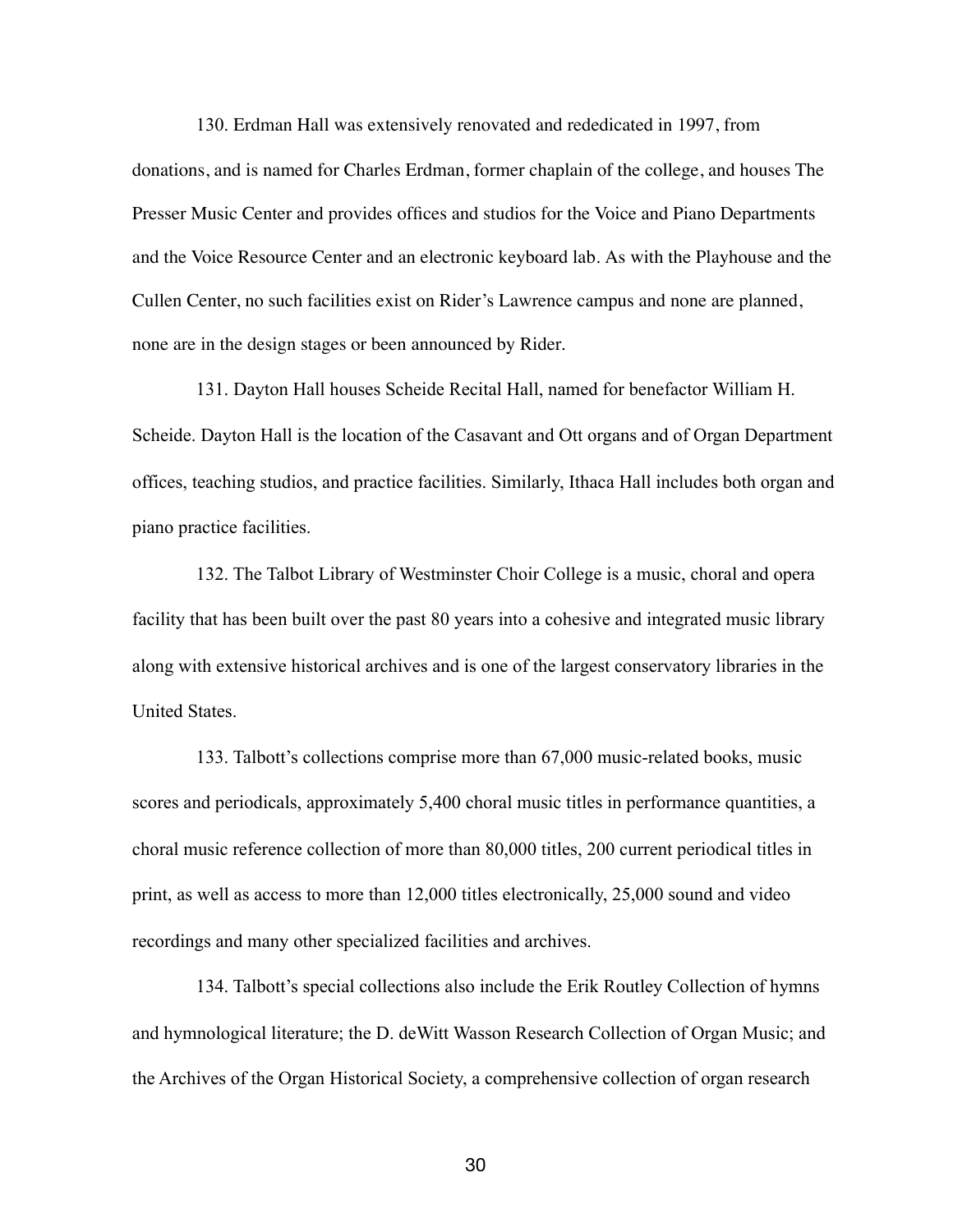130. Erdman Hall was extensively renovated and rededicated in 1997, from donations, and is named for Charles Erdman, former chaplain of the college, and houses The Presser Music Center and provides offices and studios for the Voice and Piano Departments and the Voice Resource Center and an electronic keyboard lab. As with the Playhouse and the Cullen Center, no such facilities exist on Rider's Lawrence campus and none are planned, none are in the design stages or been announced by Rider.

131. Dayton Hall houses Scheide Recital Hall, named for benefactor William H. Scheide. Dayton Hall is the location of the Casavant and Ott organs and of Organ Department offices, teaching studios, and practice facilities. Similarly, Ithaca Hall includes both organ and piano practice facilities.

132. The Talbot Library of Westminster Choir College is a music, choral and opera facility that has been built over the past 80 years into a cohesive and integrated music library along with extensive historical archives and is one of the largest conservatory libraries in the United States.

133. Talbott's collections comprise more than 67,000 music-related books, music scores and periodicals, approximately 5,400 choral music titles in performance quantities, a choral music reference collection of more than 80,000 titles, 200 current periodical titles in print, as well as access to more than 12,000 titles electronically, 25,000 sound and video recordings and many other specialized facilities and archives.

134. Talbott's special collections also include the Erik Routley Collection of hymns and hymnological literature; the D. deWitt Wasson Research Collection of Organ Music; and the Archives of the Organ Historical Society, a comprehensive collection of organ research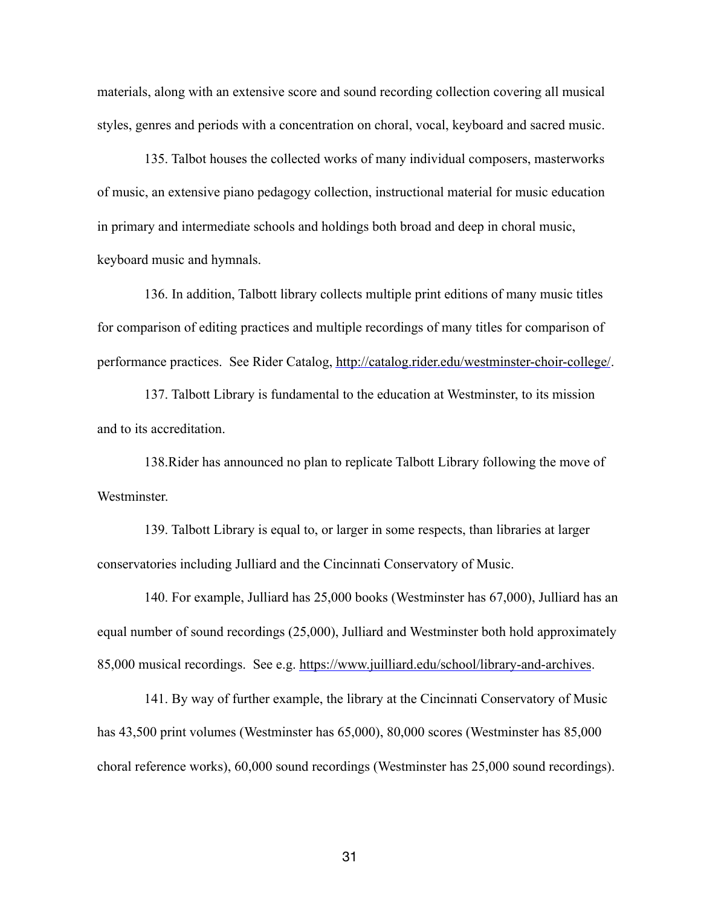materials, along with an extensive score and sound recording collection covering all musical styles, genres and periods with a concentration on choral, vocal, keyboard and sacred music.

135. Talbot houses the collected works of many individual composers, masterworks of music, an extensive piano pedagogy collection, instructional material for music education in primary and intermediate schools and holdings both broad and deep in choral music, keyboard music and hymnals.

136. In addition, Talbott library collects multiple print editions of many music titles for comparison of editing practices and multiple recordings of many titles for comparison of performance practices. See Rider Catalog, http://catalog.rider.edu/westminster-choir-college/.

137. Talbott Library is fundamental to the education at Westminster, to its mission and to its accreditation.

138.Rider has announced no plan to replicate Talbott Library following the move of Westminster.

139. Talbott Library is equal to, or larger in some respects, than libraries at larger conservatories including Julliard and the Cincinnati Conservatory of Music.

140. For example, Julliard has 25,000 books (Westminster has 67,000), Julliard has an equal number of sound recordings (25,000), Julliard and Westminster both hold approximately 85,000 musical recordings. See e.g. https://www.juilliard.edu/school/library-and-archives.

141. By way of further example, the library at the Cincinnati Conservatory of Music has 43,500 print volumes (Westminster has 65,000), 80,000 scores (Westminster has 85,000 choral reference works), 60,000 sound recordings (Westminster has 25,000 sound recordings).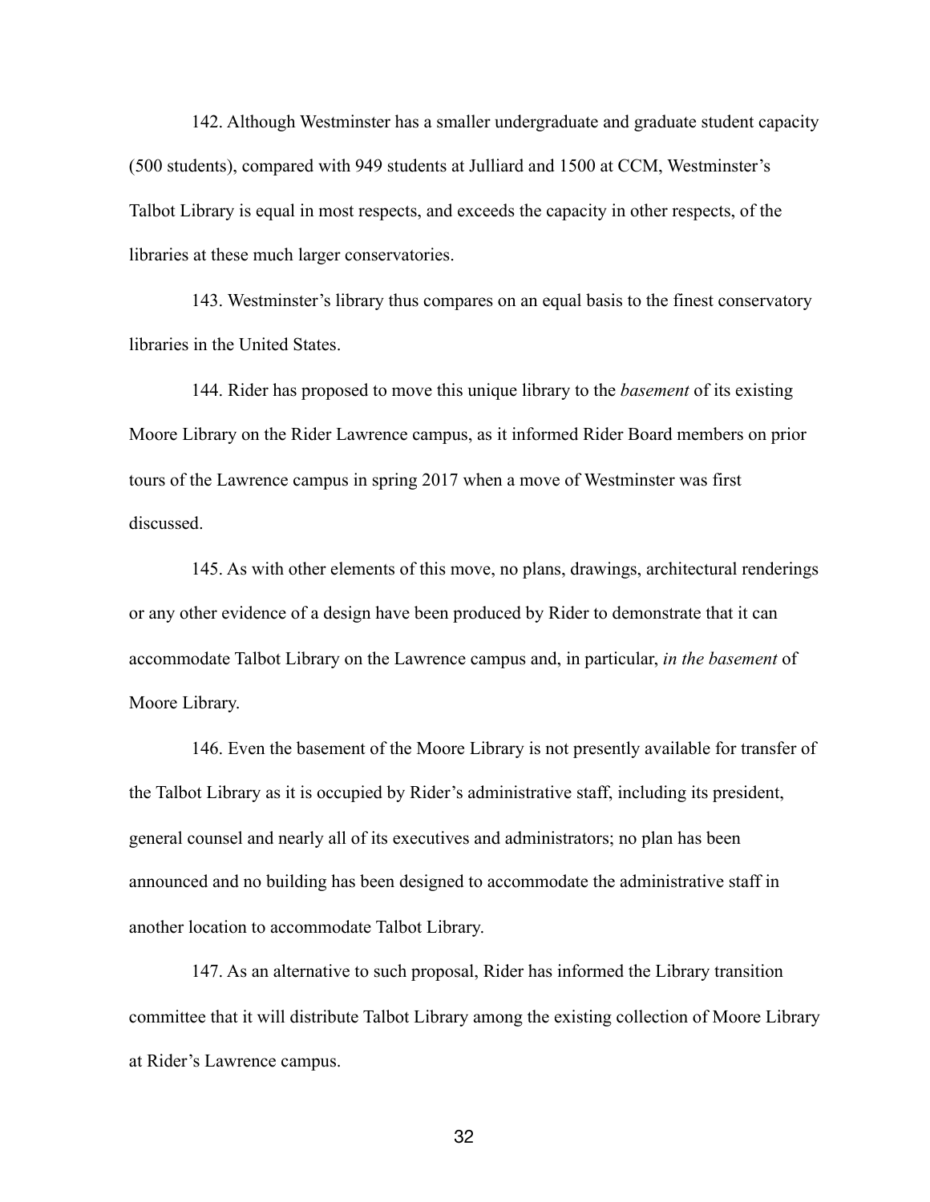142. Although Westminster has a smaller undergraduate and graduate student capacity (500 students), compared with 949 students at Julliard and 1500 at CCM, Westminster's Talbot Library is equal in most respects, and exceeds the capacity in other respects, of the libraries at these much larger conservatories.

143. Westminster's library thus compares on an equal basis to the finest conservatory libraries in the United States.

144. Rider has proposed to move this unique library to the *basement* of its existing Moore Library on the Rider Lawrence campus, as it informed Rider Board members on prior tours of the Lawrence campus in spring 2017 when a move of Westminster was first discussed.

145. As with other elements of this move, no plans, drawings, architectural renderings or any other evidence of a design have been produced by Rider to demonstrate that it can accommodate Talbot Library on the Lawrence campus and, in particular, *in the basement* of Moore Library.

146. Even the basement of the Moore Library is not presently available for transfer of the Talbot Library as it is occupied by Rider's administrative staff, including its president, general counsel and nearly all of its executives and administrators; no plan has been announced and no building has been designed to accommodate the administrative staff in another location to accommodate Talbot Library.

147. As an alternative to such proposal, Rider has informed the Library transition committee that it will distribute Talbot Library among the existing collection of Moore Library at Rider's Lawrence campus.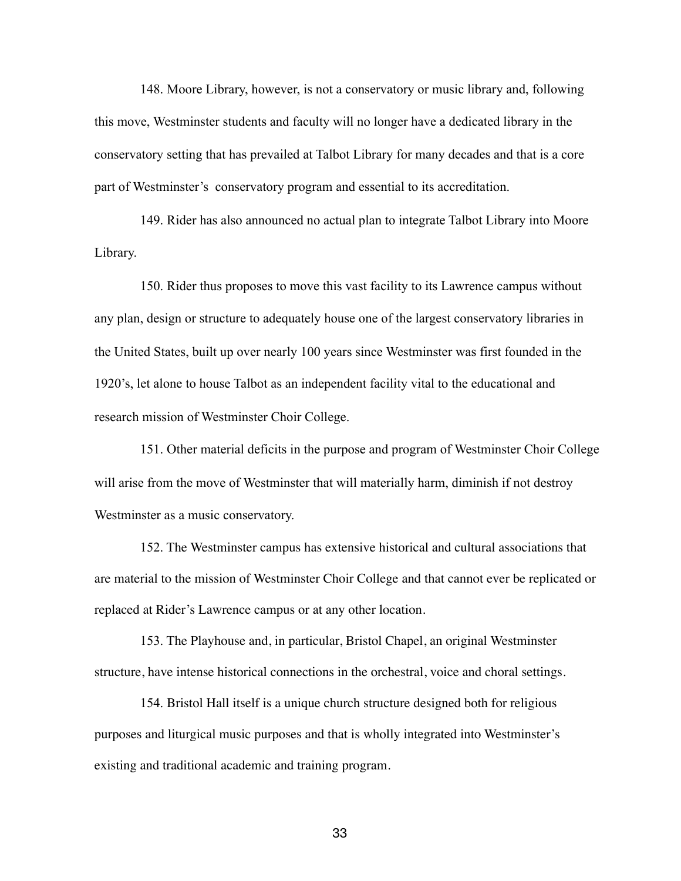148. Moore Library, however, is not a conservatory or music library and, following this move, Westminster students and faculty will no longer have a dedicated library in the conservatory setting that has prevailed at Talbot Library for many decades and that is a core part of Westminster's  conservatory program and essential to its accreditation.

149. Rider has also announced no actual plan to integrate Talbot Library into Moore Library.

150. Rider thus proposes to move this vast facility to its Lawrence campus without any plan, design or structure to adequately house one of the largest conservatory libraries in the United States, built up over nearly 100 years since Westminster was first founded in the 1920's, let alone to house Talbot as an independent facility vital to the educational and research mission of Westminster Choir College.

151. Other material deficits in the purpose and program of Westminster Choir College will arise from the move of Westminster that will materially harm, diminish if not destroy Westminster as a music conservatory.

152. The Westminster campus has extensive historical and cultural associations that are material to the mission of Westminster Choir College and that cannot ever be replicated or replaced at Rider's Lawrence campus or at any other location.

153. The Playhouse and, in particular, Bristol Chapel, an original Westminster structure, have intense historical connections in the orchestral, voice and choral settings.

154. Bristol Hall itself is a unique church structure designed both for religious purposes and liturgical music purposes and that is wholly integrated into Westminster's existing and traditional academic and training program.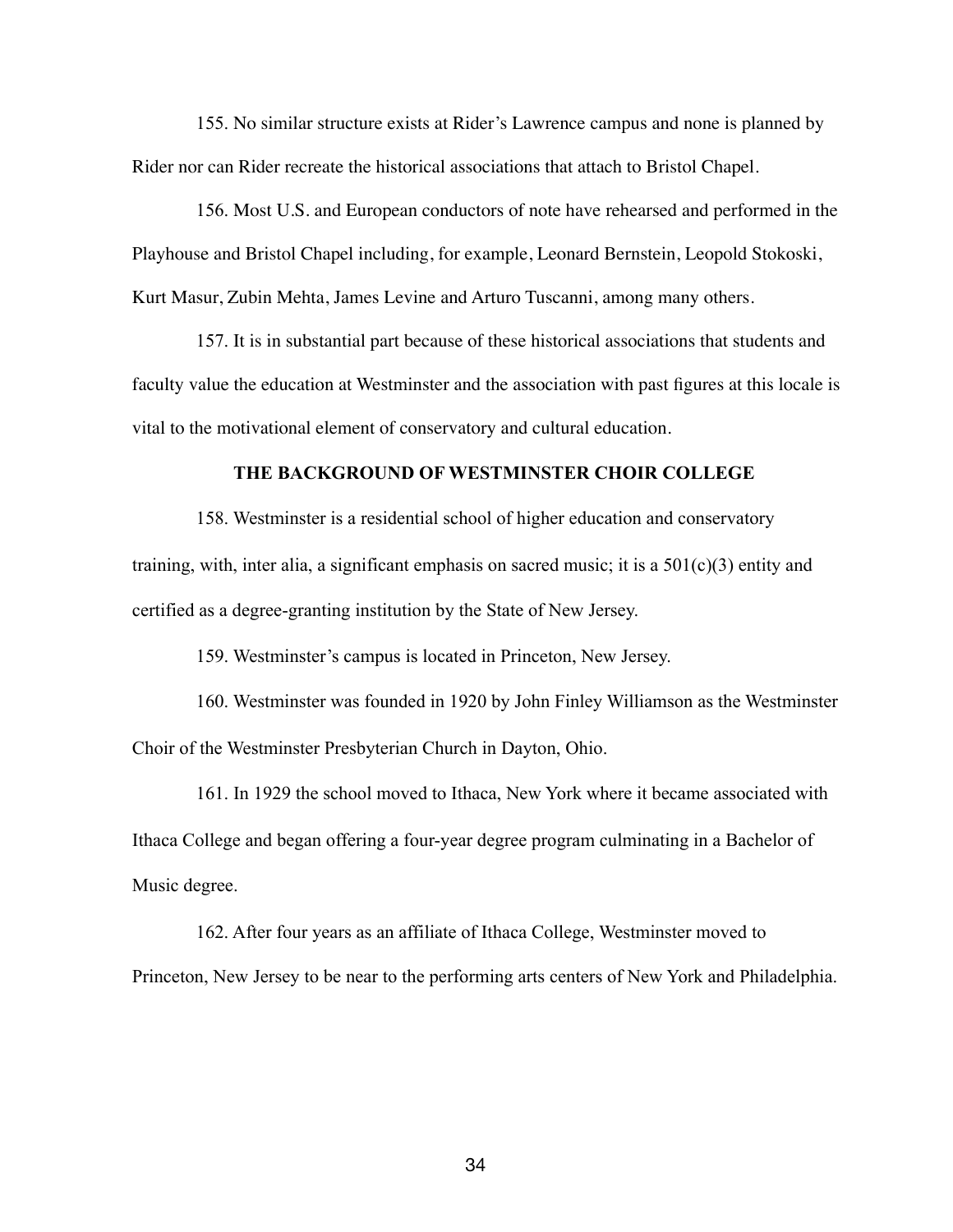155. No similar structure exists at Rider's Lawrence campus and none is planned by Rider nor can Rider recreate the historical associations that attach to Bristol Chapel.

156. Most U.S. and European conductors of note have rehearsed and performed in the Playhouse and Bristol Chapel including, for example, Leonard Bernstein, Leopold Stokoski, Kurt Masur, Zubin Mehta, James Levine and Arturo Tuscanni, among many others.

157. It is in substantial part because of these historical associations that students and faculty value the education at Westminster and the association with past figures at this locale is vital to the motivational element of conservatory and cultural education.

## THE BACKGROUND OF WESTMINSTER CHOIR COLLEGE

158. Westminster is a residential school of higher education and conservatory training, with, inter alia, a significant emphasis on sacred music; it is a 501(c)(3) entity and certified as a degree-granting institution by the State of New Jersey.

159. Westminster's campus is located in Princeton, New Jersey.

160. Westminster was founded in 1920 by John Finley Williamson as the Westminster Choir of the Westminster Presbyterian Church in Dayton, Ohio.

161. In 1929 the school moved to Ithaca, New York where it became associated with Ithaca College and began offering a four-year degree program culminating in a Bachelor of Music degree.

162. After four years as an affiliate of Ithaca College, Westminster moved to Princeton, New Jersey to be near to the performing arts centers of New York and Philadelphia.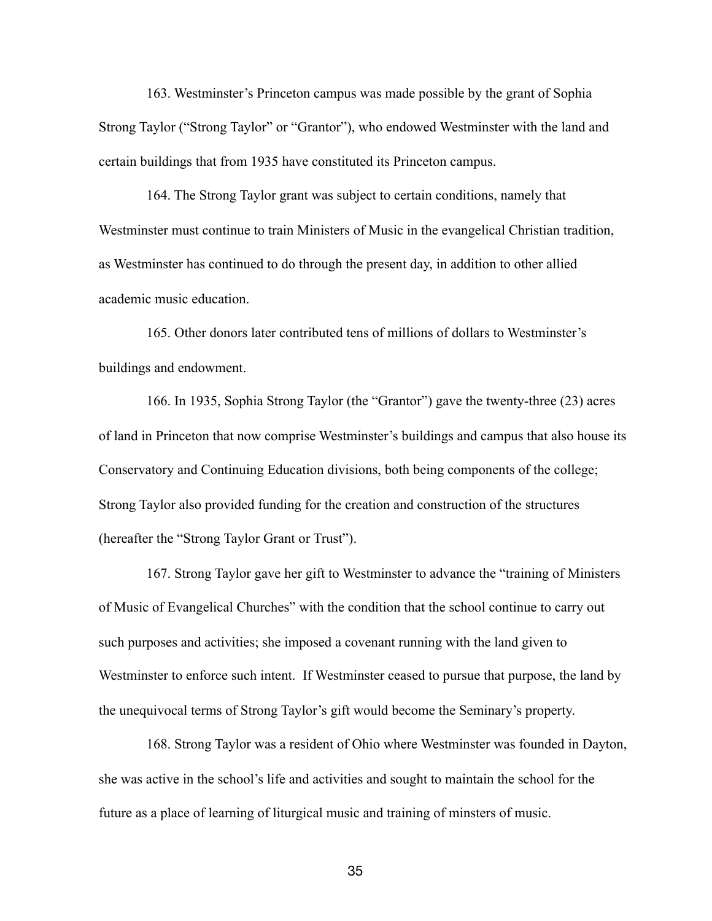163. Westminster's Princeton campus was made possible by the grant of Sophia Strong Taylor ("Strong Taylor" or "Grantor"), who endowed Westminster with the land and certain buildings that from 1935 have constituted its Princeton campus.

164. The Strong Taylor grant was subject to certain conditions, namely that Westminster must continue to train Ministers of Music in the evangelical Christian tradition, as Westminster has continued to do through the present day, in addition to other allied academic music education.

165. Other donors later contributed tens of millions of dollars to Westminster's buildings and endowment.

166. In 1935, Sophia Strong Taylor (the "Grantor") gave the twenty-three (23) acres of land in Princeton that now comprise Westminster's buildings and campus that also house its Conservatory and Continuing Education divisions, both being components of the college; Strong Taylor also provided funding for the creation and construction of the structures (hereafter the "Strong Taylor Grant or Trust").

167. Strong Taylor gave her gift to Westminster to advance the "training of Ministers of Music of Evangelical Churches" with the condition that the school continue to carry out such purposes and activities; she imposed a covenant running with the land given to Westminster to enforce such intent. If Westminster ceased to pursue that purpose, the land by the unequivocal terms of Strong Taylor's gift would become the Seminary's property.

168. Strong Taylor was a resident of Ohio where Westminster was founded in Dayton, she was active in the school's life and activities and sought to maintain the school for the future as a place of learning of liturgical music and training of minsters of music.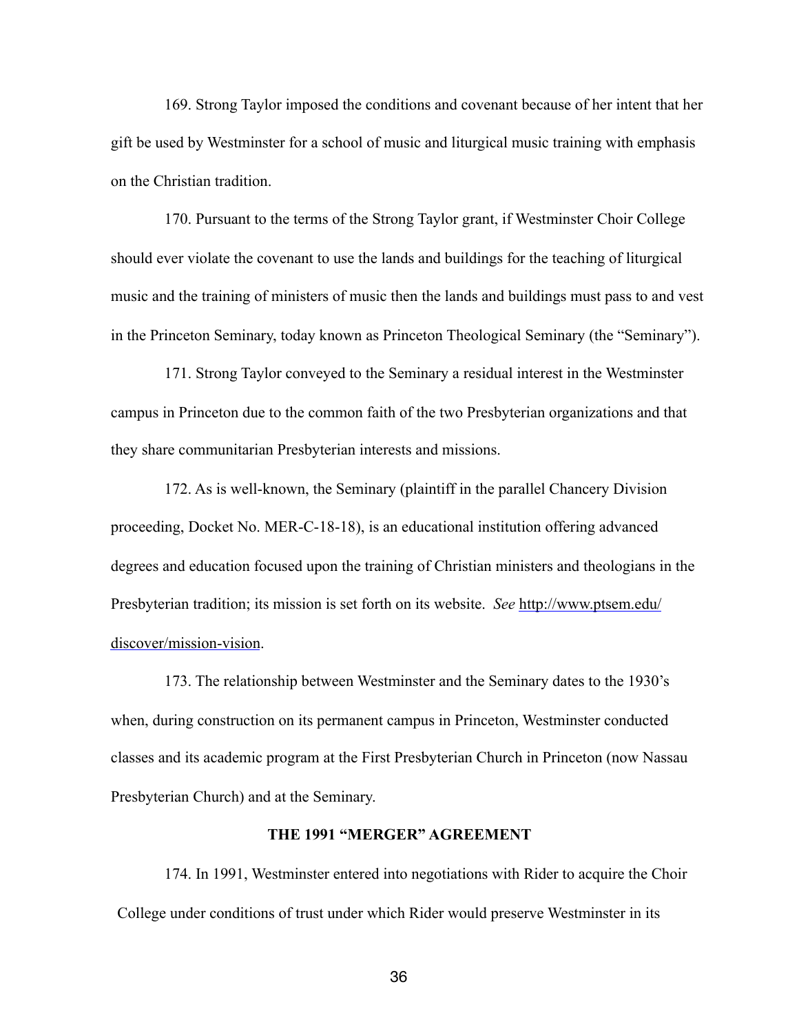169. Strong Taylor imposed the conditions and covenant because of her intent that her gift be used by Westminster for a school of music and liturgical music training with emphasis on the Christian tradition.

170. Pursuant to the terms of the Strong Taylor grant, if Westminster Choir College should ever violate the covenant to use the lands and buildings for the teaching of liturgical music and the training of ministers of music then the lands and buildings must pass to and vest in the Princeton Seminary, today known as Princeton Theological Seminary (the "Seminary").

171. Strong Taylor conveyed to the Seminary a residual interest in the Westminster campus in Princeton due to the common faith of the two Presbyterian organizations and that they share communitarian Presbyterian interests and missions.

172. As is well-known, the Seminary (plaintiff in the parallel Chancery Division proceeding, Docket No. MER-C-18-18), is an educational institution offering advanced degrees and education focused upon the training of Christian ministers and theologians in the Presbyterian tradition; its mission is set forth on its website. *See* http://www.ptsem.edu/discover/mission-vision.

173. The relationship between Westminster and the Seminary dates to the 1930's when, during construction on its permanent campus in Princeton, Westminster conducted classes and its academic program at the First Presbyterian Church in Princeton (now Nassau Presbyterian Church) and at the Seminary.

**THE 1991 "MERGER" AGREEMENT**

174. In 1991, Westminster entered into negotiations with Rider to acquire the Choir College under conditions of trust under which Rider would preserve Westminster in its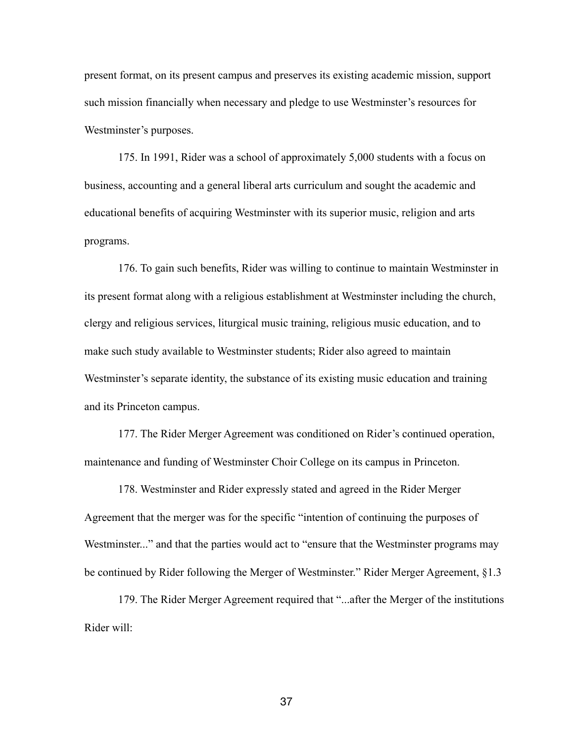present format, on its present campus and preserves its existing academic mission, support such mission financially when necessary and pledge to use Westminster's resources for Westminster's purposes.

175. In 1991, Rider was a school of approximately 5,000 students with a focus on business, accounting and a general liberal arts curriculum and sought the academic and educational benefits of acquiring Westminster with its superior music, religion and arts programs.

176. To gain such benefits, Rider was willing to continue to maintain Westminster in its present format along with a religious establishment at Westminster including the church, clergy and religious services, liturgical music training, religious music education, and to make such study available to Westminster students; Rider also agreed to maintain Westminster's separate identity, the substance of its existing music education and training and its Princeton campus.

177. The Rider Merger Agreement was conditioned on Rider's continued operation, maintenance and funding of Westminster Choir College on its campus in Princeton.

178. Westminster and Rider expressly stated and agreed in the Rider Merger Agreement that the merger was for the specific "intention of continuing the purposes of Westminster..." and that the parties would act to "ensure that the Westminster programs may be continued by Rider following the Merger of Westminster." Rider Merger Agreement, §1.3

179. The Rider Merger Agreement required that "...after the Merger of the institutions Rider will: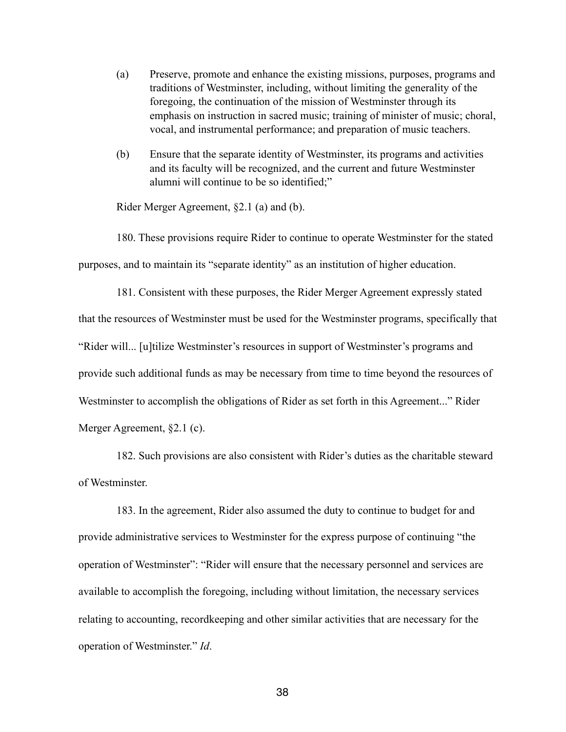(a) Preserve, promote and enhance the existing missions, purposes, programs and traditions of Westminster, including, without limiting the generality of the foregoing, the continuation of the mission of Westminster through its emphasis on instruction in sacred music; training of minister of music; choral, vocal, and instrumental performance; and preparation of music teachers.

(b) Ensure that the separate identity of Westminster, its programs and activities and its faculty will be recognized, and the current and future Westminster alumni will continue to be so identified;"

Rider Merger Agreement, §2.1 (a) and (b).

180. These provisions require Rider to continue to operate Westminster for the stated purposes, and to maintain its "separate identity" as an institution of higher education.

181. Consistent with these purposes, the Rider Merger Agreement expressly stated that the resources of Westminster must be used for the Westminster programs, specifically that "Rider will... [u]tilize Westminster's resources in support of Westminster's programs and provide such additional funds as may be necessary from time to time beyond the resources of Westminster to accomplish the obligations of Rider as set forth in this Agreement..." Rider Merger Agreement, §2.1 (c).

182. Such provisions are also consistent with Rider's duties as the charitable steward of Westminster.

183. In the agreement, Rider also assumed the duty to continue to budget for and provide administrative services to Westminster for the express purpose of continuing "the operation of Westminster": "Rider will ensure that the necessary personnel and services are available to accomplish the foregoing, including without limitation, the necessary services relating to accounting, recordkeeping and other similar activities that are necessary for the operation of Westminster." *Id*.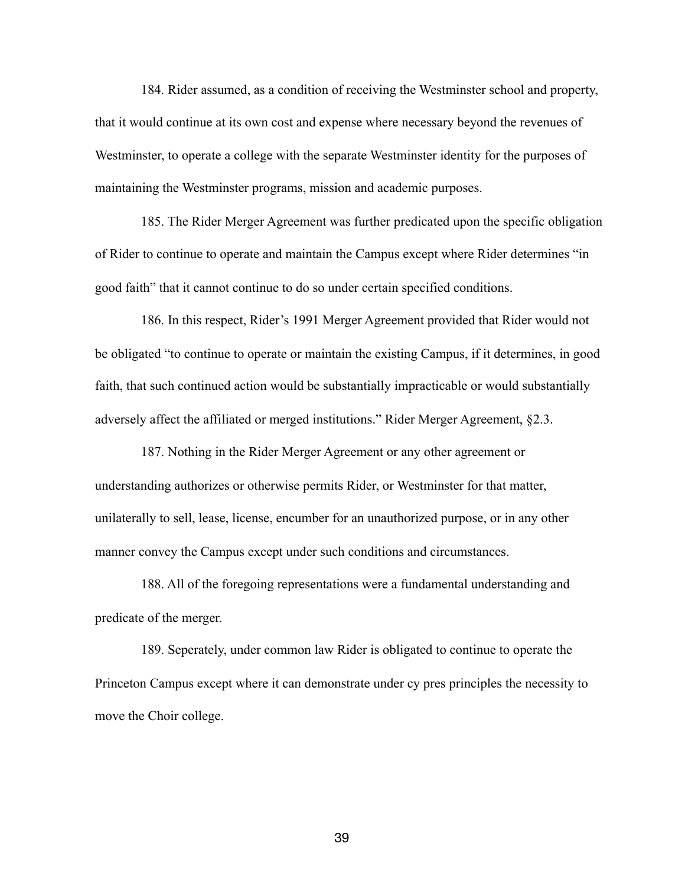184. Rider assumed, as a condition of receiving the Westminster school and property, that it would continue at its own cost and expense where necessary beyond the revenues of Westminster, to operate a college with the separate Westminster identity for the purposes of maintaining the Westminster programs, mission and academic purposes.

185. The Rider Merger Agreement was further predicated upon the specific obligation of Rider to continue to operate and maintain the Campus except where Rider determines "in good faith" that it cannot continue to do so under certain specified conditions.

186. In this respect, Rider's 1991 Merger Agreement provided that Rider would not be obligated "to continue to operate or maintain the existing Campus, if it determines, in good faith, that such continued action would be substantially impracticable or would substantially adversely affect the affiliated or merged institutions." Rider Merger Agreement, §2.3.

187. Nothing in the Rider Merger Agreement or any other agreement or understanding authorizes or otherwise permits Rider, or Westminster for that matter, unilaterally to sell, lease, license, encumber for an unauthorized purpose, or in any other manner convey the Campus except under such conditions and circumstances.

188. All of the foregoing representations were a fundamental understanding and predicate of the merger.

189. Seperately, under common law Rider is obligated to continue to operate the Princeton Campus except where it can demonstrate under cy pres principles the necessity to move the Choir college.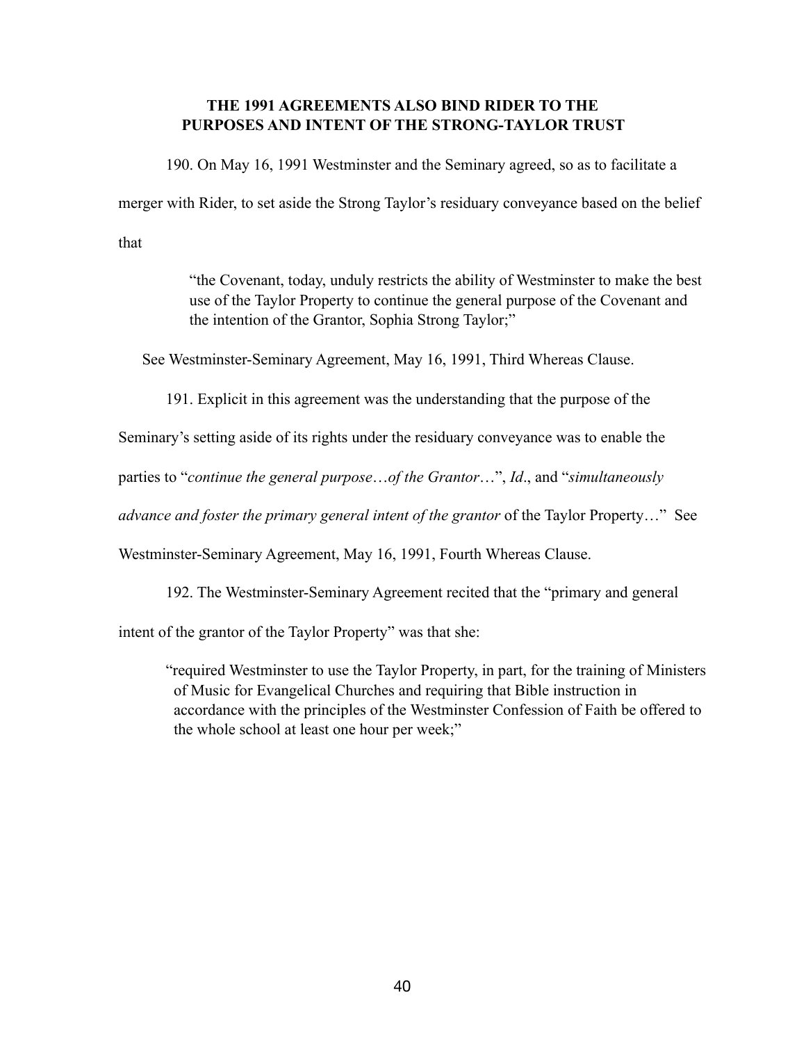## THE 1991 AGREEMENTS ALSO BIND RIDER TO THE PURPOSES AND INTENT OF THE STRONG-TAYLOR TRUST

190. On May 16, 1991 Westminster and the Seminary agreed, so as to facilitate a merger with Rider, to set aside the Strong Taylor's residuary conveyance based on the belief that

> "the Covenant, today, unduly restricts the ability of Westminster to make the best use of the Taylor Property to continue the general purpose of the Covenant and the intention of the Grantor, Sophia Strong Taylor;"

See Westminster-Seminary Agreement, May 16, 1991, Third Whereas Clause.

191. Explicit in this agreement was the understanding that the purpose of the Seminary's setting aside of its rights under the residuary conveyance was to enable the parties to "*continue the general purpose…of the Grantor*…", *Id*., and "*simultaneously advance and foster the primary general intent of the grantor* of the Taylor Property…" See Westminster-Seminary Agreement, May 16, 1991, Fourth Whereas Clause.

192. The Westminster-Seminary Agreement recited that the "primary and general intent of the grantor of the Taylor Property" was that she:

> "required Westminster to use the Taylor Property, in part, for the training of Ministers of Music for Evangelical Churches and requiring that Bible instruction in accordance with the principles of the Westminster Confession of Faith be offered to the whole school at least one hour per week;"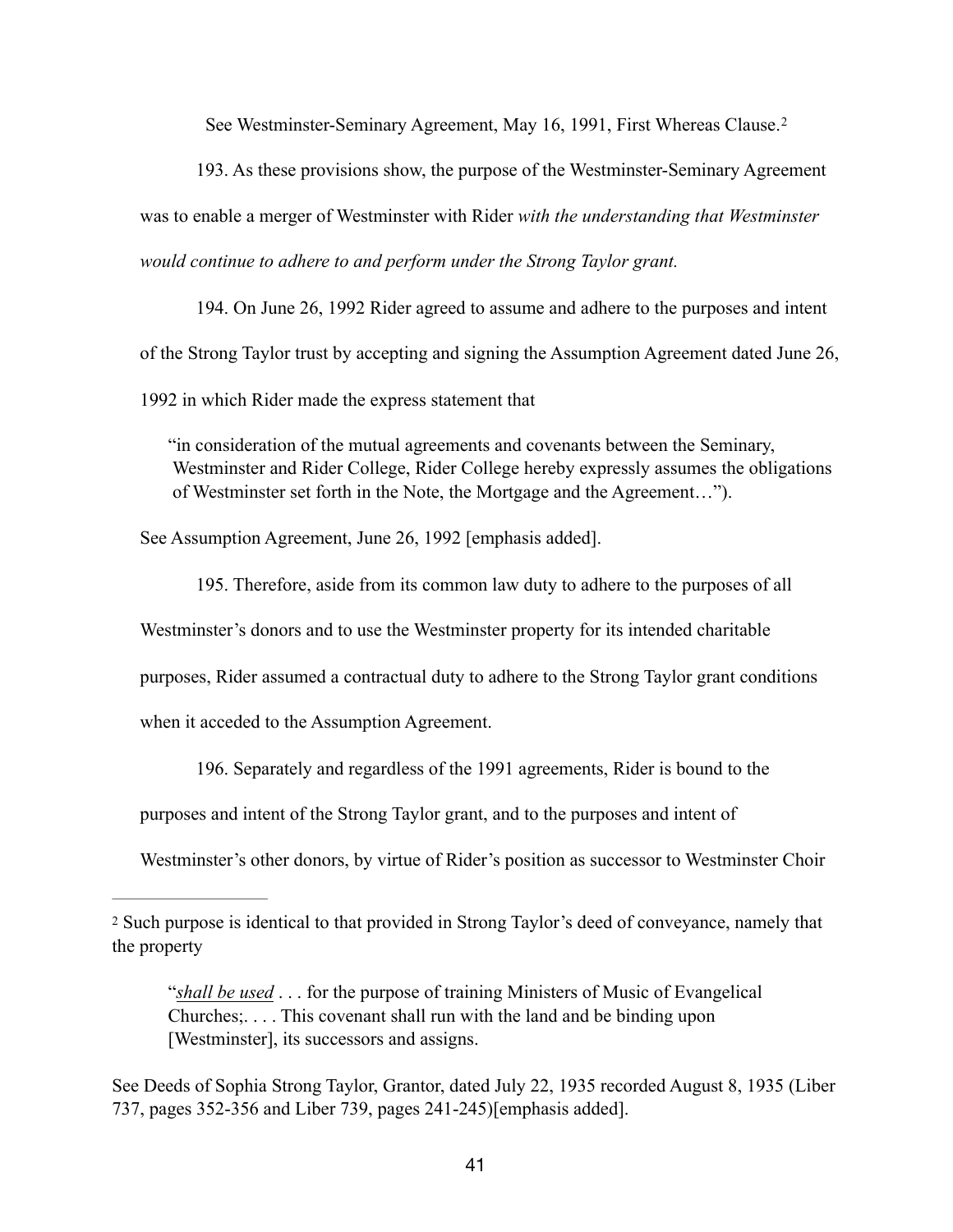See Westminster-Seminary Agreement, May 16, 1991, First Whereas Clause.[2]

193. As these provisions show, the purpose of the Westminster-Seminary Agreement was to enable a merger of Westminster with Rider *with the understanding that Westminster would continue to adhere to and perform under the Strong Taylor grant.*

194. On June 26, 1992 Rider agreed to assume and adhere to the purposes and intent of the Strong Taylor trust by accepting and signing the Assumption Agreement dated June 26, 1992 in which Rider made the express statement that

> "in consideration of the mutual agreements and covenants between the Seminary, Westminster and Rider College, Rider College hereby expressly assumes the obligations of Westminster set forth in the Note, the Mortgage and the Agreement…").

See Assumption Agreement, June 26, 1992 [emphasis added].

195. Therefore, aside from its common law duty to adhere to the purposes of all Westminster's donors and to use the Westminster property for its intended charitable purposes, Rider assumed a contractual duty to adhere to the Strong Taylor grant conditions when it acceded to the Assumption Agreement.

196. Separately and regardless of the 1991 agreements, Rider is bound to the purposes and intent of the Strong Taylor grant, and to the purposes and intent of Westminster's other donors, by virtue of Rider's position as successor to Westminster Choir

---

[2] Such purpose is identical to that provided in Strong Taylor's deed of conveyance, namely that the property

> "*shall be used* . . . for the purpose of training Ministers of Music of Evangelical Churches;. . . . This covenant shall run with the land and be binding upon [Westminster], its successors and assigns.

See Deeds of Sophia Strong Taylor, Grantor, dated July 22, 1935 recorded August 8, 1935 (Liber 737, pages 352-356 and Liber 739, pages 241-245)[emphasis added].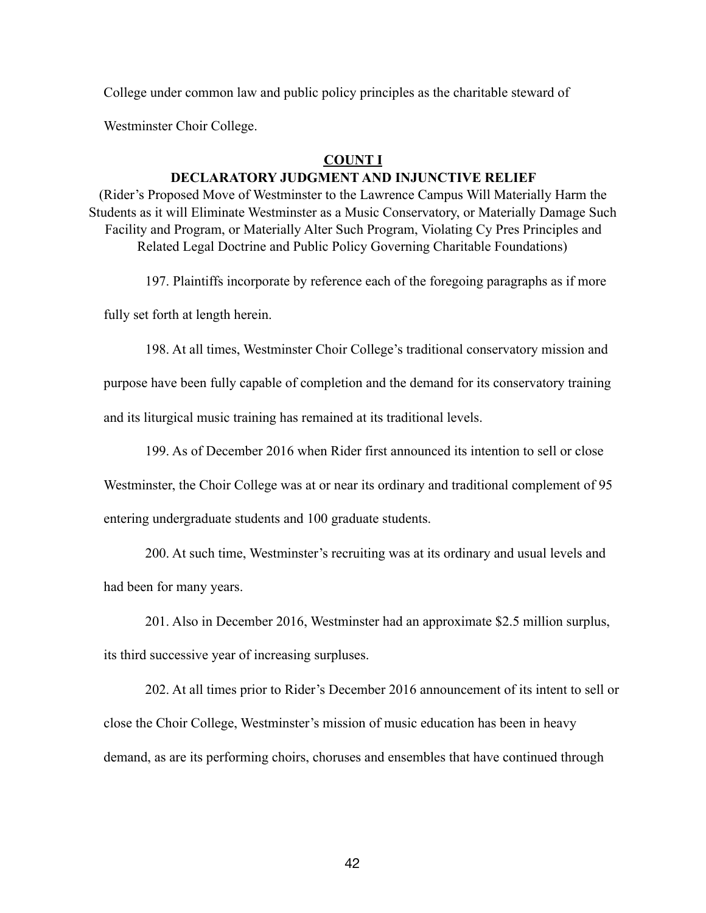College under common law and public policy principles as the charitable steward of Westminster Choir College.

## COUNT I

### DECLARATORY JUDGMENT AND INJUNCTIVE RELIEF

(Rider's Proposed Move of Westminster to the Lawrence Campus Will Materially Harm the Students as it will Eliminate Westminster as a Music Conservatory, or Materially Damage Such Facility and Program, or Materially Alter Such Program, Violating Cy Pres Principles and Related Legal Doctrine and Public Policy Governing Charitable Foundations)

197. Plaintiffs incorporate by reference each of the foregoing paragraphs as if more fully set forth at length herein.

198. At all times, Westminster Choir College's traditional conservatory mission and purpose have been fully capable of completion and the demand for its conservatory training and its liturgical music training has remained at its traditional levels.

199. As of December 2016 when Rider first announced its intention to sell or close Westminster, the Choir College was at or near its ordinary and traditional complement of 95 entering undergraduate students and 100 graduate students.

200. At such time, Westminster's recruiting was at its ordinary and usual levels and had been for many years.

201. Also in December 2016, Westminster had an approximate $2.5 million surplus, its third successive year of increasing surpluses.

202. At all times prior to Rider's December 2016 announcement of its intent to sell or close the Choir College, Westminster's mission of music education has been in heavy demand, as are its performing choirs, choruses and ensembles that have continued through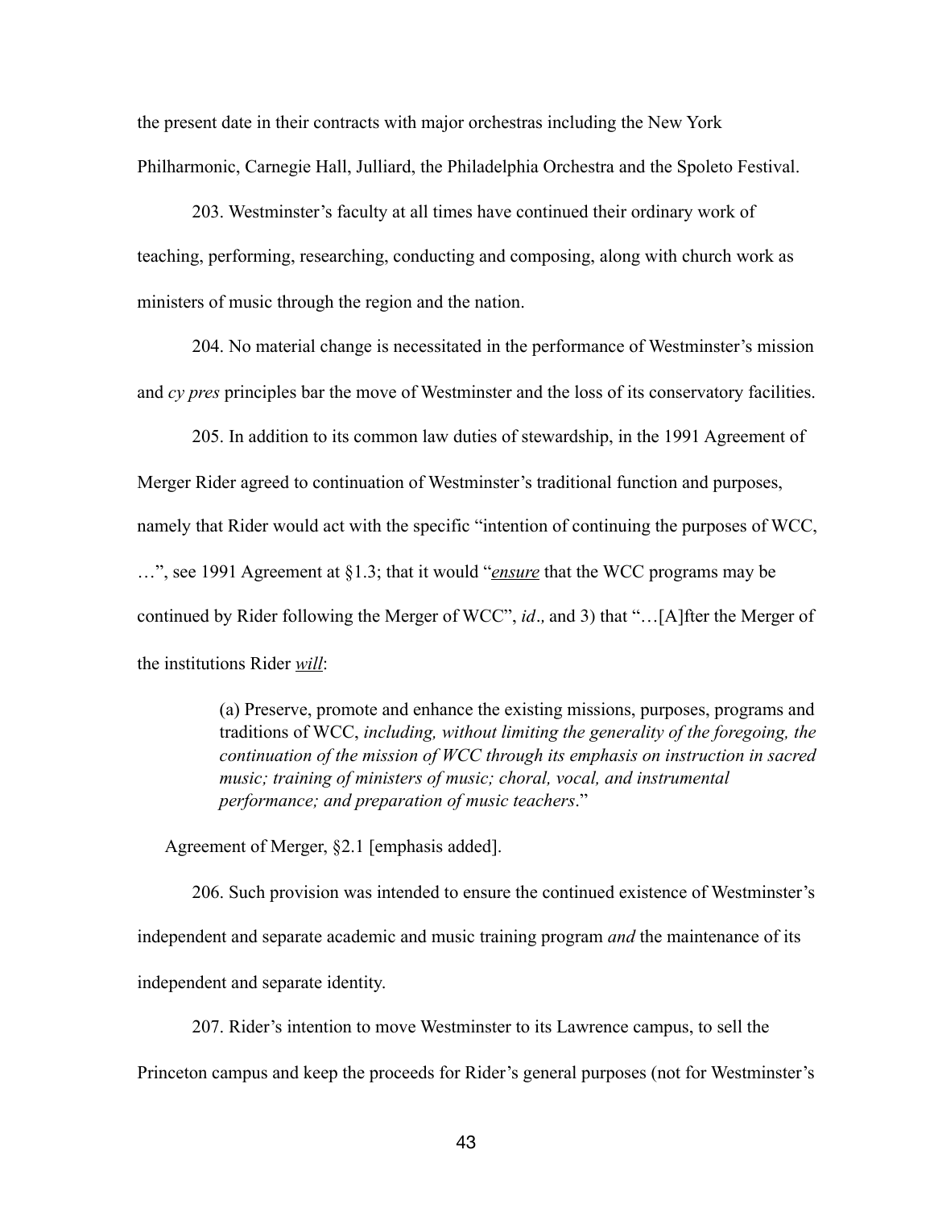the present date in their contracts with major orchestras including the New York Philharmonic, Carnegie Hall, Julliard, the Philadelphia Orchestra and the Spoleto Festival.

203. Westminster's faculty at all times have continued their ordinary work of teaching, performing, researching, conducting and composing, along with church work as ministers of music through the region and the nation.

204. No material change is necessitated in the performance of Westminster's mission and *cy pres* principles bar the move of Westminster and the loss of its conservatory facilities.

205. In addition to its common law duties of stewardship, in the 1991 Agreement of Merger Rider agreed to continuation of Westminster's traditional function and purposes, namely that Rider would act with the specific "intention of continuing the purposes of WCC, …", see 1991 Agreement at §1.3; that it would "*ensure* that the WCC programs may be continued by Rider following the Merger of WCC", *id*., and 3) that "…[A]fter the Merger of the institutions Rider *will*:

> (a) Preserve, promote and enhance the existing missions, purposes, programs and traditions of WCC, *including, without limiting the generality of the foregoing, the continuation of the mission of WCC through its emphasis on instruction in sacred music; training of ministers of music; choral, vocal, and instrumental performance; and preparation of music teachers*."

Agreement of Merger, §2.1 [emphasis added].

206. Such provision was intended to ensure the continued existence of Westminster's independent and separate academic and music training program *and* the maintenance of its independent and separate identity.

207. Rider's intention to move Westminster to its Lawrence campus, to sell the Princeton campus and keep the proceeds for Rider's general purposes (not for Westminster's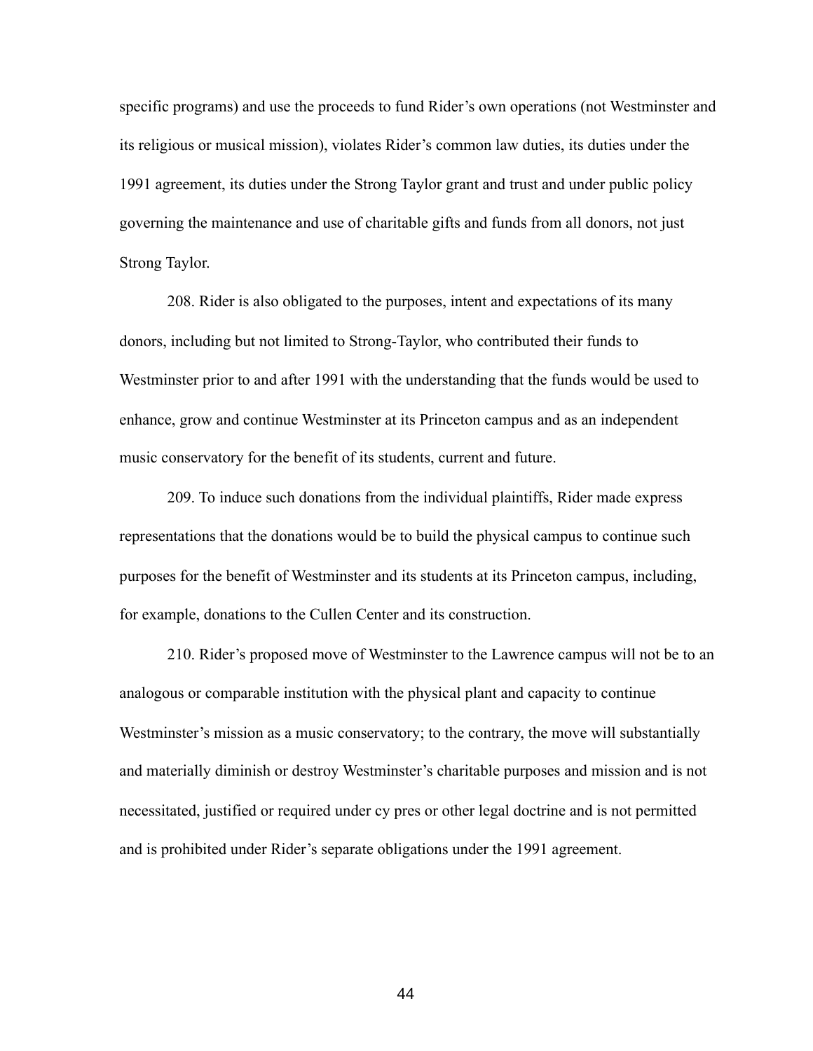specific programs) and use the proceeds to fund Rider's own operations (not Westminster and its religious or musical mission), violates Rider's common law duties, its duties under the 1991 agreement, its duties under the Strong Taylor grant and trust and under public policy governing the maintenance and use of charitable gifts and funds from all donors, not just Strong Taylor.

208. Rider is also obligated to the purposes, intent and expectations of its many donors, including but not limited to Strong-Taylor, who contributed their funds to Westminster prior to and after 1991 with the understanding that the funds would be used to enhance, grow and continue Westminster at its Princeton campus and as an independent music conservatory for the benefit of its students, current and future.

209. To induce such donations from the individual plaintiffs, Rider made express representations that the donations would be to build the physical campus to continue such purposes for the benefit of Westminster and its students at its Princeton campus, including, for example, donations to the Cullen Center and its construction.

210. Rider's proposed move of Westminster to the Lawrence campus will not be to an analogous or comparable institution with the physical plant and capacity to continue Westminster's mission as a music conservatory; to the contrary, the move will substantially and materially diminish or destroy Westminster's charitable purposes and mission and is not necessitated, justified or required under cy pres or other legal doctrine and is not permitted and is prohibited under Rider's separate obligations under the 1991 agreement.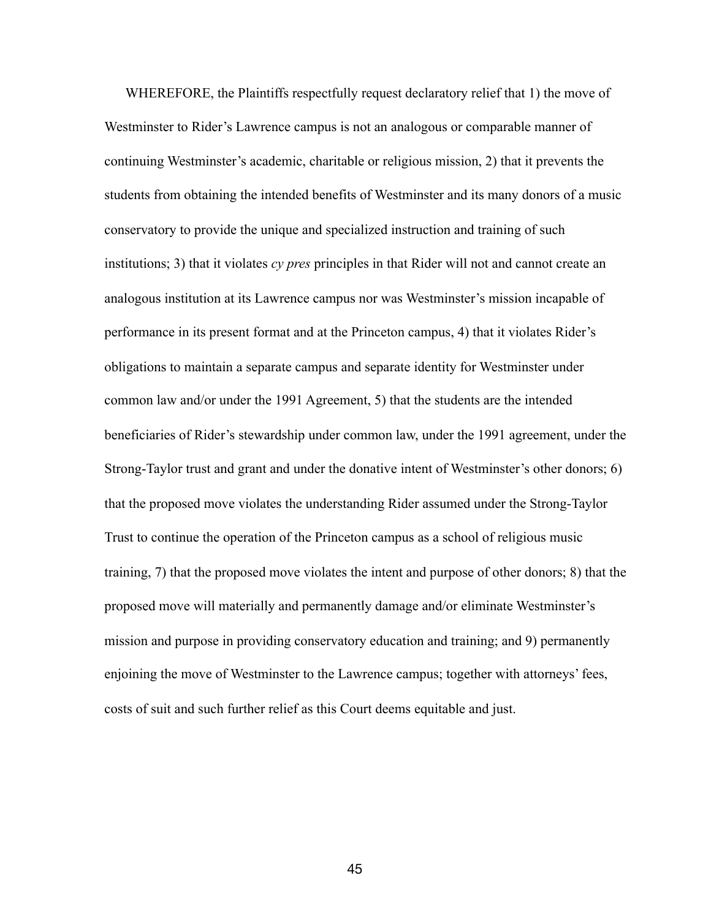WHEREFORE, the Plaintiffs respectfully request declaratory relief that 1) the move of Westminster to Rider's Lawrence campus is not an analogous or comparable manner of continuing Westminster's academic, charitable or religious mission, 2) that it prevents the students from obtaining the intended benefits of Westminster and its many donors of a music conservatory to provide the unique and specialized instruction and training of such institutions; 3) that it violates *cy pres* principles in that Rider will not and cannot create an analogous institution at its Lawrence campus nor was Westminster's mission incapable of performance in its present format and at the Princeton campus, 4) that it violates Rider's obligations to maintain a separate campus and separate identity for Westminster under common law and/or under the 1991 Agreement, 5) that the students are the intended beneficiaries of Rider's stewardship under common law, under the 1991 agreement, under the Strong-Taylor trust and grant and under the donative intent of Westminster's other donors; 6) that the proposed move violates the understanding Rider assumed under the Strong-Taylor Trust to continue the operation of the Princeton campus as a school of religious music training, 7) that the proposed move violates the intent and purpose of other donors; 8) that the proposed move will materially and permanently damage and/or eliminate Westminster's mission and purpose in providing conservatory education and training; and 9) permanently enjoining the move of Westminster to the Lawrence campus; together with attorneys' fees, costs of suit and such further relief as this Court deems equitable and just.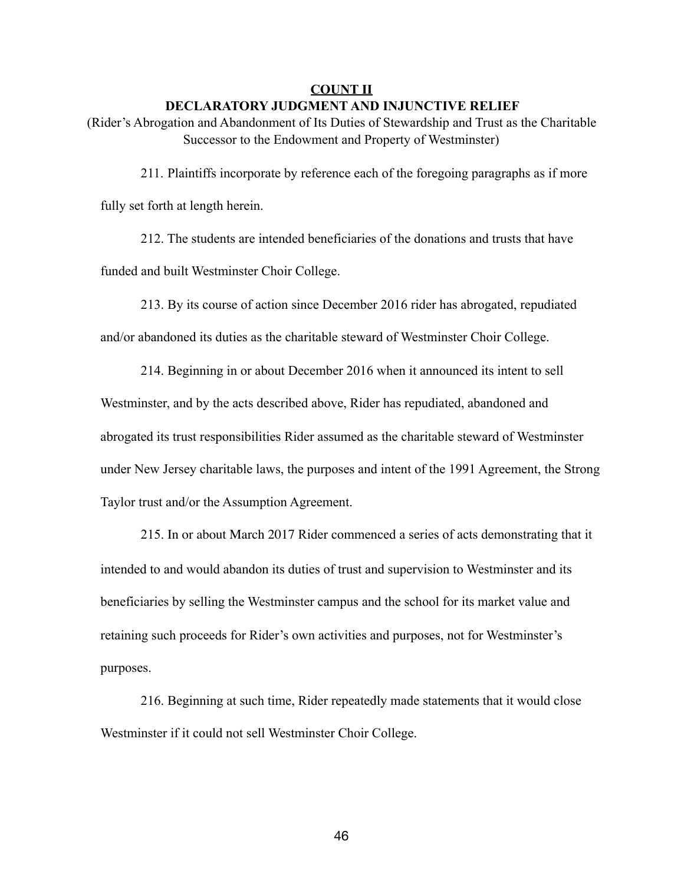## COUNT II

### DECLARATORY JUDGMENT AND INJUNCTIVE RELIEF

(Rider's Abrogation and Abandonment of Its Duties of Stewardship and Trust as the Charitable Successor to the Endowment and Property of Westminster)

211. Plaintiffs incorporate by reference each of the foregoing paragraphs as if more fully set forth at length herein.

212. The students are intended beneficiaries of the donations and trusts that have funded and built Westminster Choir College.

213. By its course of action since December 2016 rider has abrogated, repudiated and/or abandoned its duties as the charitable steward of Westminster Choir College.

214. Beginning in or about December 2016 when it announced its intent to sell Westminster, and by the acts described above, Rider has repudiated, abandoned and abrogated its trust responsibilities Rider assumed as the charitable steward of Westminster under New Jersey charitable laws, the purposes and intent of the 1991 Agreement, the Strong Taylor trust and/or the Assumption Agreement.

215. In or about March 2017 Rider commenced a series of acts demonstrating that it intended to and would abandon its duties of trust and supervision to Westminster and its beneficiaries by selling the Westminster campus and the school for its market value and retaining such proceeds for Rider's own activities and purposes, not for Westminster's purposes.

216. Beginning at such time, Rider repeatedly made statements that it would close Westminster if it could not sell Westminster Choir College.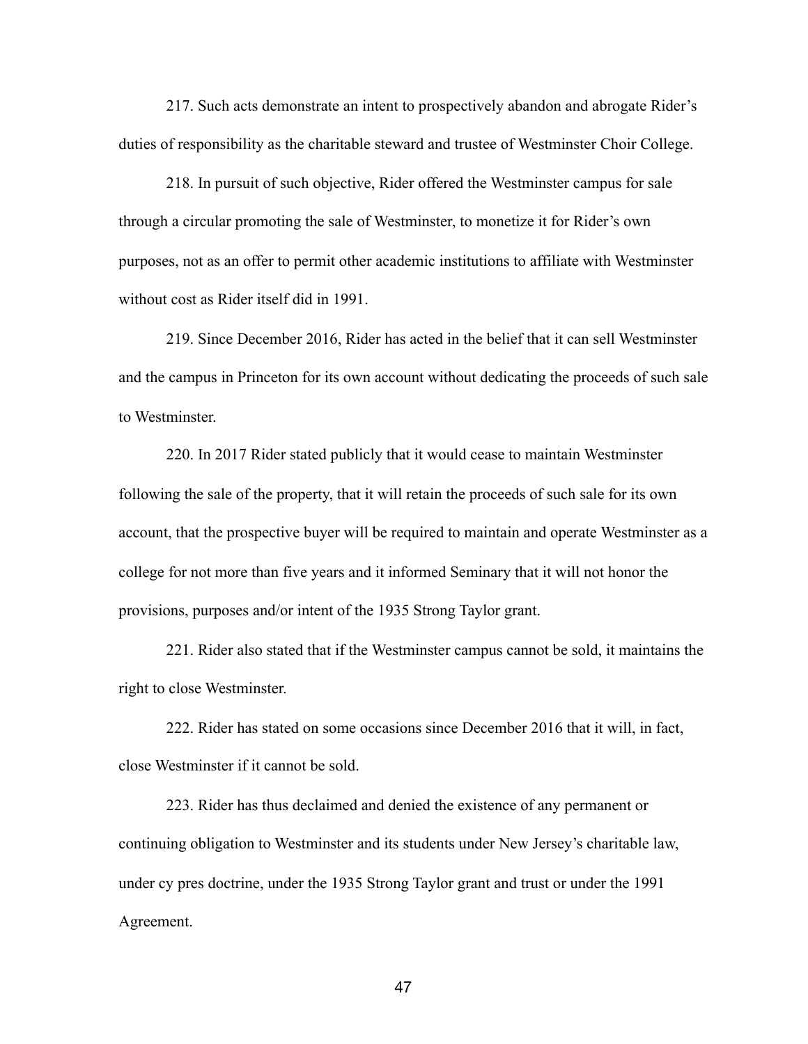217. Such acts demonstrate an intent to prospectively abandon and abrogate Rider's duties of responsibility as the charitable steward and trustee of Westminster Choir College.

218. In pursuit of such objective, Rider offered the Westminster campus for sale through a circular promoting the sale of Westminster, to monetize it for Rider's own purposes, not as an offer to permit other academic institutions to affiliate with Westminster without cost as Rider itself did in 1991.

219. Since December 2016, Rider has acted in the belief that it can sell Westminster and the campus in Princeton for its own account without dedicating the proceeds of such sale to Westminster.

220. In 2017 Rider stated publicly that it would cease to maintain Westminster following the sale of the property, that it will retain the proceeds of such sale for its own account, that the prospective buyer will be required to maintain and operate Westminster as a college for not more than five years and it informed Seminary that it will not honor the provisions, purposes and/or intent of the 1935 Strong Taylor grant.

221. Rider also stated that if the Westminster campus cannot be sold, it maintains the right to close Westminster.

222. Rider has stated on some occasions since December 2016 that it will, in fact, close Westminster if it cannot be sold.

223. Rider has thus declaimed and denied the existence of any permanent or continuing obligation to Westminster and its students under New Jersey's charitable law, under cy pres doctrine, under the 1935 Strong Taylor grant and trust or under the 1991 Agreement.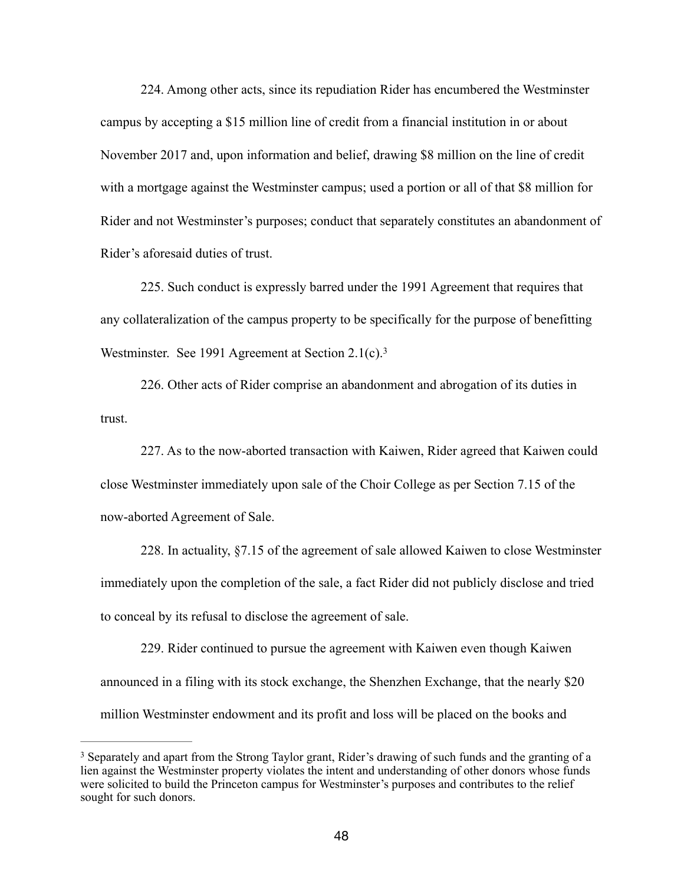224. Among other acts, since its repudiation Rider has encumbered the Westminster campus by accepting a $15 million line of credit from a financial institution in or about November 2017 and, upon information and belief, drawing $8 million on the line of credit with a mortgage against the Westminster campus; used a portion or all of that $8 million for Rider and not Westminster's purposes; conduct that separately constitutes an abandonment of Rider's aforesaid duties of trust.

225. Such conduct is expressly barred under the 1991 Agreement that requires that any collateralization of the campus property to be specifically for the purpose of benefitting Westminster. See 1991 Agreement at Section 2.1(c).[3]

226. Other acts of Rider comprise an abandonment and abrogation of its duties in trust.

227. As to the now-aborted transaction with Kaiwen, Rider agreed that Kaiwen could close Westminster immediately upon sale of the Choir College as per Section 7.15 of the now-aborted Agreement of Sale.

228. In actuality, §7.15 of the agreement of sale allowed Kaiwen to close Westminster immediately upon the completion of the sale, a fact Rider did not publicly disclose and tried to conceal by its refusal to disclose the agreement of sale.

229. Rider continued to pursue the agreement with Kaiwen even though Kaiwen announced in a filing with its stock exchange, the Shenzhen Exchange, that the nearly $20 million Westminster endowment and its profit and loss will be placed on the books and

---

[3] Separately and apart from the Strong Taylor grant, Rider's drawing of such funds and the granting of a lien against the Westminster property violates the intent and understanding of other donors whose funds were solicited to build the Princeton campus for Westminster's purposes and contributes to the relief sought for such donors.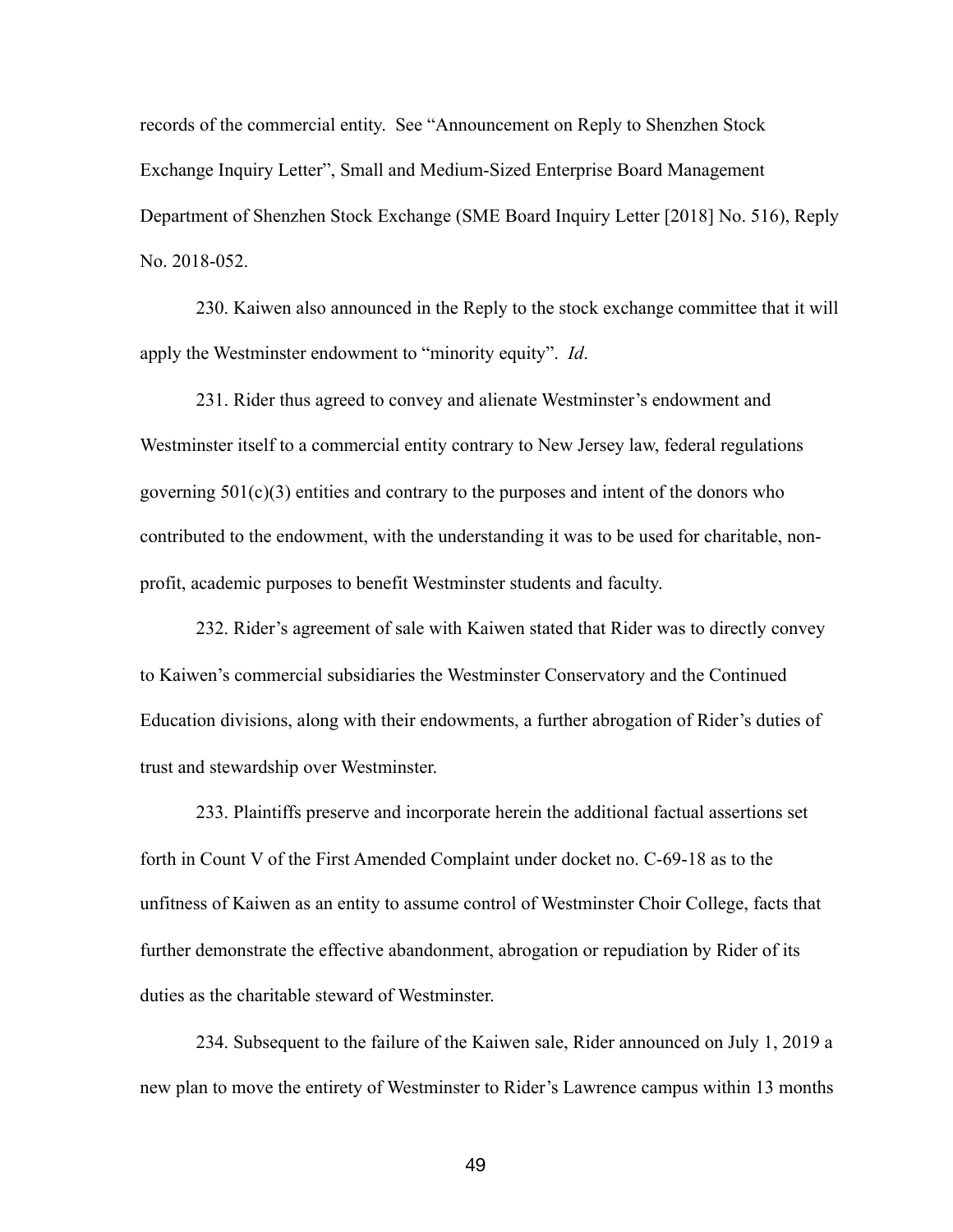records of the commercial entity. See "Announcement on Reply to Shenzhen Stock Exchange Inquiry Letter", Small and Medium-Sized Enterprise Board Management Department of Shenzhen Stock Exchange (SME Board Inquiry Letter [2018] No. 516), Reply No. 2018-052.

230. Kaiwen also announced in the Reply to the stock exchange committee that it will apply the Westminster endowment to "minority equity". *Id*.

231. Rider thus agreed to convey and alienate Westminster's endowment and Westminster itself to a commercial entity contrary to New Jersey law, federal regulations governing 501(c)(3) entities and contrary to the purposes and intent of the donors who contributed to the endowment, with the understanding it was to be used for charitable, non-profit, academic purposes to benefit Westminster students and faculty.

232. Rider's agreement of sale with Kaiwen stated that Rider was to directly convey to Kaiwen's commercial subsidiaries the Westminster Conservatory and the Continued Education divisions, along with their endowments, a further abrogation of Rider's duties of trust and stewardship over Westminster.

233. Plaintiffs preserve and incorporate herein the additional factual assertions set forth in Count V of the First Amended Complaint under docket no. C-69-18 as to the unfitness of Kaiwen as an entity to assume control of Westminster Choir College, facts that further demonstrate the effective abandonment, abrogation or repudiation by Rider of its duties as the charitable steward of Westminster.

234. Subsequent to the failure of the Kaiwen sale, Rider announced on July 1, 2019 a new plan to move the entirety of Westminster to Rider's Lawrence campus within 13 months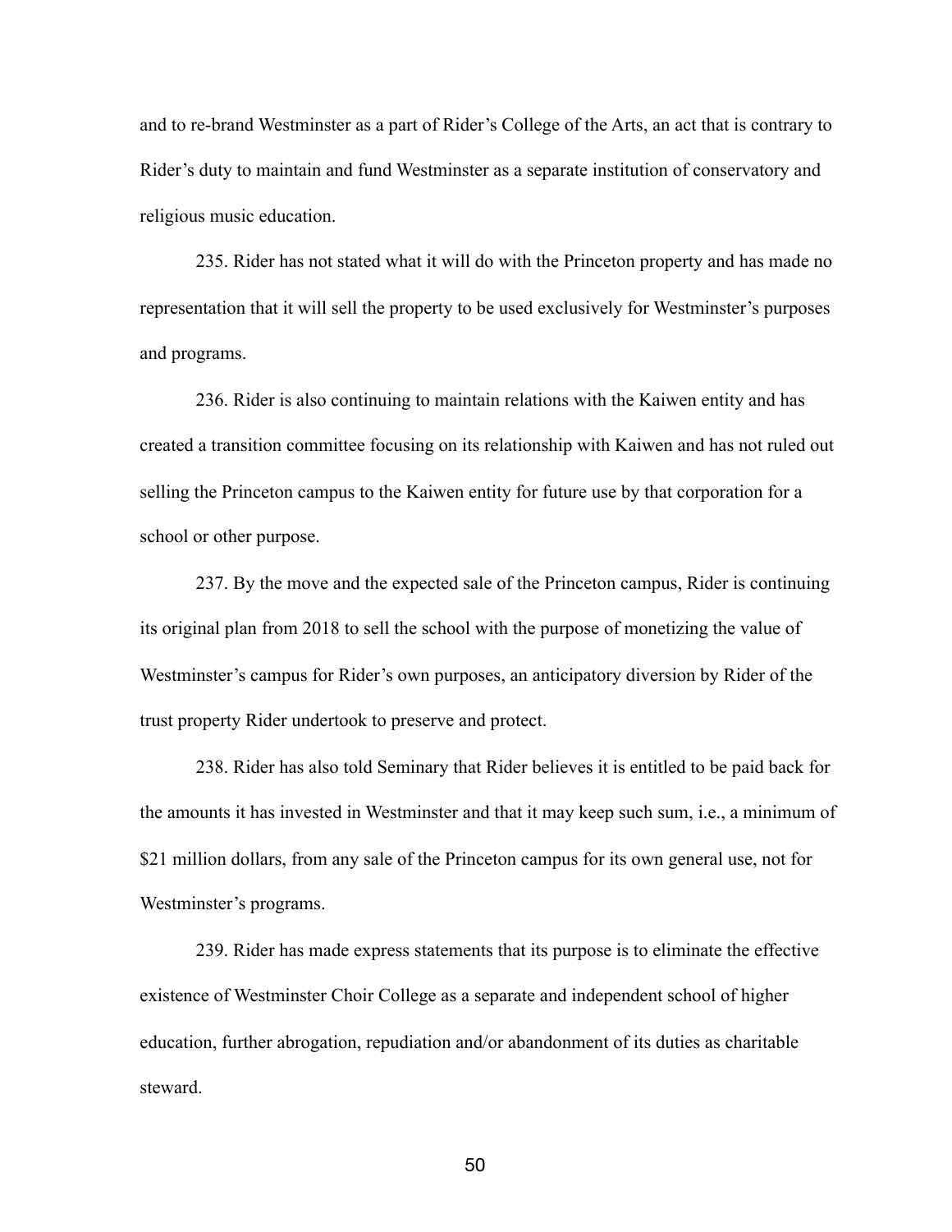and to re-brand Westminster as a part of Rider's College of the Arts, an act that is contrary to Rider's duty to maintain and fund Westminster as a separate institution of conservatory and religious music education.

235. Rider has not stated what it will do with the Princeton property and has made no representation that it will sell the property to be used exclusively for Westminster's purposes and programs.

236. Rider is also continuing to maintain relations with the Kaiwen entity and has created a transition committee focusing on its relationship with Kaiwen and has not ruled out selling the Princeton campus to the Kaiwen entity for future use by that corporation for a school or other purpose.

237. By the move and the expected sale of the Princeton campus, Rider is continuing its original plan from 2018 to sell the school with the purpose of monetizing the value of Westminster's campus for Rider's own purposes, an anticipatory diversion by Rider of the trust property Rider undertook to preserve and protect.

238. Rider has also told Seminary that Rider believes it is entitled to be paid back for the amounts it has invested in Westminster and that it may keep such sum, i.e., a minimum of \$21 million dollars, from any sale of the Princeton campus for its own general use, not for Westminster's programs.

239. Rider has made express statements that its purpose is to eliminate the effective existence of Westminster Choir College as a separate and independent school of higher education, further abrogation, repudiation and/or abandonment of its duties as charitable steward.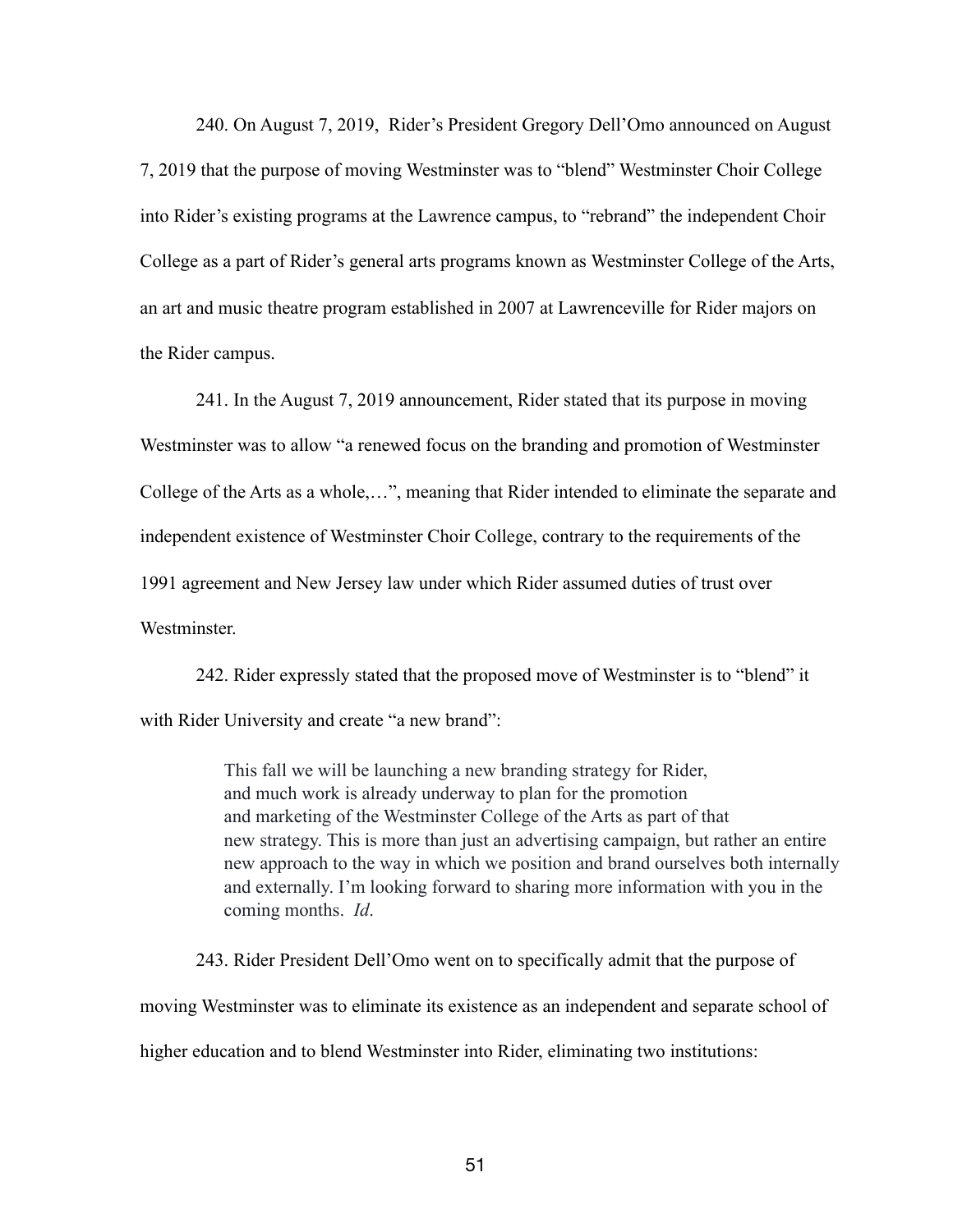240. On August 7, 2019,  Rider's President Gregory Dell'Omo announced on August 7, 2019 that the purpose of moving Westminster was to "blend" Westminster Choir College into Rider's existing programs at the Lawrence campus, to "rebrand" the independent Choir College as a part of Rider's general arts programs known as Westminster College of the Arts, an art and music theatre program established in 2007 at Lawrenceville for Rider majors on the Rider campus.

241. In the August 7, 2019 announcement, Rider stated that its purpose in moving Westminster was to allow "a renewed focus on the branding and promotion of Westminster College of the Arts as a whole,…", meaning that Rider intended to eliminate the separate and independent existence of Westminster Choir College, contrary to the requirements of the 1991 agreement and New Jersey law under which Rider assumed duties of trust over Westminster.

242. Rider expressly stated that the proposed move of Westminster is to "blend" it with Rider University and create "a new brand":

> This fall we will be launching a new branding strategy for Rider, and much work is already underway to plan for the promotion and marketing of the Westminster College of the Arts as part of that new strategy. This is more than just an advertising campaign, but rather an entire new approach to the way in which we position and brand ourselves both internally and externally. I'm looking forward to sharing more information with you in the coming months. *Id*.

243. Rider President Dell'Omo went on to specifically admit that the purpose of moving Westminster was to eliminate its existence as an independent and separate school of higher education and to blend Westminster into Rider, eliminating two institutions: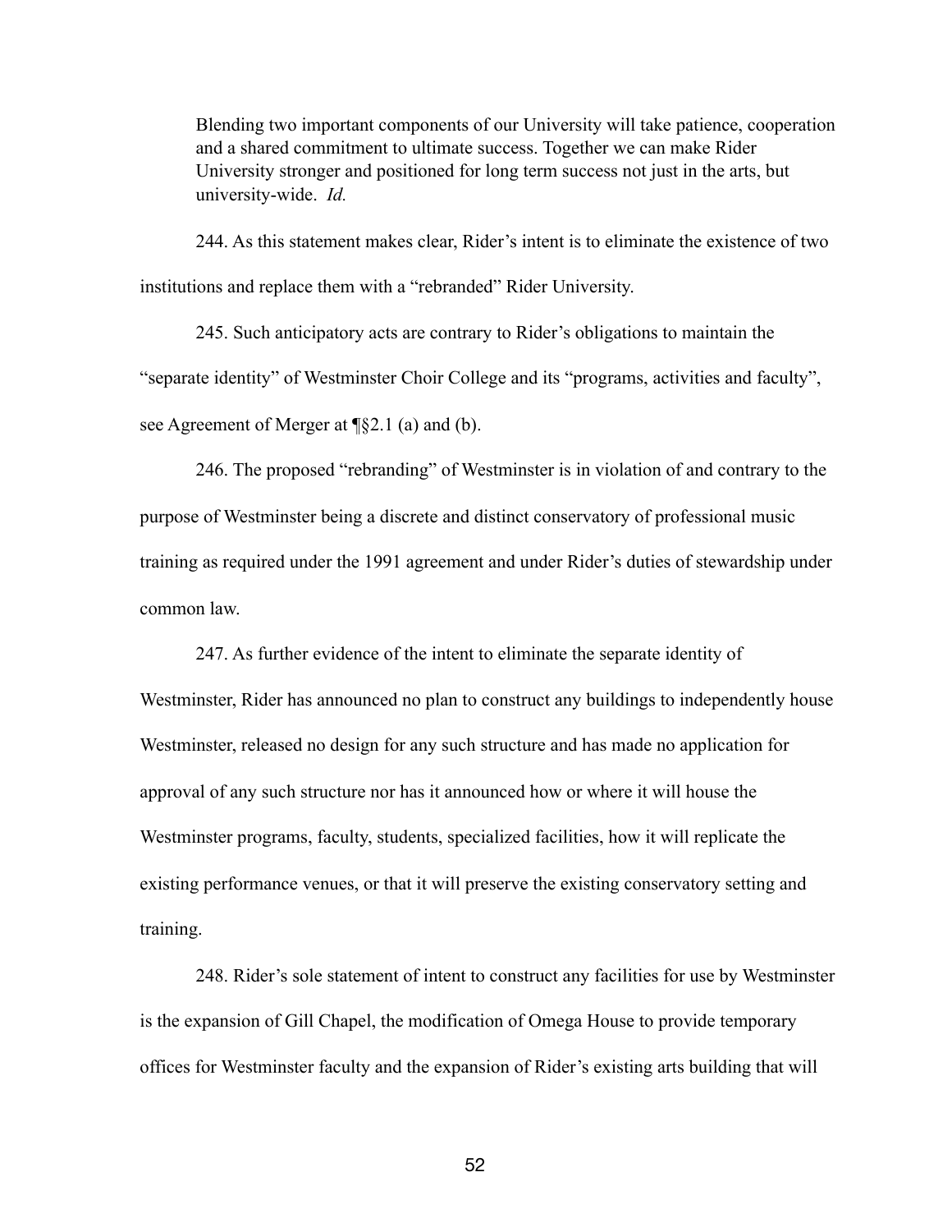> Blending two important components of our University will take patience, cooperation and a shared commitment to ultimate success. Together we can make Rider University stronger and positioned for long term success not just in the arts, but university-wide. *Id.*

244. As this statement makes clear, Rider's intent is to eliminate the existence of two institutions and replace them with a "rebranded" Rider University.

245. Such anticipatory acts are contrary to Rider's obligations to maintain the "separate identity" of Westminster Choir College and its "programs, activities and faculty", see Agreement of Merger at ¶§2.1 (a) and (b).

246. The proposed "rebranding" of Westminster is in violation of and contrary to the purpose of Westminster being a discrete and distinct conservatory of professional music training as required under the 1991 agreement and under Rider's duties of stewardship under common law.

247. As further evidence of the intent to eliminate the separate identity of Westminster, Rider has announced no plan to construct any buildings to independently house Westminster, released no design for any such structure and has made no application for approval of any such structure nor has it announced how or where it will house the Westminster programs, faculty, students, specialized facilities, how it will replicate the existing performance venues, or that it will preserve the existing conservatory setting and training.

248. Rider's sole statement of intent to construct any facilities for use by Westminster is the expansion of Gill Chapel, the modification of Omega House to provide temporary offices for Westminster faculty and the expansion of Rider's existing arts building that will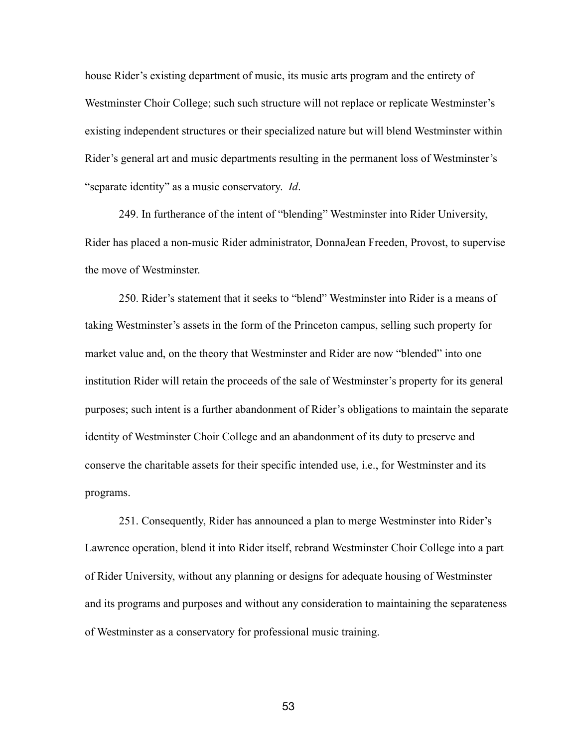house Rider's existing department of music, its music arts program and the entirety of Westminster Choir College; such such structure will not replace or replicate Westminster's existing independent structures or their specialized nature but will blend Westminster within Rider's general art and music departments resulting in the permanent loss of Westminster's "separate identity" as a music conservatory. *Id*.

249. In furtherance of the intent of "blending" Westminster into Rider University, Rider has placed a non-music Rider administrator, DonnaJean Freeden, Provost, to supervise the move of Westminster.

250. Rider's statement that it seeks to "blend" Westminster into Rider is a means of taking Westminster's assets in the form of the Princeton campus, selling such property for market value and, on the theory that Westminster and Rider are now "blended" into one institution Rider will retain the proceeds of the sale of Westminster's property for its general purposes; such intent is a further abandonment of Rider's obligations to maintain the separate identity of Westminster Choir College and an abandonment of its duty to preserve and conserve the charitable assets for their specific intended use, i.e., for Westminster and its programs.

251. Consequently, Rider has announced a plan to merge Westminster into Rider's Lawrence operation, blend it into Rider itself, rebrand Westminster Choir College into a part of Rider University, without any planning or designs for adequate housing of Westminster and its programs and purposes and without any consideration to maintaining the separateness of Westminster as a conservatory for professional music training.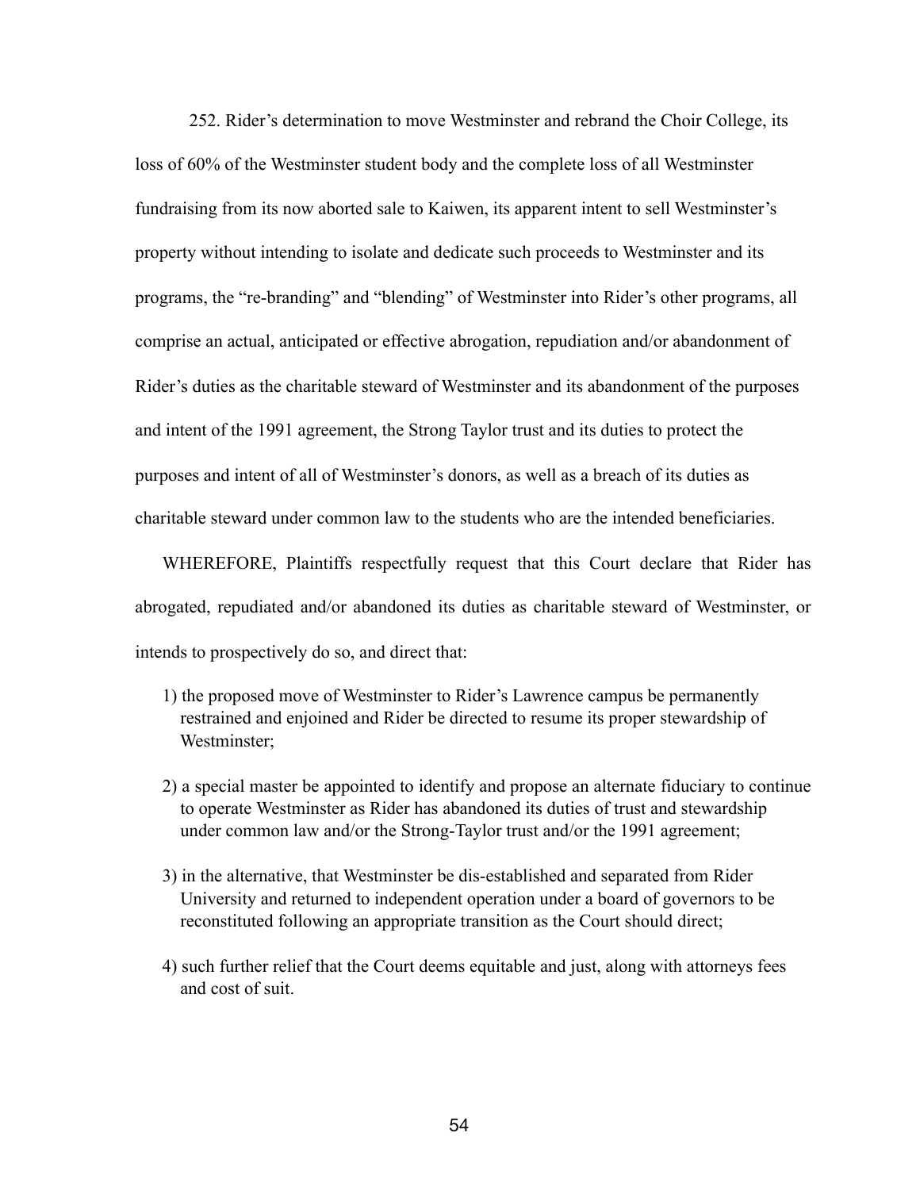252. Rider's determination to move Westminster and rebrand the Choir College, its loss of 60% of the Westminster student body and the complete loss of all Westminster fundraising from its now aborted sale to Kaiwen, its apparent intent to sell Westminster's property without intending to isolate and dedicate such proceeds to Westminster and its programs, the "re-branding" and "blending" of Westminster into Rider's other programs, all comprise an actual, anticipated or effective abrogation, repudiation and/or abandonment of Rider's duties as the charitable steward of Westminster and its abandonment of the purposes and intent of the 1991 agreement, the Strong Taylor trust and its duties to protect the purposes and intent of all of Westminster's donors, as well as a breach of its duties as charitable steward under common law to the students who are the intended beneficiaries.

WHEREFORE, Plaintiffs respectfully request that this Court declare that Rider has abrogated, repudiated and/or abandoned its duties as charitable steward of Westminster, or intends to prospectively do so, and direct that:

1) the proposed move of Westminster to Rider's Lawrence campus be permanently restrained and enjoined and Rider be directed to resume its proper stewardship of Westminster;

2) a special master be appointed to identify and propose an alternate fiduciary to continue to operate Westminster as Rider has abandoned its duties of trust and stewardship under common law and/or the Strong-Taylor trust and/or the 1991 agreement;

3) in the alternative, that Westminster be dis-established and separated from Rider University and returned to independent operation under a board of governors to be reconstituted following an appropriate transition as the Court should direct;

4) such further relief that the Court deems equitable and just, along with attorneys fees and cost of suit.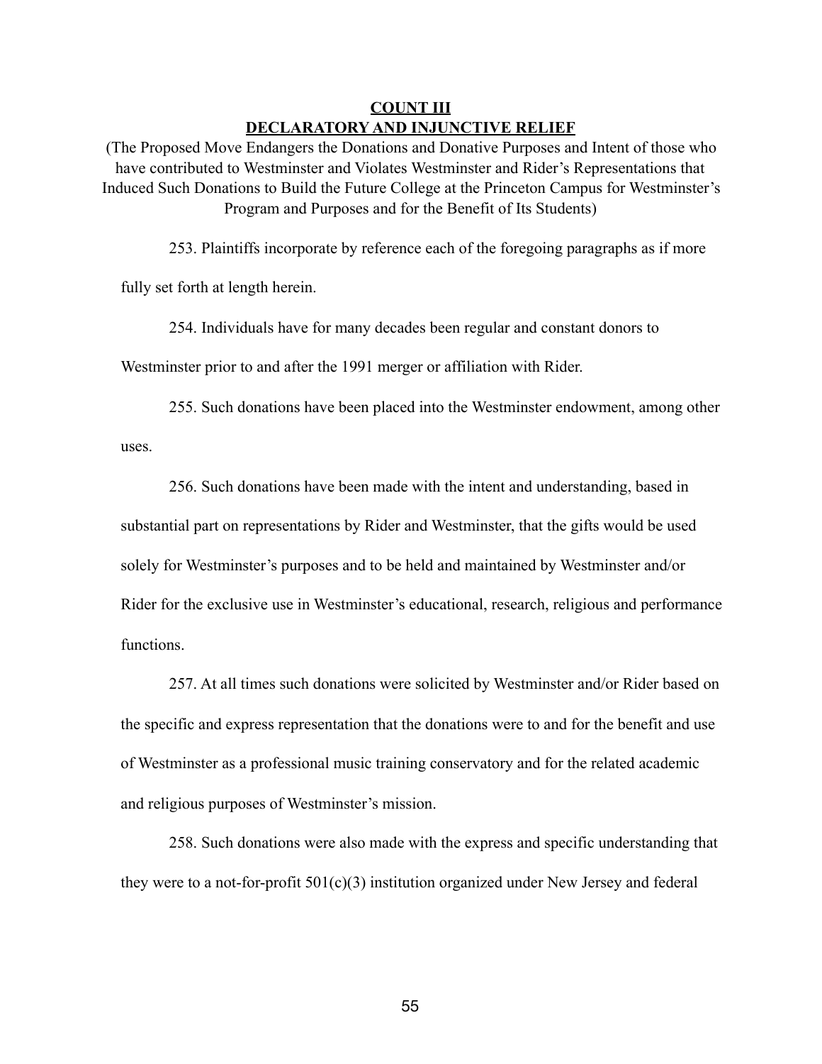## COUNT III

## DECLARATORY AND INJUNCTIVE RELIEF

(The Proposed Move Endangers the Donations and Donative Purposes and Intent of those who have contributed to Westminster and Violates Westminster and Rider's Representations that Induced Such Donations to Build the Future College at the Princeton Campus for Westminster's Program and Purposes and for the Benefit of Its Students)

253. Plaintiffs incorporate by reference each of the foregoing paragraphs as if more fully set forth at length herein.

254. Individuals have for many decades been regular and constant donors to Westminster prior to and after the 1991 merger or affiliation with Rider.

255. Such donations have been placed into the Westminster endowment, among other uses.

256. Such donations have been made with the intent and understanding, based in substantial part on representations by Rider and Westminster, that the gifts would be used solely for Westminster's purposes and to be held and maintained by Westminster and/or Rider for the exclusive use in Westminster's educational, research, religious and performance functions.

257. At all times such donations were solicited by Westminster and/or Rider based on the specific and express representation that the donations were to and for the benefit and use of Westminster as a professional music training conservatory and for the related academic and religious purposes of Westminster's mission.

258. Such donations were also made with the express and specific understanding that they were to a not-for-profit 501(c)(3) institution organized under New Jersey and federal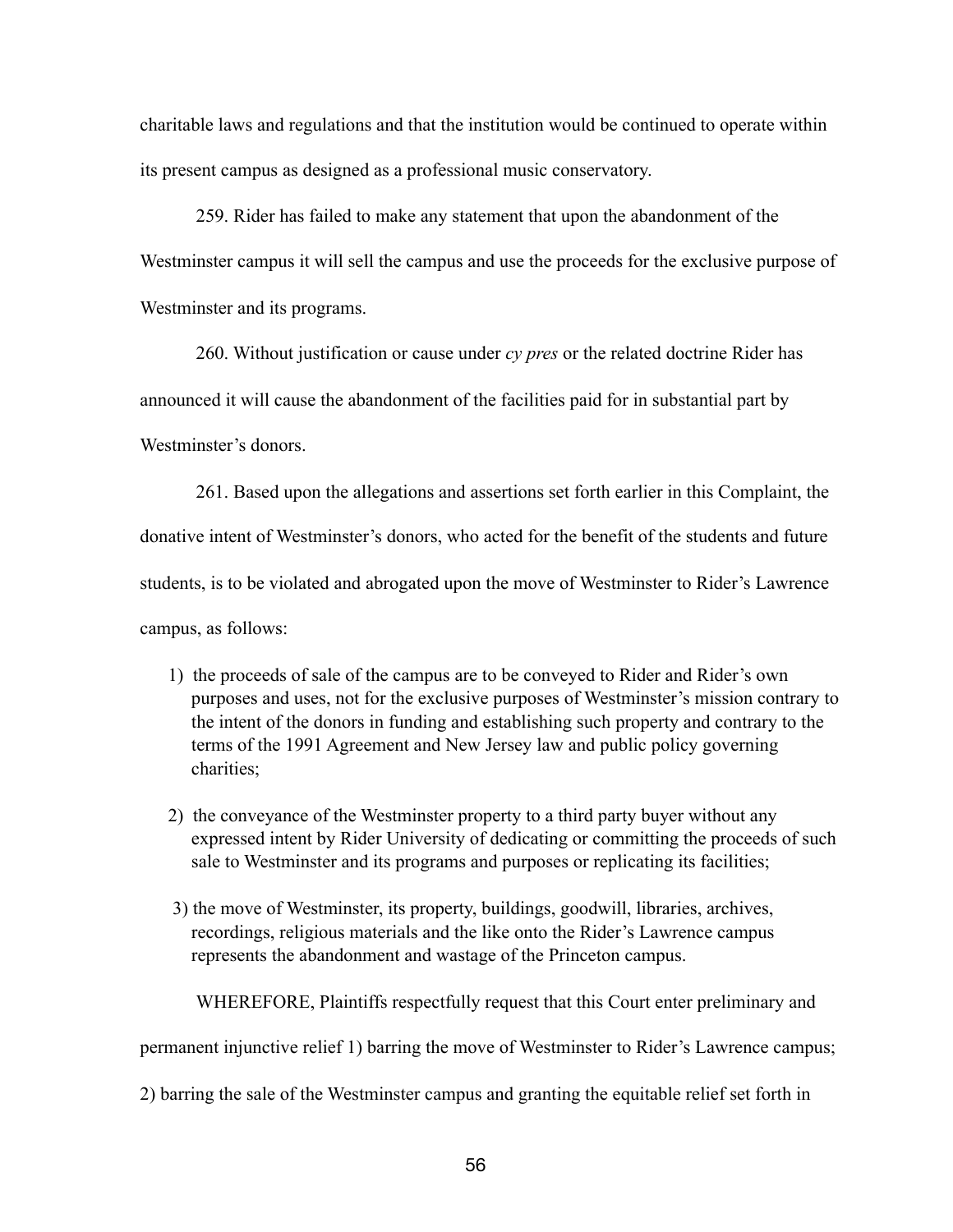charitable laws and regulations and that the institution would be continued to operate within its present campus as designed as a professional music conservatory.

259. Rider has failed to make any statement that upon the abandonment of the Westminster campus it will sell the campus and use the proceeds for the exclusive purpose of Westminster and its programs.

260. Without justification or cause under *cy pres* or the related doctrine Rider has announced it will cause the abandonment of the facilities paid for in substantial part by Westminster's donors.

261. Based upon the allegations and assertions set forth earlier in this Complaint, the donative intent of Westminster's donors, who acted for the benefit of the students and future students, is to be violated and abrogated upon the move of Westminster to Rider's Lawrence campus, as follows:

1) the proceeds of sale of the campus are to be conveyed to Rider and Rider's own purposes and uses, not for the exclusive purposes of Westminster's mission contrary to the intent of the donors in funding and establishing such property and contrary to the terms of the 1991 Agreement and New Jersey law and public policy governing charities;

2) the conveyance of the Westminster property to a third party buyer without any expressed intent by Rider University of dedicating or committing the proceeds of such sale to Westminster and its programs and purposes or replicating its facilities;

3) the move of Westminster, its property, buildings, goodwill, libraries, archives, recordings, religious materials and the like onto the Rider's Lawrence campus represents the abandonment and wastage of the Princeton campus.

WHEREFORE, Plaintiffs respectfully request that this Court enter preliminary and permanent injunctive relief 1) barring the move of Westminster to Rider's Lawrence campus; 2) barring the sale of the Westminster campus and granting the equitable relief set forth in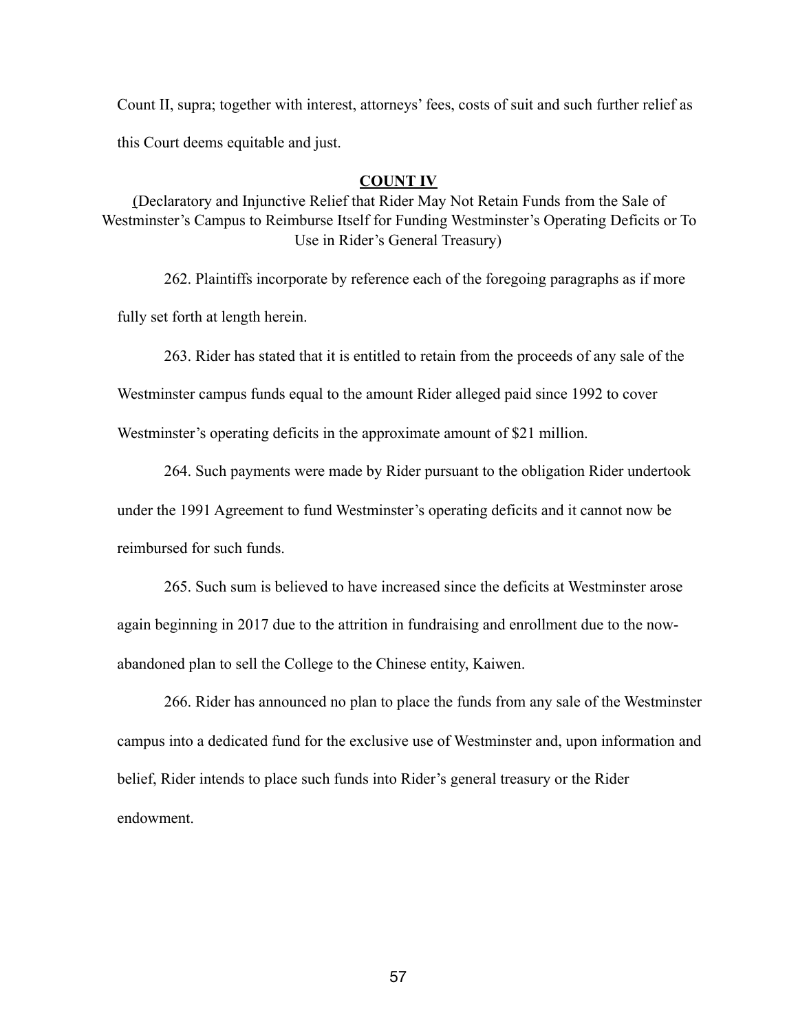Count II, supra; together with interest, attorneys' fees, costs of suit and such further relief as this Court deems equitable and just.

## COUNT IV

(Declaratory and Injunctive Relief that Rider May Not Retain Funds from the Sale of Westminster's Campus to Reimburse Itself for Funding Westminster's Operating Deficits or To Use in Rider's General Treasury)

262. Plaintiffs incorporate by reference each of the foregoing paragraphs as if more fully set forth at length herein.

263. Rider has stated that it is entitled to retain from the proceeds of any sale of the Westminster campus funds equal to the amount Rider alleged paid since 1992 to cover Westminster's operating deficits in the approximate amount of $21 million.

264. Such payments were made by Rider pursuant to the obligation Rider undertook under the 1991 Agreement to fund Westminster's operating deficits and it cannot now be reimbursed for such funds.

265. Such sum is believed to have increased since the deficits at Westminster arose again beginning in 2017 due to the attrition in fundraising and enrollment due to the now-abandoned plan to sell the College to the Chinese entity, Kaiwen.

266. Rider has announced no plan to place the funds from any sale of the Westminster campus into a dedicated fund for the exclusive use of Westminster and, upon information and belief, Rider intends to place such funds into Rider's general treasury or the Rider endowment.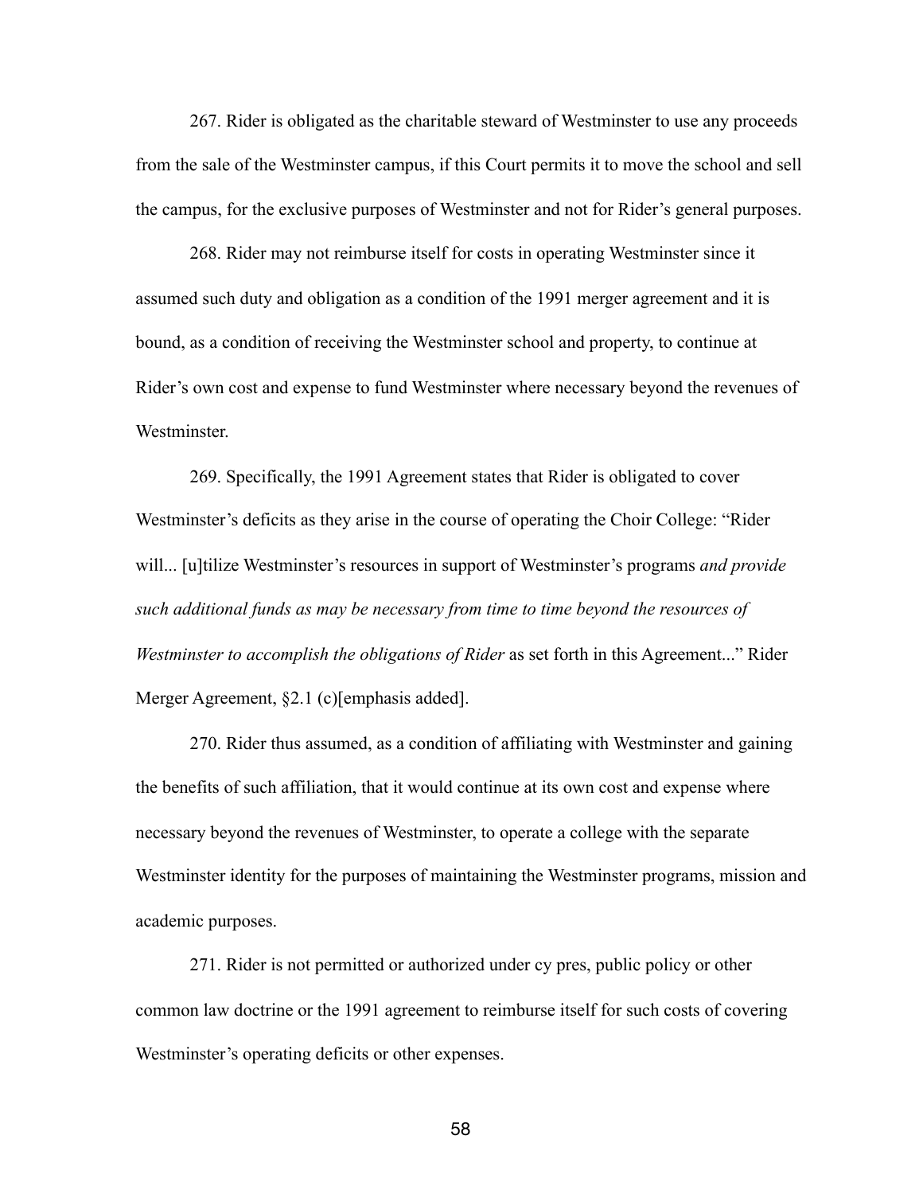267. Rider is obligated as the charitable steward of Westminster to use any proceeds from the sale of the Westminster campus, if this Court permits it to move the school and sell the campus, for the exclusive purposes of Westminster and not for Rider's general purposes.

268. Rider may not reimburse itself for costs in operating Westminster since it assumed such duty and obligation as a condition of the 1991 merger agreement and it is bound, as a condition of receiving the Westminster school and property, to continue at Rider's own cost and expense to fund Westminster where necessary beyond the revenues of Westminster.

269. Specifically, the 1991 Agreement states that Rider is obligated to cover Westminster's deficits as they arise in the course of operating the Choir College: "Rider will... [u]tilize Westminster's resources in support of Westminster's programs *and provide such additional funds as may be necessary from time to time beyond the resources of Westminster to accomplish the obligations of Rider* as set forth in this Agreement..." Rider Merger Agreement, §2.1 (c)[emphasis added].

270. Rider thus assumed, as a condition of affiliating with Westminster and gaining the benefits of such affiliation, that it would continue at its own cost and expense where necessary beyond the revenues of Westminster, to operate a college with the separate Westminster identity for the purposes of maintaining the Westminster programs, mission and academic purposes.

271. Rider is not permitted or authorized under cy pres, public policy or other common law doctrine or the 1991 agreement to reimburse itself for such costs of covering Westminster's operating deficits or other expenses.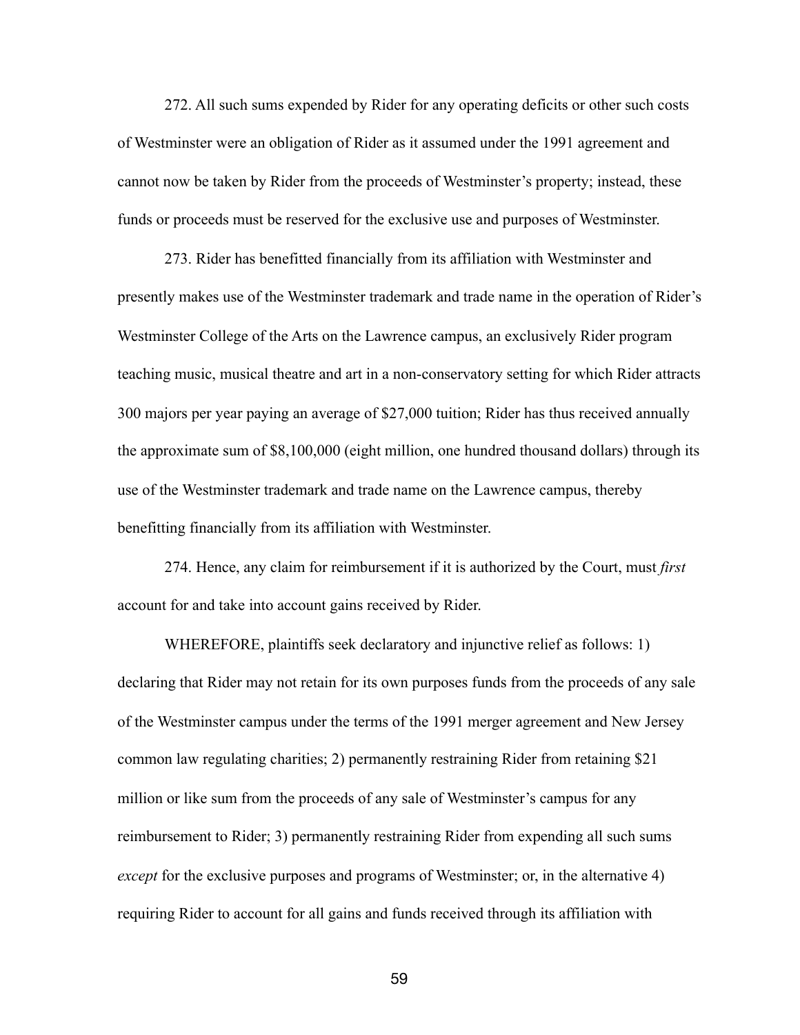272. All such sums expended by Rider for any operating deficits or other such costs of Westminster were an obligation of Rider as it assumed under the 1991 agreement and cannot now be taken by Rider from the proceeds of Westminster's property; instead, these funds or proceeds must be reserved for the exclusive use and purposes of Westminster.

273. Rider has benefitted financially from its affiliation with Westminster and presently makes use of the Westminster trademark and trade name in the operation of Rider's Westminster College of the Arts on the Lawrence campus, an exclusively Rider program teaching music, musical theatre and art in a non-conservatory setting for which Rider attracts 300 majors per year paying an average of $27,000 tuition; Rider has thus received annually the approximate sum of $8,100,000 (eight million, one hundred thousand dollars) through its use of the Westminster trademark and trade name on the Lawrence campus, thereby benefitting financially from its affiliation with Westminster.

274. Hence, any claim for reimbursement if it is authorized by the Court, must *first* account for and take into account gains received by Rider.

WHEREFORE, plaintiffs seek declaratory and injunctive relief as follows: 1) declaring that Rider may not retain for its own purposes funds from the proceeds of any sale of the Westminster campus under the terms of the 1991 merger agreement and New Jersey common law regulating charities; 2) permanently restraining Rider from retaining $21 million or like sum from the proceeds of any sale of Westminster's campus for any reimbursement to Rider; 3) permanently restraining Rider from expending all such sums *except* for the exclusive purposes and programs of Westminster; or, in the alternative 4) requiring Rider to account for all gains and funds received through its affiliation with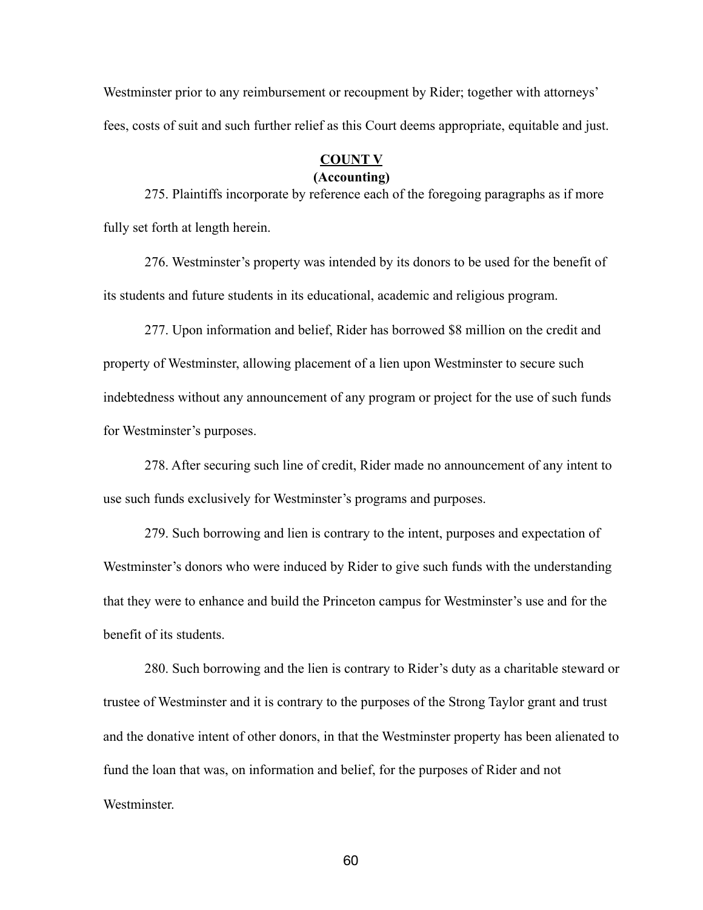Westminster prior to any reimbursement or recoupment by Rider; together with attorneys' fees, costs of suit and such further relief as this Court deems appropriate, equitable and just.

## COUNT V
**(Accounting)**

275. Plaintiffs incorporate by reference each of the foregoing paragraphs as if more fully set forth at length herein.

276. Westminster's property was intended by its donors to be used for the benefit of its students and future students in its educational, academic and religious program.

277. Upon information and belief, Rider has borrowed \$8 million on the credit and property of Westminster, allowing placement of a lien upon Westminster to secure such indebtedness without any announcement of any program or project for the use of such funds for Westminster's purposes.

278. After securing such line of credit, Rider made no announcement of any intent to use such funds exclusively for Westminster's programs and purposes.

279. Such borrowing and lien is contrary to the intent, purposes and expectation of Westminster's donors who were induced by Rider to give such funds with the understanding that they were to enhance and build the Princeton campus for Westminster's use and for the benefit of its students.

280. Such borrowing and the lien is contrary to Rider's duty as a charitable steward or trustee of Westminster and it is contrary to the purposes of the Strong Taylor grant and trust and the donative intent of other donors, in that the Westminster property has been alienated to fund the loan that was, on information and belief, for the purposes of Rider and not Westminster.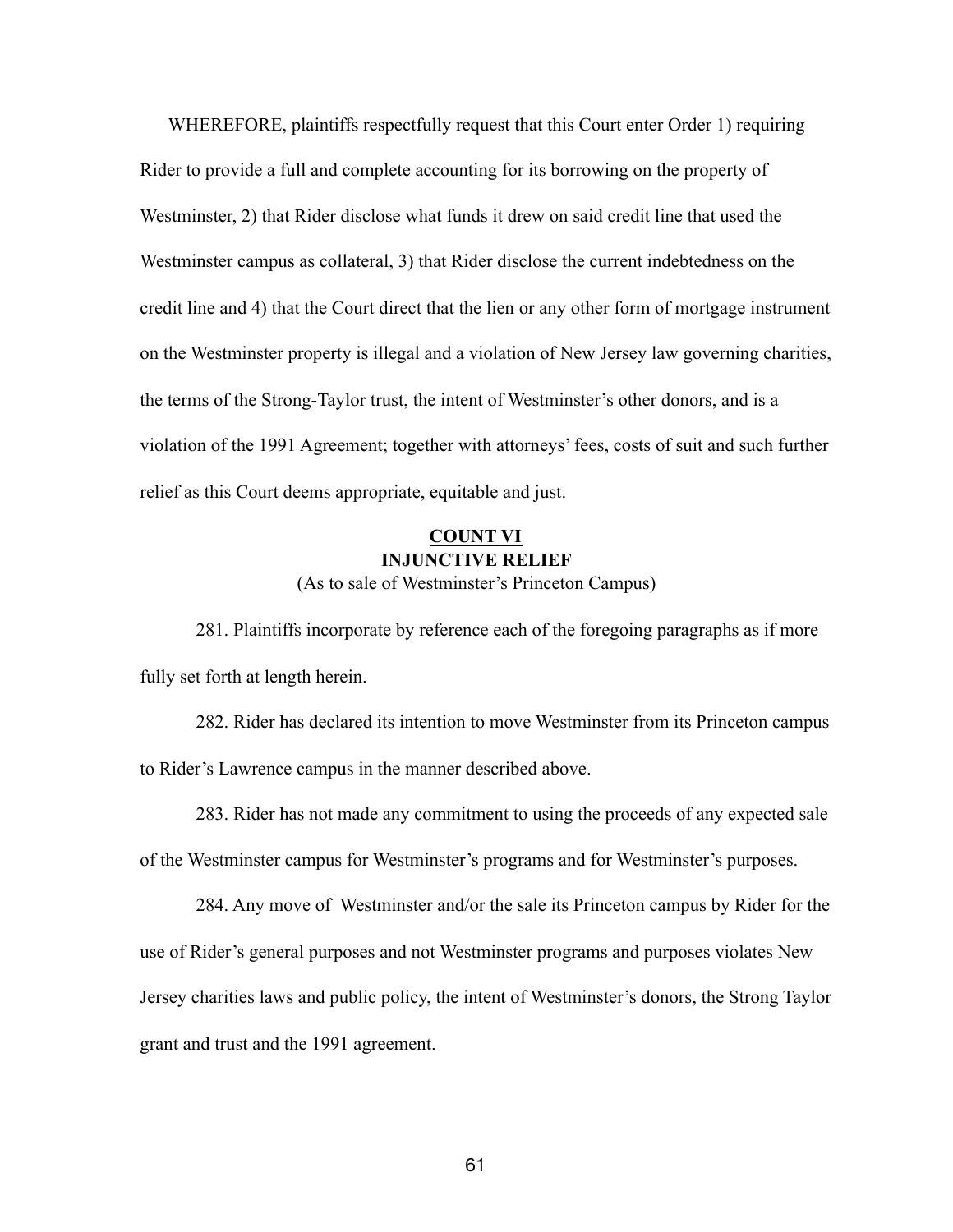WHEREFORE, plaintiffs respectfully request that this Court enter Order 1) requiring Rider to provide a full and complete accounting for its borrowing on the property of Westminster, 2) that Rider disclose what funds it drew on said credit line that used the Westminster campus as collateral, 3) that Rider disclose the current indebtedness on the credit line and 4) that the Court direct that the lien or any other form of mortgage instrument on the Westminster property is illegal and a violation of New Jersey law governing charities, the terms of the Strong-Taylor trust, the intent of Westminster's other donors, and is a violation of the 1991 Agreement; together with attorneys' fees, costs of suit and such further relief as this Court deems appropriate, equitable and just.

## COUNT VI
## INJUNCTIVE RELIEF
(As to sale of Westminster's Princeton Campus)

281. Plaintiffs incorporate by reference each of the foregoing paragraphs as if more fully set forth at length herein.

282. Rider has declared its intention to move Westminster from its Princeton campus to Rider's Lawrence campus in the manner described above.

283. Rider has not made any commitment to using the proceeds of any expected sale of the Westminster campus for Westminster's programs and for Westminster's purposes.

284. Any move of Westminster and/or the sale its Princeton campus by Rider for the use of Rider's general purposes and not Westminster programs and purposes violates New Jersey charities laws and public policy, the intent of Westminster's donors, the Strong Taylor grant and trust and the 1991 agreement.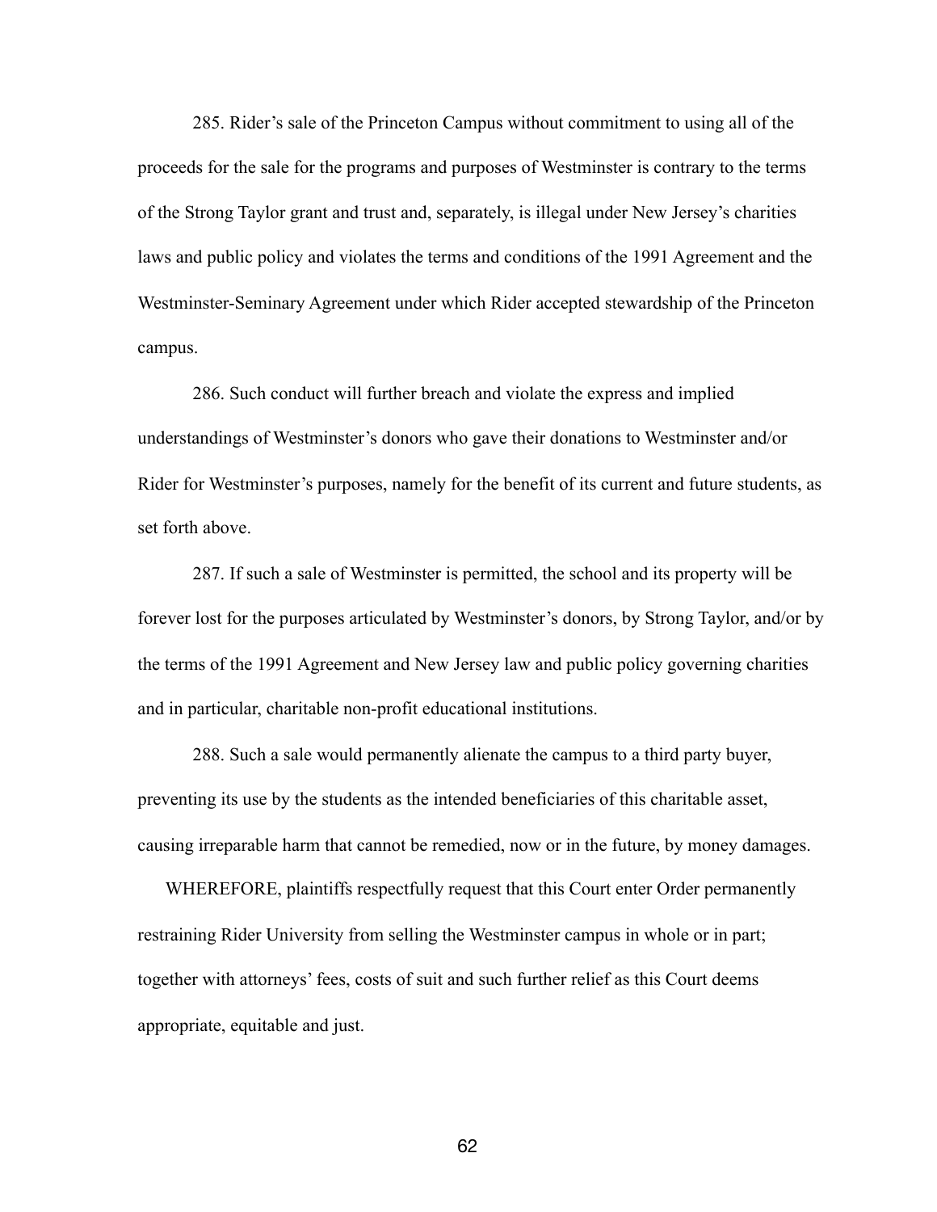285. Rider's sale of the Princeton Campus without commitment to using all of the proceeds for the sale for the programs and purposes of Westminster is contrary to the terms of the Strong Taylor grant and trust and, separately, is illegal under New Jersey's charities laws and public policy and violates the terms and conditions of the 1991 Agreement and the Westminster-Seminary Agreement under which Rider accepted stewardship of the Princeton campus.

286. Such conduct will further breach and violate the express and implied understandings of Westminster's donors who gave their donations to Westminster and/or Rider for Westminster's purposes, namely for the benefit of its current and future students, as set forth above.

287. If such a sale of Westminster is permitted, the school and its property will be forever lost for the purposes articulated by Westminster's donors, by Strong Taylor, and/or by the terms of the 1991 Agreement and New Jersey law and public policy governing charities and in particular, charitable non-profit educational institutions.

288. Such a sale would permanently alienate the campus to a third party buyer, preventing its use by the students as the intended beneficiaries of this charitable asset, causing irreparable harm that cannot be remedied, now or in the future, by money damages.

WHEREFORE, plaintiffs respectfully request that this Court enter Order permanently restraining Rider University from selling the Westminster campus in whole or in part; together with attorneys' fees, costs of suit and such further relief as this Court deems appropriate, equitable and just.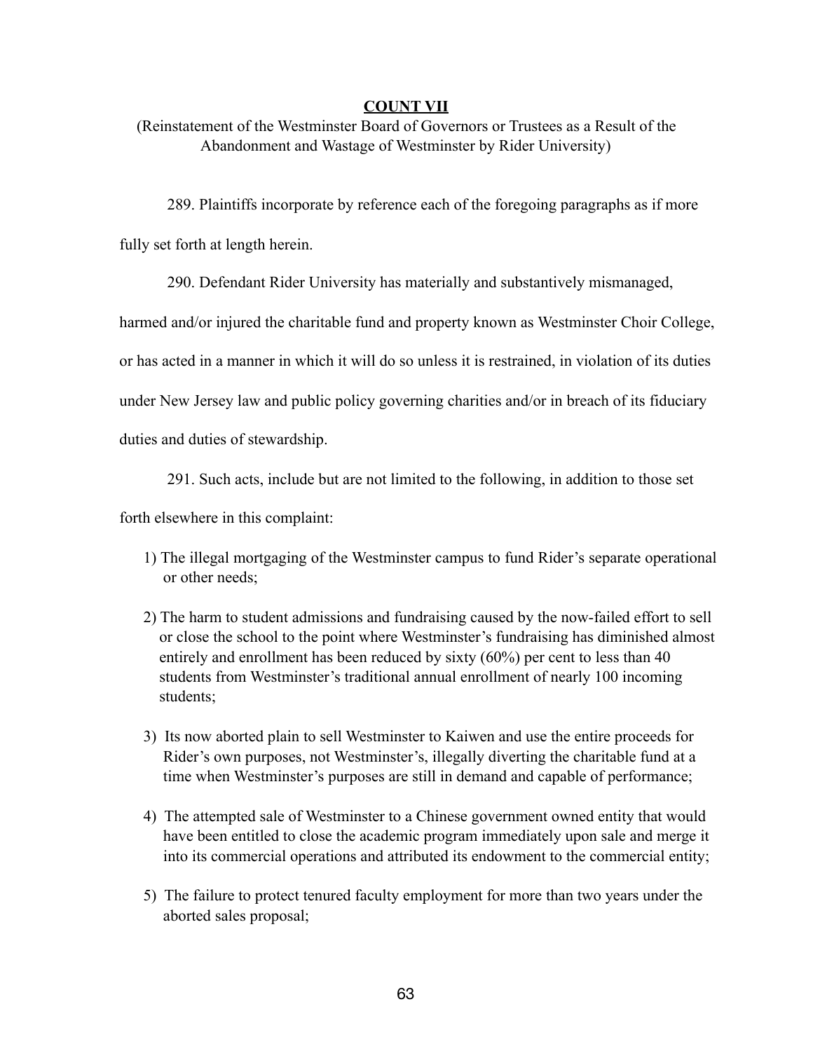**COUNT VII**

(Reinstatement of the Westminster Board of Governors or Trustees as a Result of the Abandonment and Wastage of Westminster by Rider University)

289. Plaintiffs incorporate by reference each of the foregoing paragraphs as if more fully set forth at length herein.

290. Defendant Rider University has materially and substantively mismanaged, harmed and/or injured the charitable fund and property known as Westminster Choir College, or has acted in a manner in which it will do so unless it is restrained, in violation of its duties under New Jersey law and public policy governing charities and/or in breach of its fiduciary duties and duties of stewardship.

291. Such acts, include but are not limited to the following, in addition to those set forth elsewhere in this complaint:

1) The illegal mortgaging of the Westminster campus to fund Rider's separate operational or other needs;

2) The harm to student admissions and fundraising caused by the now-failed effort to sell or close the school to the point where Westminster's fundraising has diminished almost entirely and enrollment has been reduced by sixty (60%) per cent to less than 40 students from Westminster's traditional annual enrollment of nearly 100 incoming students;

3) Its now aborted plain to sell Westminster to Kaiwen and use the entire proceeds for Rider's own purposes, not Westminster's, illegally diverting the charitable fund at a time when Westminster's purposes are still in demand and capable of performance;

4) The attempted sale of Westminster to a Chinese government owned entity that would have been entitled to close the academic program immediately upon sale and merge it into its commercial operations and attributed its endowment to the commercial entity;

5) The failure to protect tenured faculty employment for more than two years under the aborted sales proposal;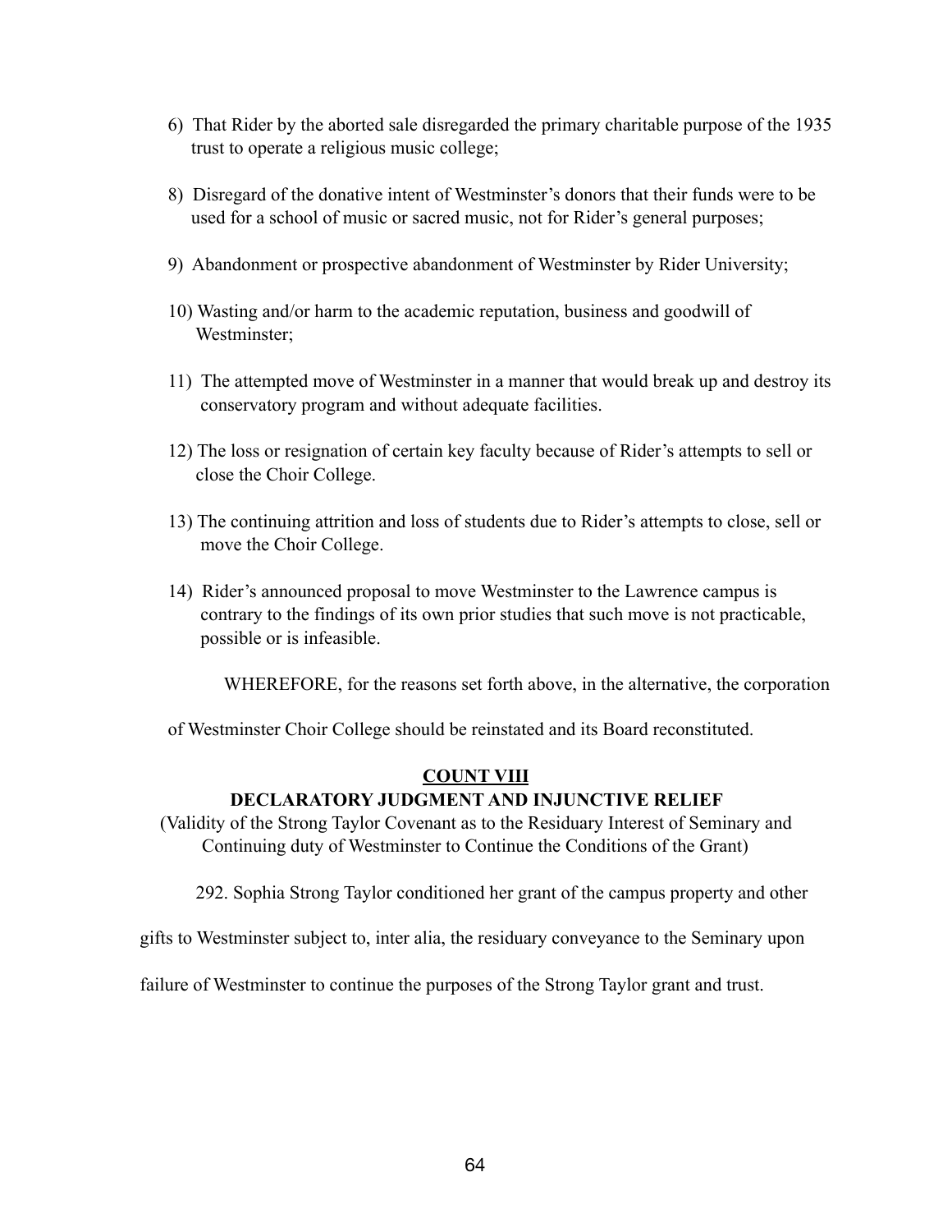6) That Rider by the aborted sale disregarded the primary charitable purpose of the 1935 trust to operate a religious music college;

8) Disregard of the donative intent of Westminster's donors that their funds were to be used for a school of music or sacred music, not for Rider's general purposes;

9) Abandonment or prospective abandonment of Westminster by Rider University;

10) Wasting and/or harm to the academic reputation, business and goodwill of Westminster;

11) The attempted move of Westminster in a manner that would break up and destroy its conservatory program and without adequate facilities.

12) The loss or resignation of certain key faculty because of Rider's attempts to sell or close the Choir College.

13) The continuing attrition and loss of students due to Rider's attempts to close, sell or move the Choir College.

14) Rider's announced proposal to move Westminster to the Lawrence campus is contrary to the findings of its own prior studies that such move is not practicable, possible or is infeasible.

WHEREFORE, for the reasons set forth above, in the alternative, the corporation of Westminster Choir College should be reinstated and its Board reconstituted.

## COUNT VIII

## DECLARATORY JUDGMENT AND INJUNCTIVE RELIEF

(Validity of the Strong Taylor Covenant as to the Residuary Interest of Seminary and Continuing duty of Westminster to Continue the Conditions of the Grant)

292. Sophia Strong Taylor conditioned her grant of the campus property and other gifts to Westminster subject to, inter alia, the residuary conveyance to the Seminary upon failure of Westminster to continue the purposes of the Strong Taylor grant and trust.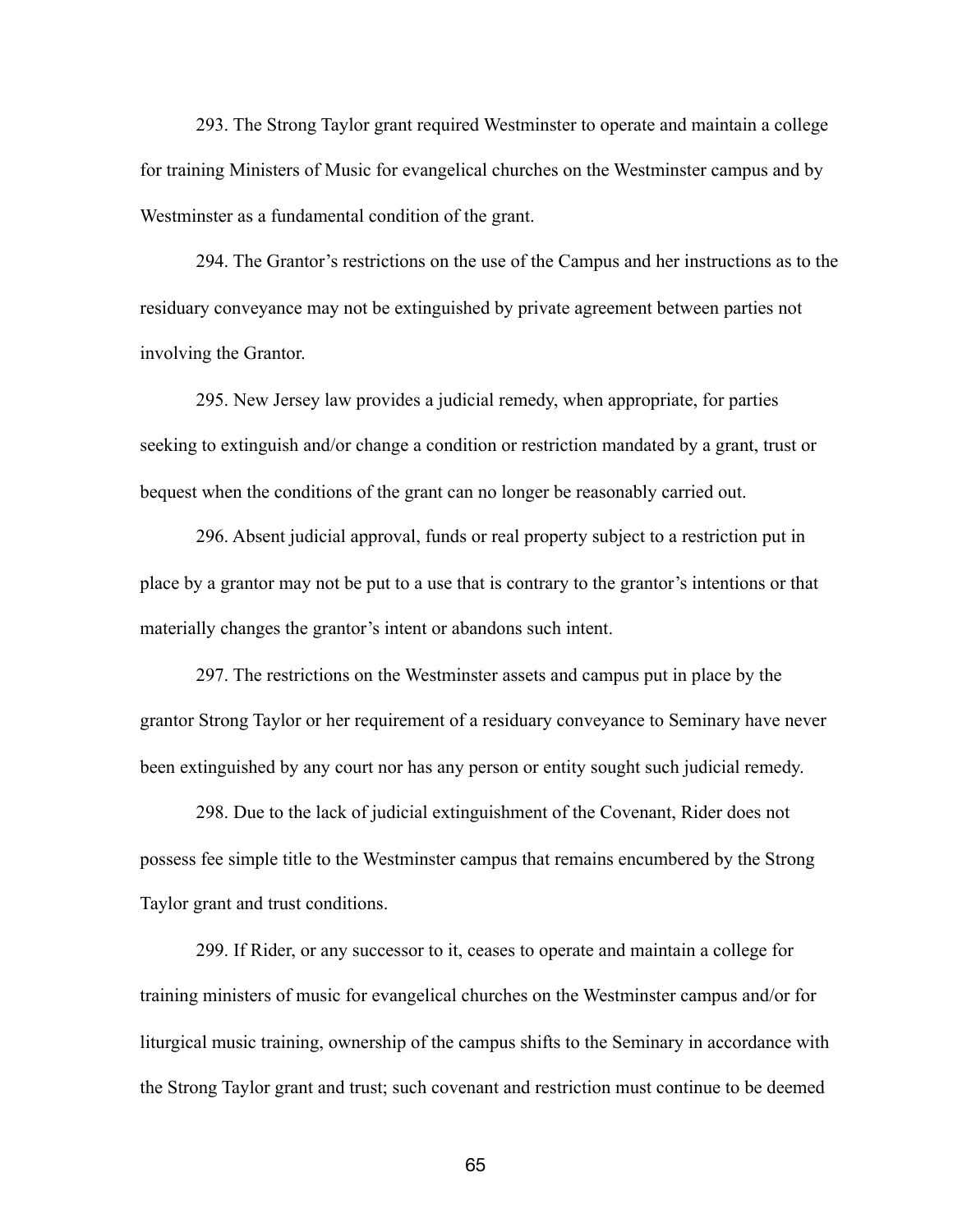293. The Strong Taylor grant required Westminster to operate and maintain a college for training Ministers of Music for evangelical churches on the Westminster campus and by Westminster as a fundamental condition of the grant.

294. The Grantor's restrictions on the use of the Campus and her instructions as to the residuary conveyance may not be extinguished by private agreement between parties not involving the Grantor.

295. New Jersey law provides a judicial remedy, when appropriate, for parties seeking to extinguish and/or change a condition or restriction mandated by a grant, trust or bequest when the conditions of the grant can no longer be reasonably carried out.

296. Absent judicial approval, funds or real property subject to a restriction put in place by a grantor may not be put to a use that is contrary to the grantor's intentions or that materially changes the grantor's intent or abandons such intent.

297. The restrictions on the Westminster assets and campus put in place by the grantor Strong Taylor or her requirement of a residuary conveyance to Seminary have never been extinguished by any court nor has any person or entity sought such judicial remedy.

298. Due to the lack of judicial extinguishment of the Covenant, Rider does not possess fee simple title to the Westminster campus that remains encumbered by the Strong Taylor grant and trust conditions.

299. If Rider, or any successor to it, ceases to operate and maintain a college for training ministers of music for evangelical churches on the Westminster campus and/or for liturgical music training, ownership of the campus shifts to the Seminary in accordance with the Strong Taylor grant and trust; such covenant and restriction must continue to be deemed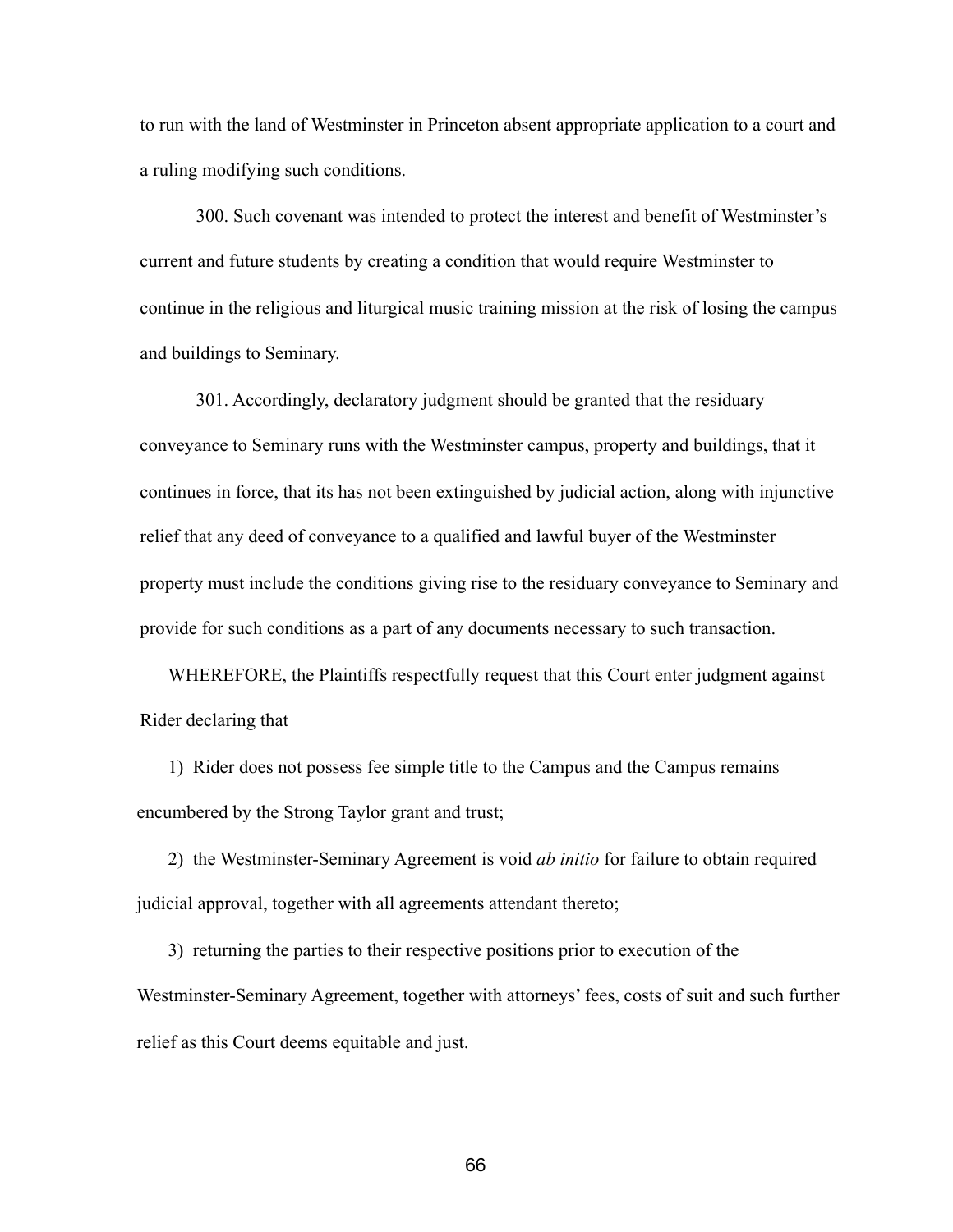to run with the land of Westminster in Princeton absent appropriate application to a court and a ruling modifying such conditions.

300. Such covenant was intended to protect the interest and benefit of Westminster's current and future students by creating a condition that would require Westminster to continue in the religious and liturgical music training mission at the risk of losing the campus and buildings to Seminary.

301. Accordingly, declaratory judgment should be granted that the residuary conveyance to Seminary runs with the Westminster campus, property and buildings, that it continues in force, that its has not been extinguished by judicial action, along with injunctive relief that any deed of conveyance to a qualified and lawful buyer of the Westminster property must include the conditions giving rise to the residuary conveyance to Seminary and provide for such conditions as a part of any documents necessary to such transaction.

WHEREFORE, the Plaintiffs respectfully request that this Court enter judgment against Rider declaring that

1) Rider does not possess fee simple title to the Campus and the Campus remains encumbered by the Strong Taylor grant and trust;

2) the Westminster-Seminary Agreement is void *ab initio* for failure to obtain required judicial approval, together with all agreements attendant thereto;

3) returning the parties to their respective positions prior to execution of the Westminster-Seminary Agreement, together with attorneys' fees, costs of suit and such further relief as this Court deems equitable and just.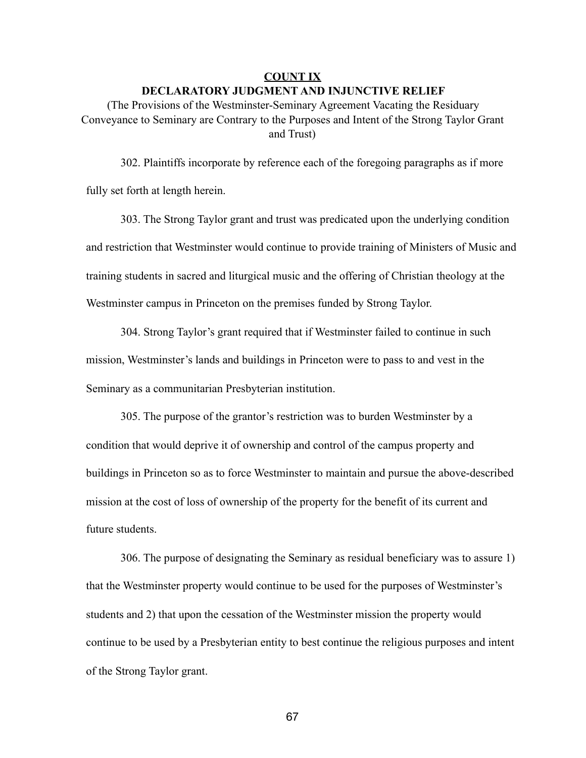## COUNT IX

## DECLARATORY JUDGMENT AND INJUNCTIVE RELIEF

(The Provisions of the Westminster-Seminary Agreement Vacating the Residuary Conveyance to Seminary are Contrary to the Purposes and Intent of the Strong Taylor Grant and Trust)

302. Plaintiffs incorporate by reference each of the foregoing paragraphs as if more fully set forth at length herein.

303. The Strong Taylor grant and trust was predicated upon the underlying condition and restriction that Westminster would continue to provide training of Ministers of Music and training students in sacred and liturgical music and the offering of Christian theology at the Westminster campus in Princeton on the premises funded by Strong Taylor.

304. Strong Taylor's grant required that if Westminster failed to continue in such mission, Westminster's lands and buildings in Princeton were to pass to and vest in the Seminary as a communitarian Presbyterian institution.

305. The purpose of the grantor's restriction was to burden Westminster by a condition that would deprive it of ownership and control of the campus property and buildings in Princeton so as to force Westminster to maintain and pursue the above-described mission at the cost of loss of ownership of the property for the benefit of its current and future students.

306. The purpose of designating the Seminary as residual beneficiary was to assure 1) that the Westminster property would continue to be used for the purposes of Westminster's students and 2) that upon the cessation of the Westminster mission the property would continue to be used by a Presbyterian entity to best continue the religious purposes and intent of the Strong Taylor grant.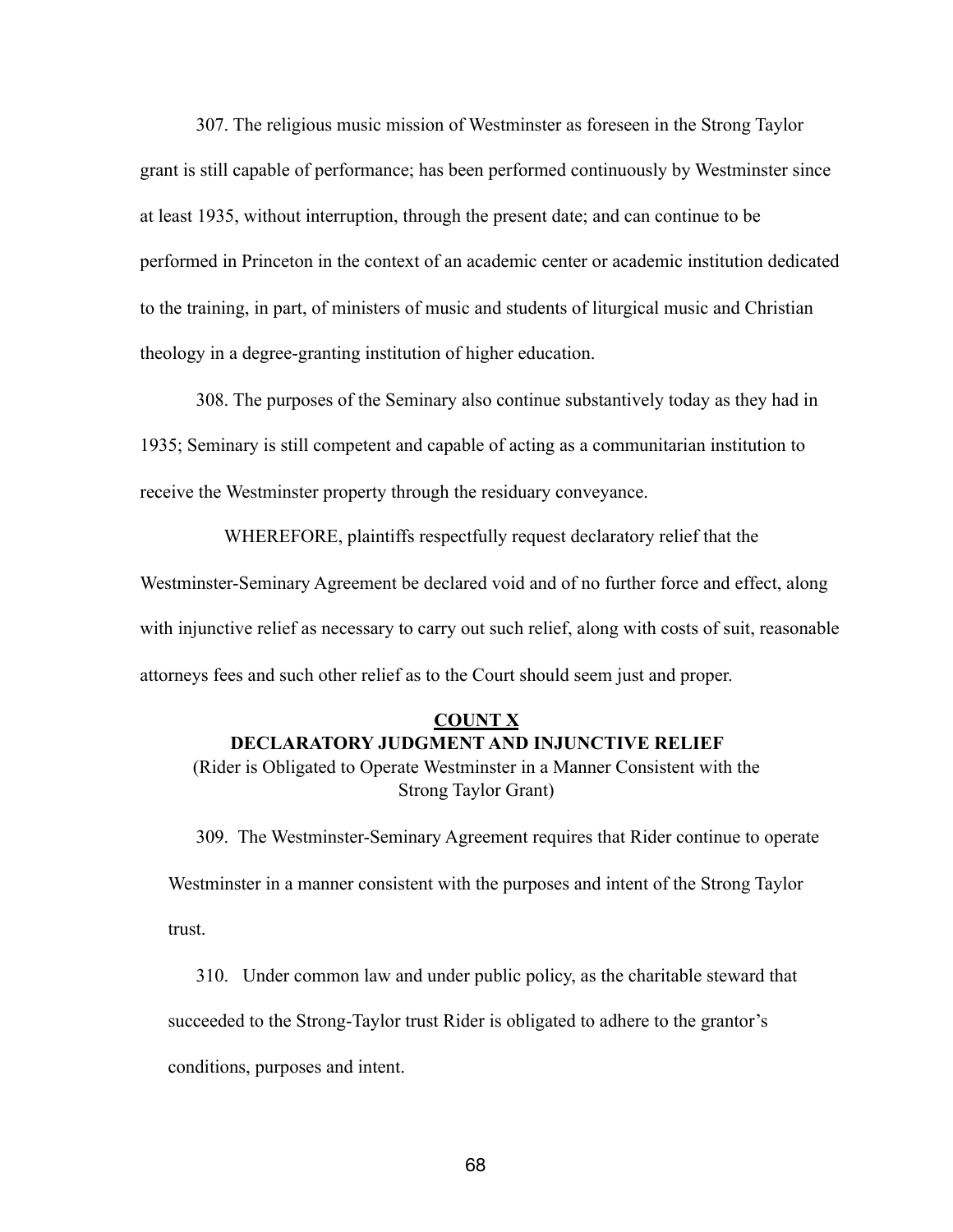307. The religious music mission of Westminster as foreseen in the Strong Taylor grant is still capable of performance; has been performed continuously by Westminster since at least 1935, without interruption, through the present date; and can continue to be performed in Princeton in the context of an academic center or academic institution dedicated to the training, in part, of ministers of music and students of liturgical music and Christian theology in a degree-granting institution of higher education.

308. The purposes of the Seminary also continue substantively today as they had in 1935; Seminary is still competent and capable of acting as a communitarian institution to receive the Westminster property through the residuary conveyance.

WHEREFORE, plaintiffs respectfully request declaratory relief that the Westminster-Seminary Agreement be declared void and of no further force and effect, along with injunctive relief as necessary to carry out such relief, along with costs of suit, reasonable attorneys fees and such other relief as to the Court should seem just and proper.

## COUNT X
## DECLARATORY JUDGMENT AND INJUNCTIVE RELIEF
(Rider is Obligated to Operate Westminster in a Manner Consistent with the Strong Taylor Grant)

309. The Westminster-Seminary Agreement requires that Rider continue to operate Westminster in a manner consistent with the purposes and intent of the Strong Taylor trust.

310. Under common law and under public policy, as the charitable steward that succeeded to the Strong-Taylor trust Rider is obligated to adhere to the grantor's conditions, purposes and intent.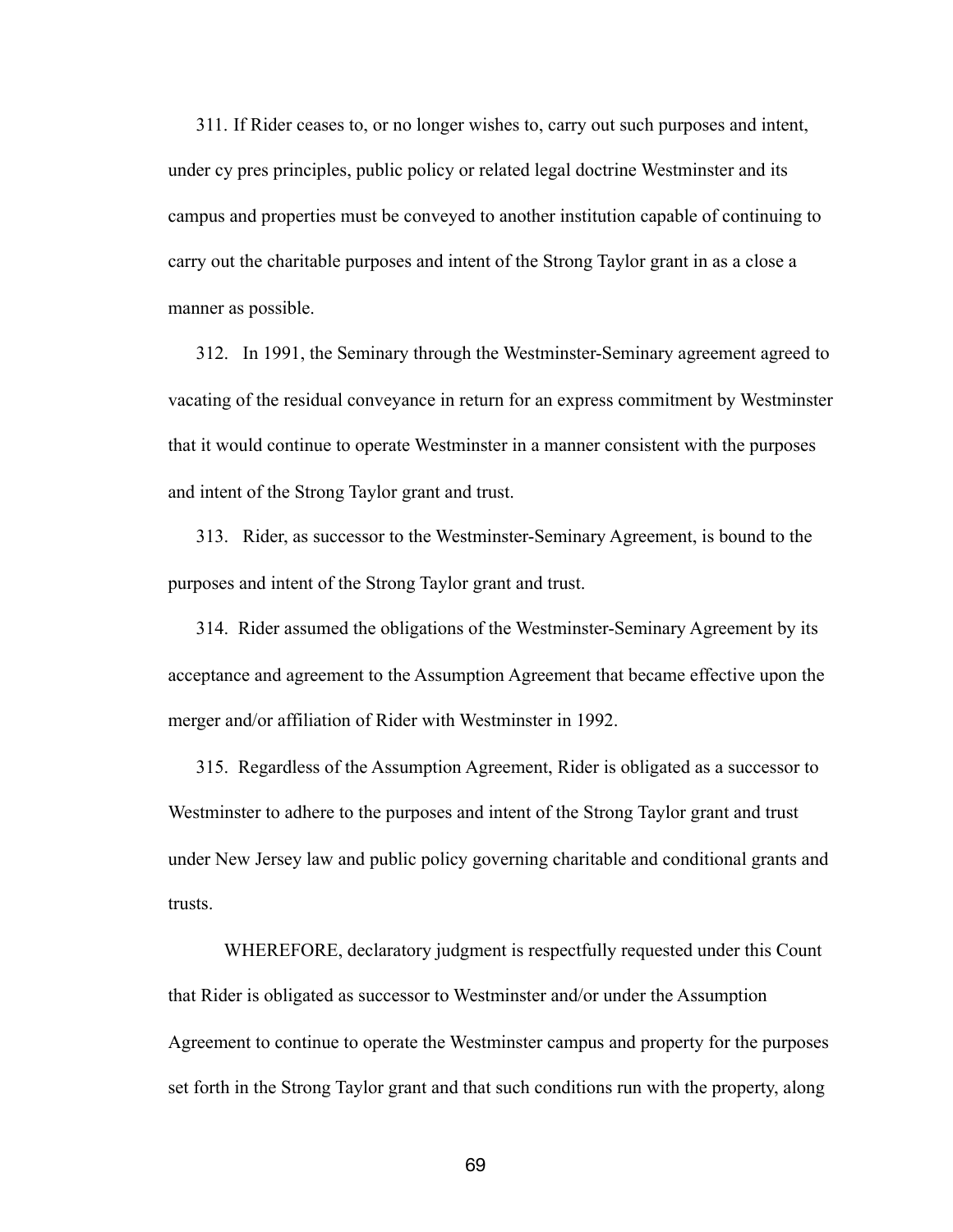311. If Rider ceases to, or no longer wishes to, carry out such purposes and intent, under cy pres principles, public policy or related legal doctrine Westminster and its campus and properties must be conveyed to another institution capable of continuing to carry out the charitable purposes and intent of the Strong Taylor grant in as a close a manner as possible.

312. In 1991, the Seminary through the Westminster-Seminary agreement agreed to vacating of the residual conveyance in return for an express commitment by Westminster that it would continue to operate Westminster in a manner consistent with the purposes and intent of the Strong Taylor grant and trust.

313. Rider, as successor to the Westminster-Seminary Agreement, is bound to the purposes and intent of the Strong Taylor grant and trust.

314. Rider assumed the obligations of the Westminster-Seminary Agreement by its acceptance and agreement to the Assumption Agreement that became effective upon the merger and/or affiliation of Rider with Westminster in 1992.

315. Regardless of the Assumption Agreement, Rider is obligated as a successor to Westminster to adhere to the purposes and intent of the Strong Taylor grant and trust under New Jersey law and public policy governing charitable and conditional grants and trusts.

WHEREFORE, declaratory judgment is respectfully requested under this Count that Rider is obligated as successor to Westminster and/or under the Assumption Agreement to continue to operate the Westminster campus and property for the purposes set forth in the Strong Taylor grant and that such conditions run with the property, along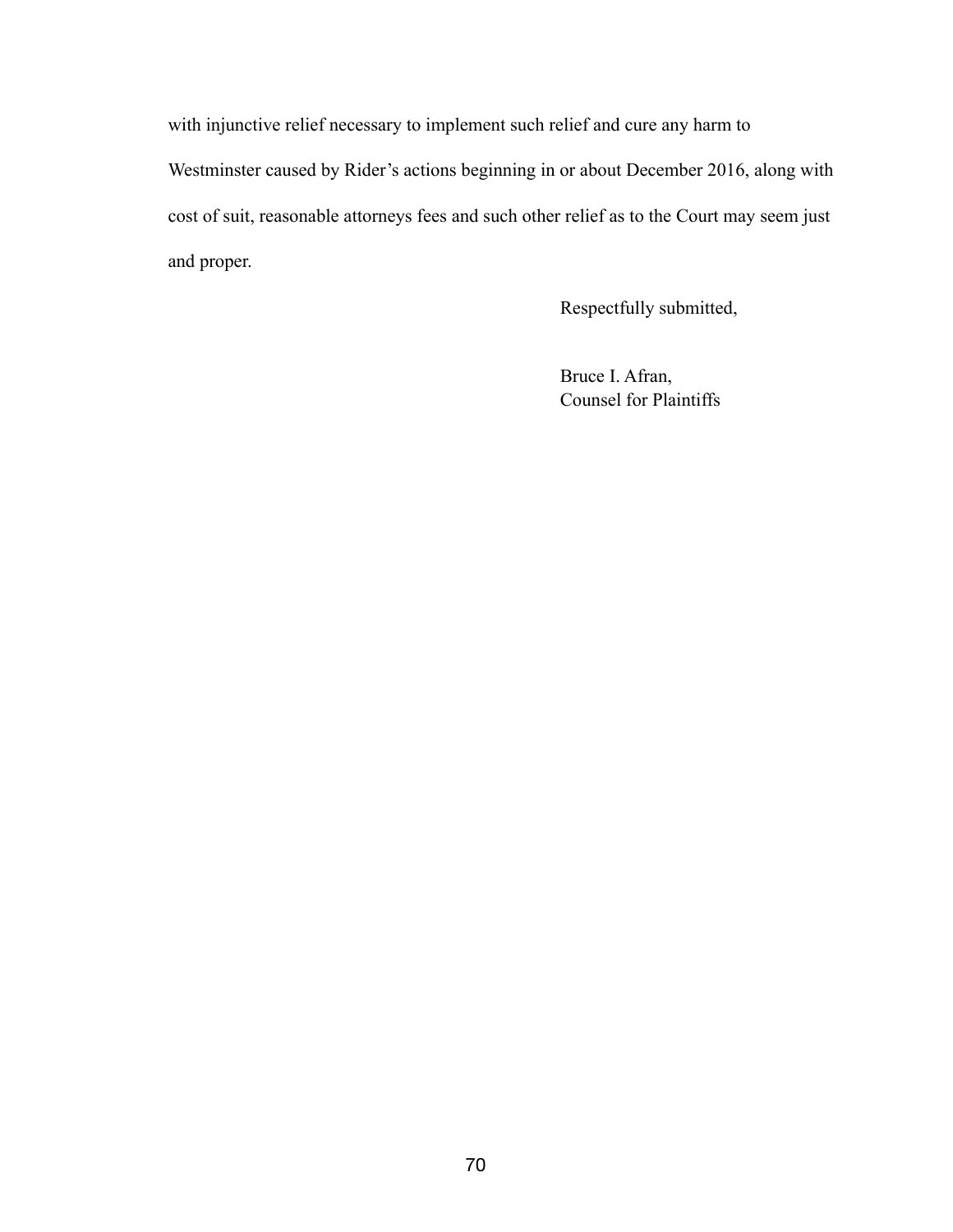with injunctive relief necessary to implement such relief and cure any harm to Westminster caused by Rider's actions beginning in or about December 2016, along with cost of suit, reasonable attorneys fees and such other relief as to the Court may seem just and proper.

Respectfully submitted,

Bruce I. Afran,
Counsel for Plaintiffs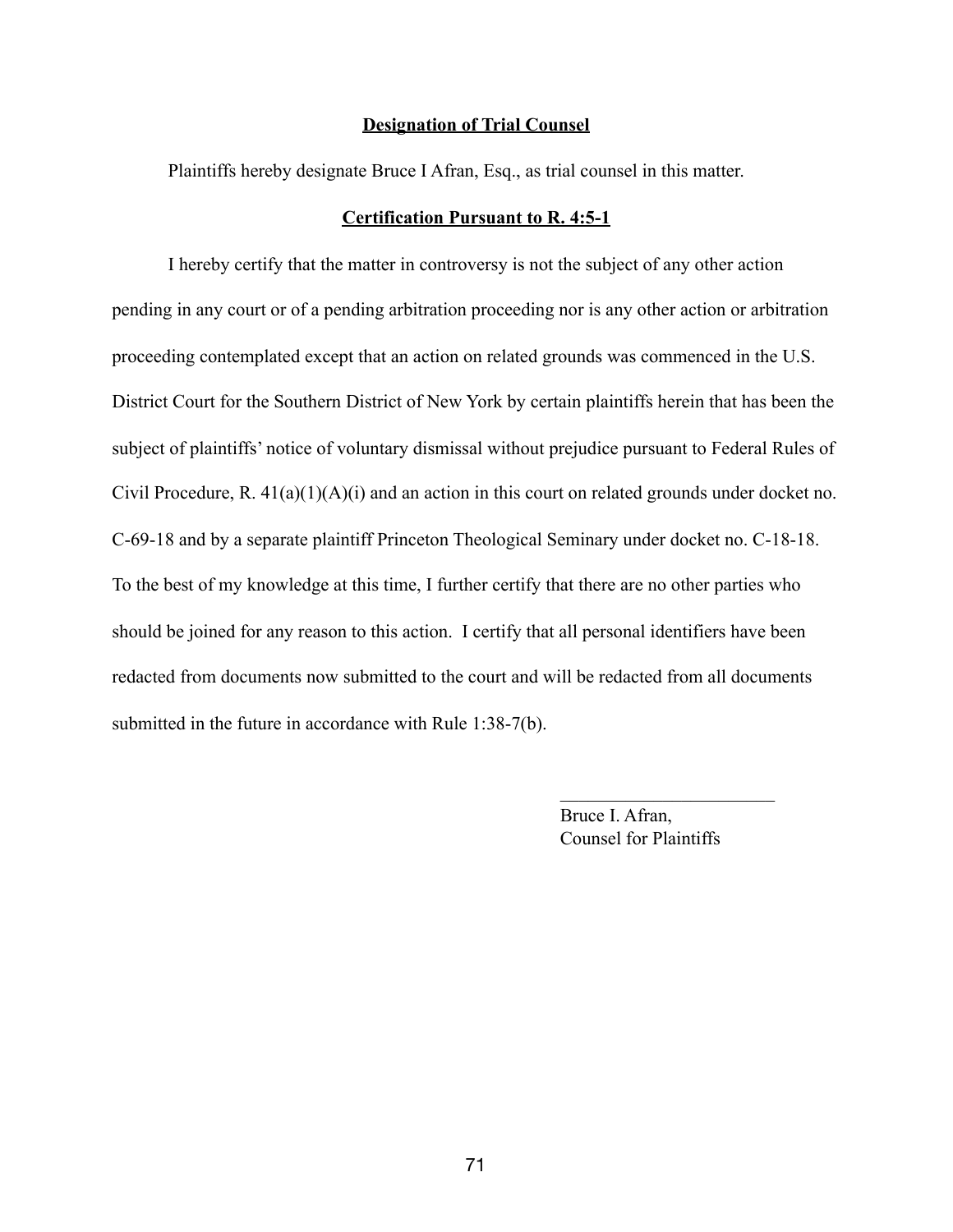**Designation of Trial Counsel**

Plaintiffs hereby designate Bruce I Afran, Esq., as trial counsel in this matter.

**Certification Pursuant to R. 4:5-1**

I hereby certify that the matter in controversy is not the subject of any other action pending in any court or of a pending arbitration proceeding nor is any other action or arbitration proceeding contemplated except that an action on related grounds was commenced in the U.S. District Court for the Southern District of New York by certain plaintiffs herein that has been the subject of plaintiffs' notice of voluntary dismissal without prejudice pursuant to Federal Rules of Civil Procedure, R. 41(a)(1)(A)(i) and an action in this court on related grounds under docket no. C-69-18 and by a separate plaintiff Princeton Theological Seminary under docket no. C-18-18. To the best of my knowledge at this time, I further certify that there are no other parties who should be joined for any reason to this action. I certify that all personal identifiers have been redacted from documents now submitted to the court and will be redacted from all documents submitted in the future in accordance with Rule 1:38-7(b).

\_\_\_\_\_\_\_\_\_\_\_\_\_\_\_\_\_\_\_\_\_\_\_\_

Bruce I. Afran,
Counsel for Plaintiffs